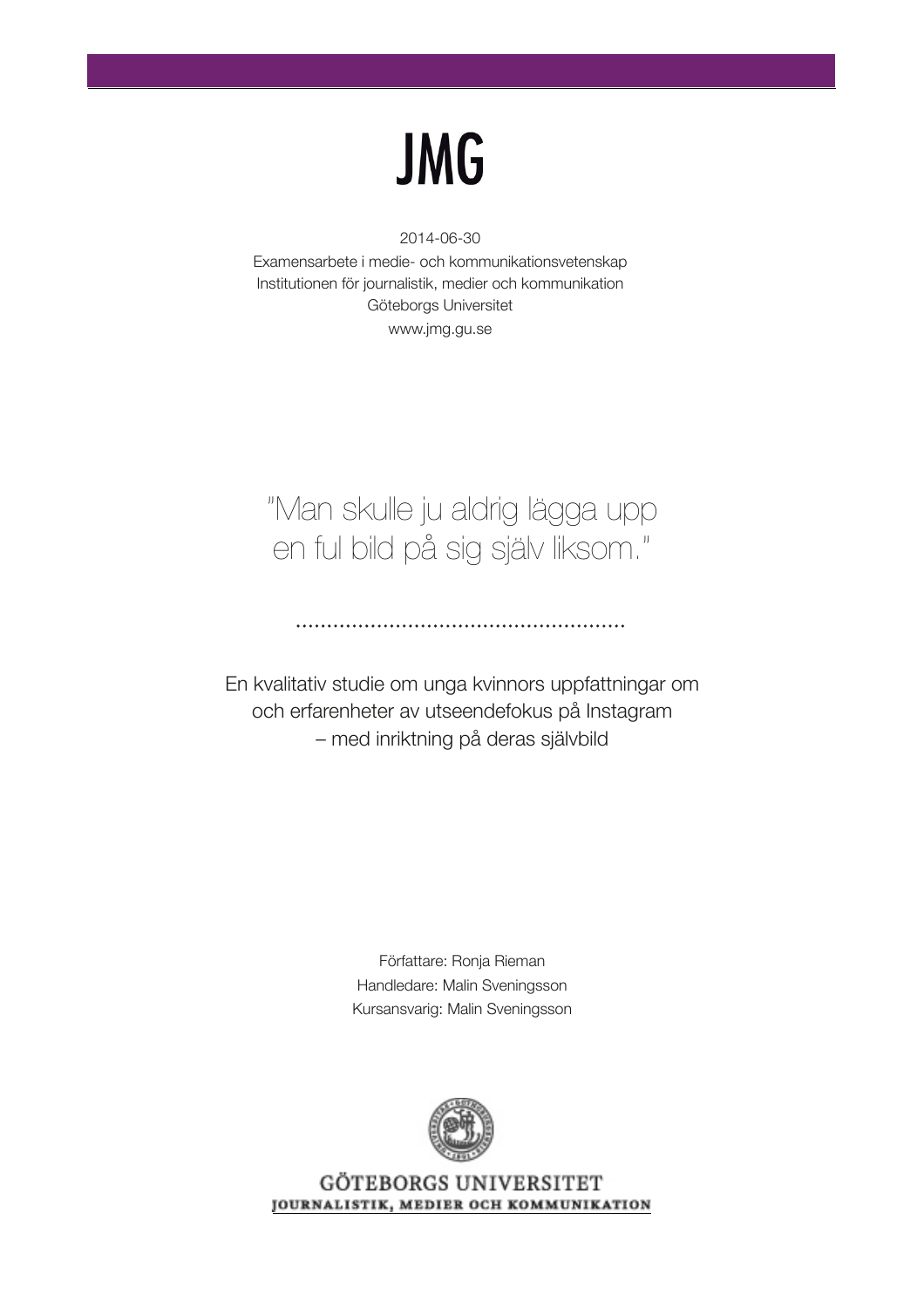# JMG

2014-06-30
Examensarbete i medie- och kommunikationsvetenskap
Institutionen för journalistik, medier och kommunikation
Göteborgs Universitet
www.jmg.gu.se

## "Man skulle ju aldrig lägga upp en ful bild på sig själv liksom."

En kvalitativ studie om unga kvinnors uppfattningar om och erfarenheter av utseendefokus på Instagram – med inriktning på deras självbild

Författare: Ronja Rieman
Handledare: Malin Sveningsson
Kursansvarig: Malin Sveningsson

GÖTEBORGS UNIVERSITET
JOURNALISTIK, MEDIER OCH KOMMUNIKATION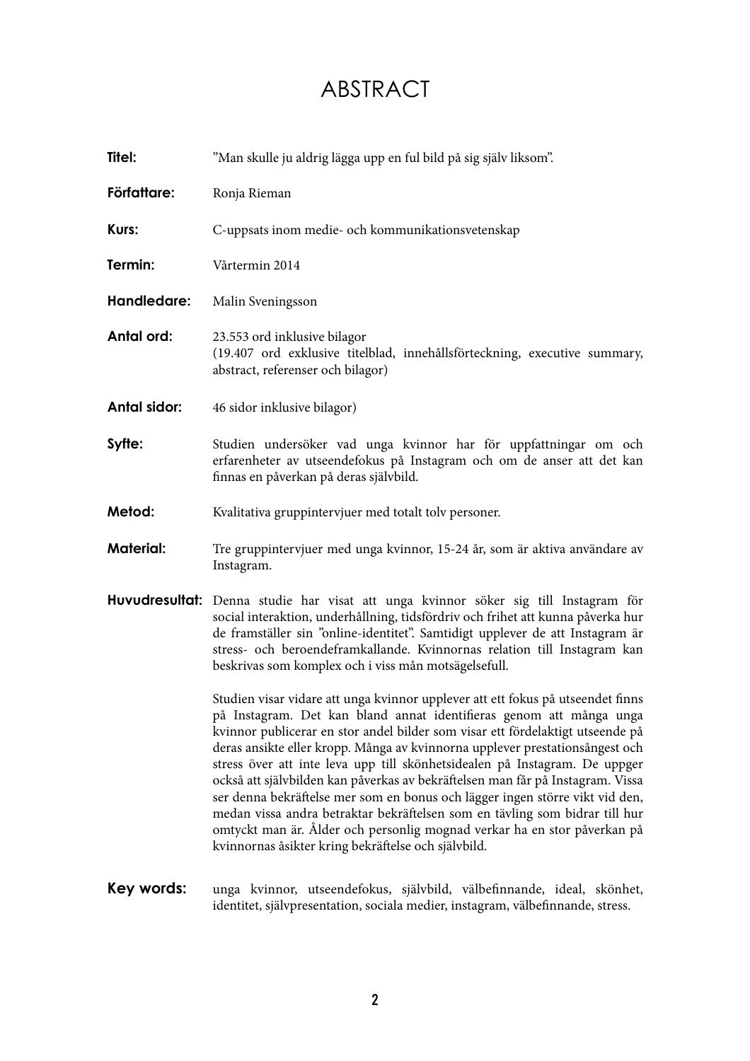# ABSTRACT

**Titel:** ”Man skulle ju aldrig lägga upp en ful bild på sig själv liksom”.

**Författare:** Ronja Rieman

**Kurs:** C-uppsats inom medie- och kommunikationsvetenskap

**Termin:** Vårtermin 2014

**Handledare:** Malin Sveningsson

**Antal ord:** 23.553 ord inklusive bilagor
(19.407 ord exklusive titelblad, innehållsförteckning, executive summary, abstract, referenser och bilagor)

**Antal sidor:** 46 sidor inklusive bilagor)

**Syfte:** Studien undersöker vad unga kvinnor har för uppfattningar om och erfarenheter av utseendefokus på Instagram och om de anser att det kan finnas en påverkan på deras självbild.

**Metod:** Kvalitativa gruppintervjuer med totalt tolv personer.

**Material:** Tre gruppintervjuer med unga kvinnor, 15-24 år, som är aktiva användare av Instagram.

**Huvudresultat:** Denna studie har visat att unga kvinnor söker sig till Instagram för social interaktion, underhållning, tidsfördriv och frihet att kunna påverka hur de framställer sin ”online-identitet”. Samtidigt upplever de att Instagram är stress- och beroendeframkallande. Kvinnornas relation till Instagram kan beskrivas som komplex och i viss mån motsägelsefull.

Studien visar vidare att unga kvinnor upplever att ett fokus på utseendet finns på Instagram. Det kan bland annat identifieras genom att många unga kvinnor publicerar en stor andel bilder som visar ett fördelaktigt utseende på deras ansikte eller kropp. Många av kvinnorna upplever prestationsångest och stress över att inte leva upp till skönhetsidealen på Instagram. De uppger också att självbilden kan påverkas av bekräftelsen man får på Instagram. Vissa ser denna bekräftelse mer som en bonus och lägger ingen större vikt vid den, medan vissa andra betraktar bekräftelsen som en tävling som bidrar till hur omtyckt man är. Ålder och personlig mognad verkar ha en stor påverkan på kvinnornas åsikter kring bekräftelse och självbild.

**Key words:** unga kvinnor, utseendefokus, självbild, välbefinnande, ideal, skönhet, identitet, självpresentation, sociala medier, instagram, välbefinnande, stress.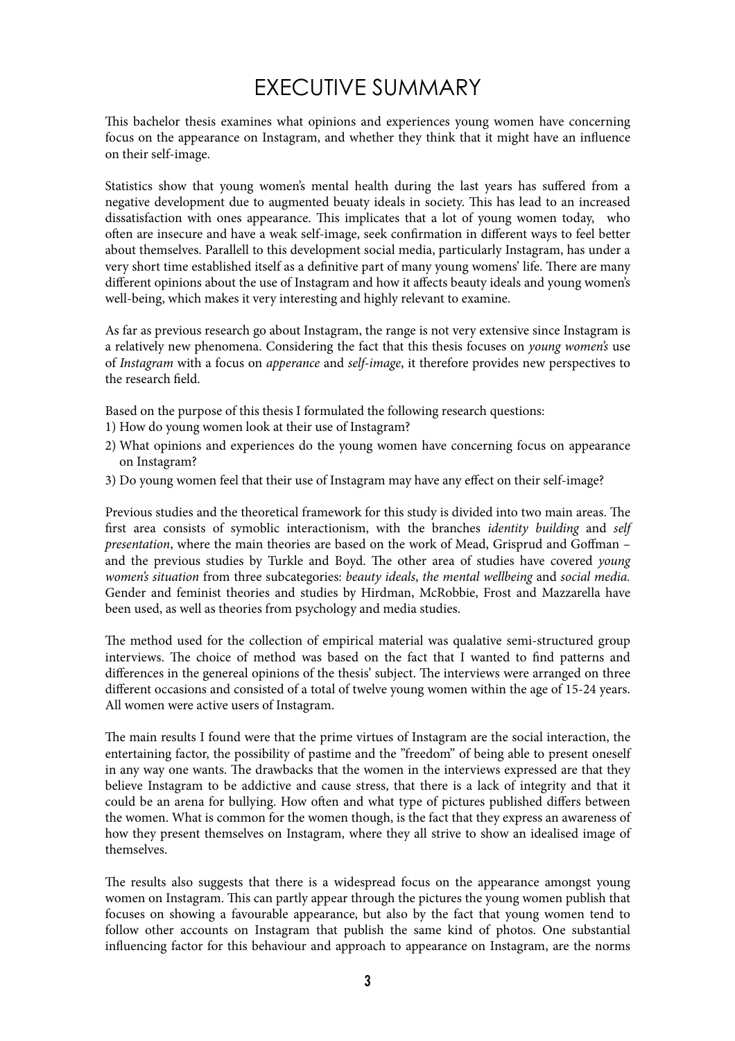# EXECUTIVE SUMMARY

This bachelor thesis examines what opinions and experiences young women have concerning focus on the appearance on Instagram, and whether they think that it might have an influence on their self-image.

Statistics show that young women's mental health during the last years has suffered from a negative development due to augmented beuaty ideals in society. This has lead to an increased dissatisfaction with ones appearance. This implicates that a lot of young women today, who often are insecure and have a weak self-image, seek confirmation in different ways to feel better about themselves. Parallell to this development social media, particularly Instagram, has under a very short time established itself as a definitive part of many young womens' life. There are many different opinions about the use of Instagram and how it affects beauty ideals and young women's well-being, which makes it very interesting and highly relevant to examine.

As far as previous research go about Instagram, the range is not very extensive since Instagram is a relatively new phenomena. Considering the fact that this thesis focuses on *young women's* use of *Instagram* with a focus on *apperance* and *self-image*, it therefore provides new perspectives to the research field.

Based on the purpose of this thesis I formulated the following research questions:

1) How do young women look at their use of Instagram?
2) What opinions and experiences do the young women have concerning focus on appearance on Instagram?
3) Do young women feel that their use of Instagram may have any effect on their self-image?

Previous studies and the theoretical framework for this study is divided into two main areas. The first area consists of symoblic interactionism, with the branches *identity building* and *self presentation*, where the main theories are based on the work of Mead, Grisprud and Goffman – and the previous studies by Turkle and Boyd. The other area of studies have covered *young women's situation* from three subcategories: *beauty ideals*, *the mental wellbeing* and *social media.* Gender and feminist theories and studies by Hirdman, McRobbie, Frost and Mazzarella have been used, as well as theories from psychology and media studies.

The method used for the collection of empirical material was qualative semi-structured group interviews. The choice of method was based on the fact that I wanted to find patterns and differences in the genereal opinions of the thesis' subject. The interviews were arranged on three different occasions and consisted of a total of twelve young women within the age of 15-24 years. All women were active users of Instagram.

The main results I found were that the prime virtues of Instagram are the social interaction, the entertaining factor, the possibility of pastime and the "freedom" of being able to present oneself in any way one wants. The drawbacks that the women in the interviews expressed are that they believe Instagram to be addictive and cause stress, that there is a lack of integrity and that it could be an arena for bullying. How often and what type of pictures published differs between the women. What is common for the women though, is the fact that they express an awareness of how they present themselves on Instagram, where they all strive to show an idealised image of themselves.

The results also suggests that there is a widespread focus on the appearance amongst young women on Instagram. This can partly appear through the pictures the young women publish that focuses on showing a favourable appearance, but also by the fact that young women tend to follow other accounts on Instagram that publish the same kind of photos. One substantial influencing factor for this behaviour and approach to appearance on Instagram, are the norms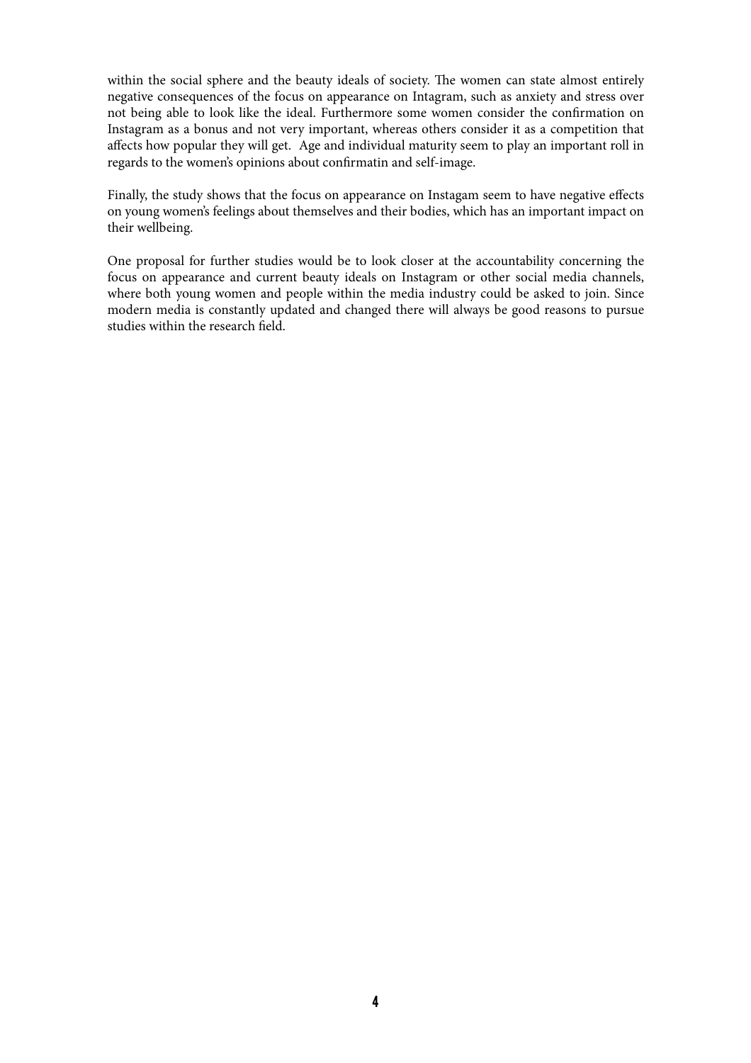within the social sphere and the beauty ideals of society. The women can state almost entirely negative consequences of the focus on appearance on Intagram, such as anxiety and stress over not being able to look like the ideal. Furthermore some women consider the confirmation on Instagram as a bonus and not very important, whereas others consider it as a competition that affects how popular they will get.  Age and individual maturity seem to play an important roll in regards to the women's opinions about confirmatin and self-image.

Finally, the study shows that the focus on appearance on Instagam seem to have negative effects on young women's feelings about themselves and their bodies, which has an important impact on their wellbeing.

One proposal for further studies would be to look closer at the accountability concerning the focus on appearance and current beauty ideals on Instagram or other social media channels, where both young women and people within the media industry could be asked to join. Since modern media is constantly updated and changed there will always be good reasons to pursue studies within the research field.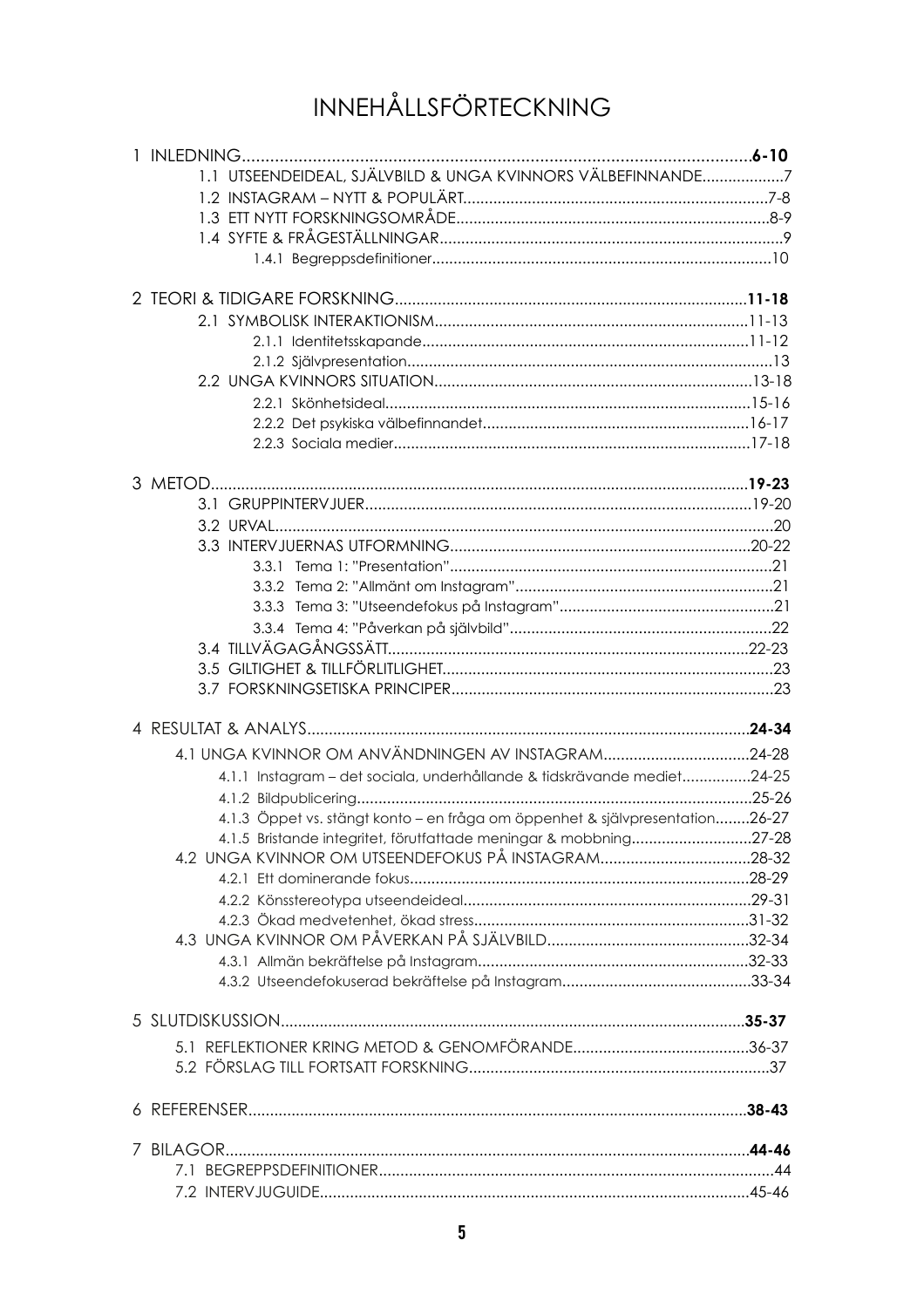# INNEHÅLLSFÖRTECKNING

**1 INLEDNING ........................................ 6-10**

- 1.1 UTSEENDEIDEAL, SJÄLVBILD & UNGA KVINNORS VÄLBEFINNANDE ........ 7
- 1.2 INSTAGRAM – NYTT & POPULÄRT ........ 7-8
- 1.3 ETT NYTT FORSKNINGSOMRÅDE ........ 8-9
- 1.4 SYFTE & FRÅGESTÄLLNINGAR ........ 9
  - 1.4.1 Begreppsdefinitioner ........ 10

**2 TEORI & TIDIGARE FORSKNING ........................................ 11-18**

- 2.1 SYMBOLISK INTERAKTIONISM ........ 11-13
  - 2.1.1 Identitetsskapande ........ 11-12
  - 2.1.2 Självpresentation ........ 13
- 2.2 UNGA KVINNORS SITUATION ........ 13-18
  - 2.2.1 Skönhetsideal ........ 15-16
  - 2.2.2 Det psykiska välbefinnandet ........ 16-17
  - 2.2.3 Sociala medier ........ 17-18

**3 METOD ........................................ 19-23**

- 3.1 GRUPPINTERVJUER ........ 19-20
- 3.2 URVAL ........ 20
- 3.3 INTERVJUERNAS UTFORMNING ........ 20-22
  - 3.3.1 Tema 1: "Presentation" ........ 21
  - 3.3.2 Tema 2: "Allmänt om Instagram" ........ 21
  - 3.3.3 Tema 3: "Utseendefokus på Instagram" ........ 21
  - 3.3.4 Tema 4: "Påverkan på självbild" ........ 22
- 3.4 TILLVÄGAGÅNGSSÄTT ........ 22-23
- 3.5 GILTIGHET & TILLFÖRLITLIGHET ........ 23
- 3.7 FORSKNINGSETISKA PRINCIPER ........ 23

**4 RESULTAT & ANALYS ........................................ 24-34**

- 4.1 UNGA KVINNOR OM ANVÄNDNINGEN AV INSTAGRAM ........ 24-28
  - 4.1.1 Instagram – det sociala, underhållande & tidskrävande mediet ........ 24-25
  - 4.1.2 Bildpublicering ........ 25-26
  - 4.1.3 Öppet vs. stängt konto – en fråga om öppenhet & självpresentation ........ 26-27
  - 4.1.5 Bristande integritet, förutfattade meningar & mobbning ........ 27-28
- 4.2 UNGA KVINNOR OM UTSEENDEFOKUS PÅ INSTAGRAM ........ 28-32
  - 4.2.1 Ett dominerande fokus ........ 28-29
  - 4.2.2 Könsstereotypa utseendeideal ........ 29-31
  - 4.2.3 Ökad medvetenhet, ökad stress ........ 31-32
- 4.3 UNGA KVINNOR OM PÅVERKAN PÅ SJÄLVBILD ........ 32-34
  - 4.3.1 Allmän bekräftelse på Instagram ........ 32-33
  - 4.3.2 Utseendefokuserad bekräftelse på Instagram ........ 33-34

**5 SLUTDISKUSSION ........................................ 35-37**

- 5.1 REFLEKTIONER KRING METOD & GENOMFÖRANDE ........ 36-37
- 5.2 FÖRSLAG TILL FORTSATT FORSKNING ........ 37

**6 REFERENSER ........................................ 38-43**

**7 BILAGOR ........................................ 44-46**

- 7.1 BEGREPPSDEFINITIONER ........ 44
- 7.2 INTERVJUGUIDE ........ 45-46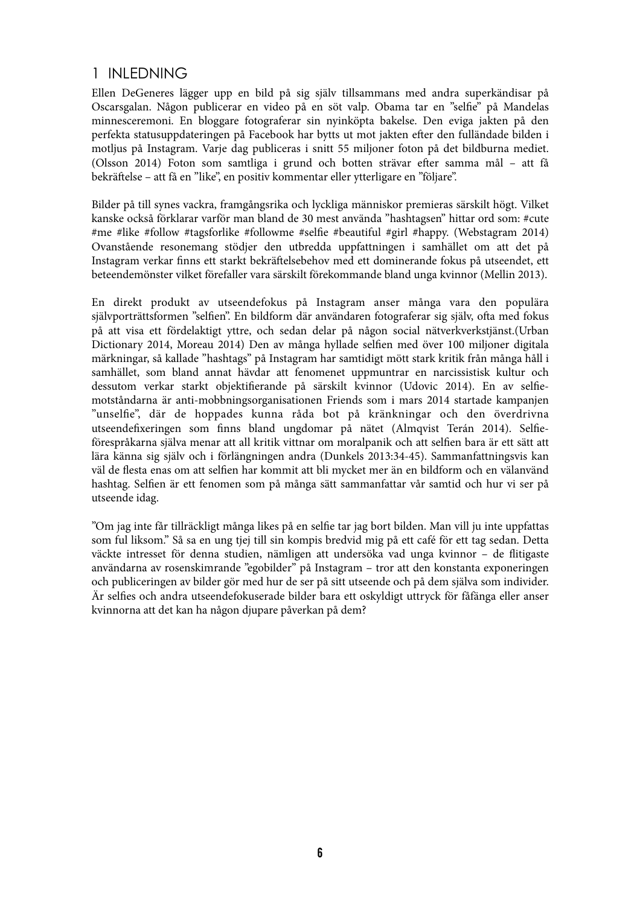# 1 INLEDNING

Ellen DeGeneres lägger upp en bild på sig själv tillsammans med andra superkändisar på Oscarsgalan. Någon publicerar en video på en söt valp. Obama tar en "selfie" på Mandelas minnesceremoni. En bloggare fotograferar sin nyinköpta bakelse. Den eviga jakten på den perfekta statusuppdateringen på Facebook har bytts ut mot jakten efter den fulländade bilden i motljus på Instagram. Varje dag publiceras i snitt 55 miljoner foton på det bildburna mediet. (Olsson 2014) Foton som samtliga i grund och botten strävar efter samma mål – att få bekräftelse – att få en "like", en positiv kommentar eller ytterligare en "följare".

Bilder på till synes vackra, framgångsrika och lyckliga människor premieras särskilt högt. Vilket kanske också förklarar varför man bland de 30 mest använda "hashtagsen" hittar ord som: #cute #me #like #follow #tagsforlike #followme #selfie #beautiful #girl #happy. (Webstagram 2014) Ovanstående resonemang stödjer den utbredda uppfattningen i samhället om att det på Instagram verkar finns ett starkt bekräftelsebehov med ett dominerande fokus på utseendet, ett beteendemönster vilket förefaller vara särskilt förekommande bland unga kvinnor (Mellin 2013).

En direkt produkt av utseendefokus på Instagram anser många vara den populära självporträttsformen "selfien". En bildform där användaren fotograferar sig själv, ofta med fokus på att visa ett fördelaktigt yttre, och sedan delar på någon social nätverkverkstjänst.(Urban Dictionary 2014, Moreau 2014) Den av många hyllade selfien med över 100 miljoner digitala märkningar, så kallade "hashtags" på Instagram har samtidigt mött stark kritik från många håll i samhället, som bland annat hävdar att fenomenet uppmuntrar en narcissistisk kultur och dessutom verkar starkt objektifierande på särskilt kvinnor (Udovic 2014). En av selfie-motståndarna är anti-mobbningsorganisationen Friends som i mars 2014 startade kampanjen "unselfie", där de hoppades kunna råda bot på kränkningar och den överdrivna utseendefixeringen som finns bland ungdomar på nätet (Almqvist Terán 2014). Selfie-förespråkarna själva menar att all kritik vittnar om moralpanik och att selfien bara är ett sätt att lära känna sig själv och i förlängningen andra (Dunkels 2013:34-45). Sammanfattningsvis kan väl de flesta enas om att selfien har kommit att bli mycket mer än en bildform och en välanvänd hashtag. Selfien är ett fenomen som på många sätt sammanfattar vår samtid och hur vi ser på utseende idag.

"Om jag inte får tillräckligt många likes på en selfie tar jag bort bilden. Man vill ju inte uppfattas som ful liksom." Så sa en ung tjej till sin kompis bredvid mig på ett café för ett tag sedan. Detta väckte intresset för denna studien, nämligen att undersöka vad unga kvinnor – de flitigaste användarna av rosenskimrande "egobilder" på Instagram – tror att den konstanta exponeringen och publiceringen av bilder gör med hur de ser på sitt utseende och på dem själva som individer. Är selfies och andra utseendefokuserade bilder bara ett oskyldigt uttryck för fåfänga eller anser kvinnorna att det kan ha någon djupare påverkan på dem?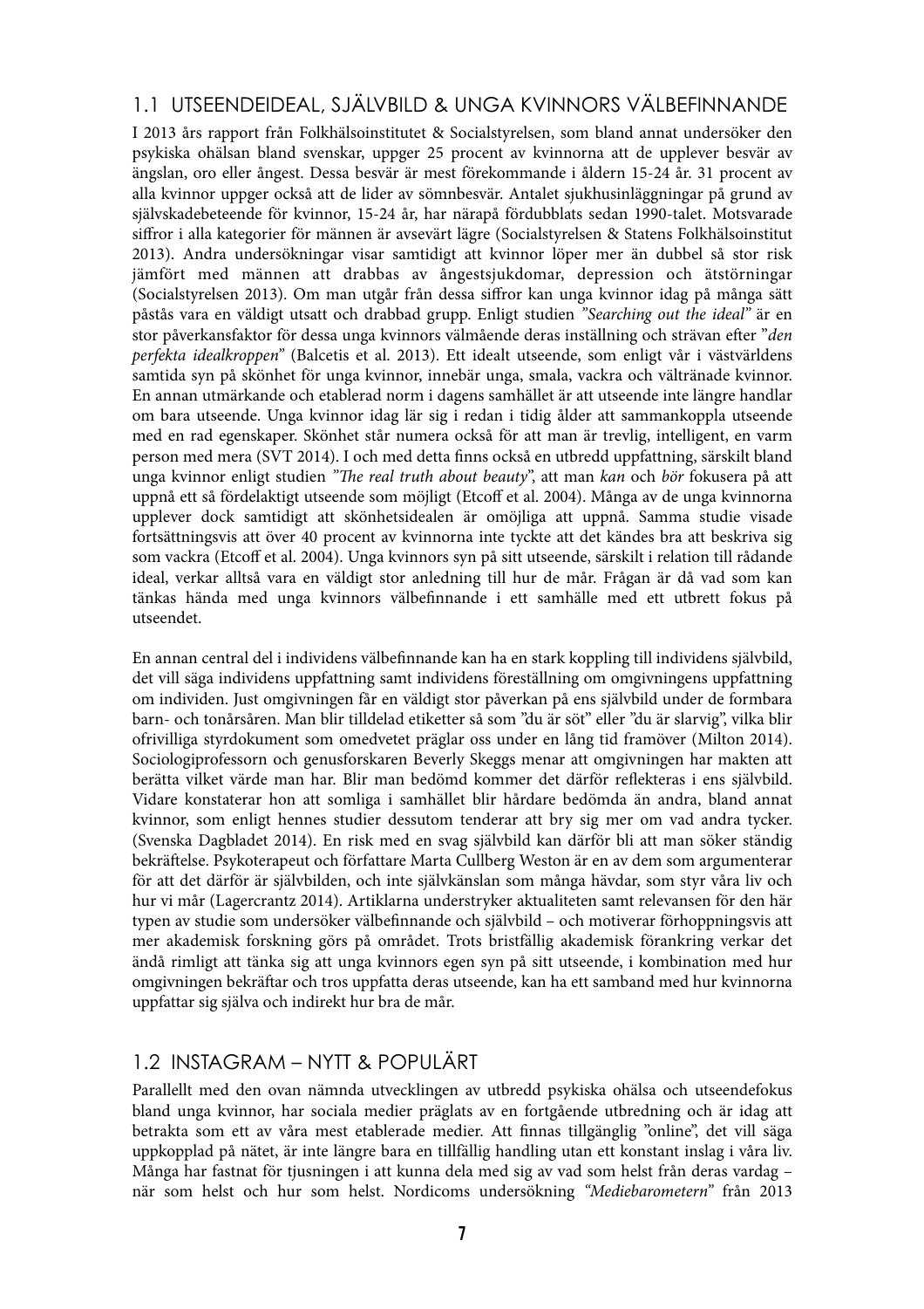## 1.1 UTSEENDEIDEAL, SJÄLVBILD & UNGA KVINNORS VÄLBEFINNANDE

I 2013 års rapport från Folkhälsoinstitutet & Socialstyrelsen, som bland annat undersöker den psykiska ohälsan bland svenskar, uppger 25 procent av kvinnorna att de upplever besvär av ängslan, oro eller ångest. Dessa besvär är mest förekommande i åldern 15-24 år. 31 procent av alla kvinnor uppger också att de lider av sömnbesvär. Antalet sjukhusinläggningar på grund av självskadebeteende för kvinnor, 15-24 år, har närapå fördubblats sedan 1990-talet. Motsvarade siffror i alla kategorier för männen är avsevärt lägre (Socialstyrelsen & Statens Folkhälsoinstitut 2013). Andra undersökningar visar samtidigt att kvinnor löper mer än dubbel så stor risk jämfört med männen att drabbas av ångestsjukdomar, depression och ätstörningar (Socialstyrelsen 2013). Om man utgår från dessa siffror kan unga kvinnor idag på många sätt påstås vara en väldigt utsatt och drabbad grupp. Enligt studien *"Searching out the ideal"* är en stor påverkansfaktor för dessa unga kvinnors välmående deras inställning och strävan efter "*den perfekta idealkroppen*" (Balcetis et al. 2013). Ett idealt utseende, som enligt vår i västvärldens samtida syn på skönhet för unga kvinnor, innebär unga, smala, vackra och vältränade kvinnor. En annan utmärkande och etablerad norm i dagens samhället är att utseende inte längre handlar om bara utseende. Unga kvinnor idag lär sig i redan i tidig ålder att sammankoppla utseende med en rad egenskaper. Skönhet står numera också för att man är trevlig, intelligent, en varm person med mera (SVT 2014). I och med detta finns också en utbredd uppfattning, särskilt bland unga kvinnor enligt studien *"The real truth about beauty"*, att man *kan* och *bör* fokusera på att uppnå ett så fördelaktigt utseende som möjligt (Etcoff et al. 2004). Många av de unga kvinnorna upplever dock samtidigt att skönhetsidealen är omöjliga att uppnå. Samma studie visade fortsättningsvis att över 40 procent av kvinnorna inte tyckte att det kändes bra att beskriva sig som vackra (Etcoff et al. 2004). Unga kvinnors syn på sitt utseende, särskilt i relation till rådande ideal, verkar alltså vara en väldigt stor anledning till hur de mår. Frågan är då vad som kan tänkas hända med unga kvinnors välbefinnande i ett samhälle med ett utbrett fokus på utseendet.

En annan central del i individens välbefinnande kan ha en stark koppling till individens självbild, det vill säga individens uppfattning samt individens föreställning om omgivningens uppfattning om individen. Just omgivningen får en väldigt stor påverkan på ens självbild under de formbara barn- och tonårsåren. Man blir tilldelad etiketter så som "du är söt" eller "du är slarvig", vilka blir ofrivilliga styrdokument som omedvetet präglar oss under en lång tid framöver (Milton 2014). Sociologiprofessorn och genusforskaren Beverly Skeggs menar att omgivningen har makten att berätta vilket värde man har. Blir man bedömd kommer det därför reflekteras i ens självbild. Vidare konstaterar hon att somliga i samhället blir hårdare bedömda än andra, bland annat kvinnor, som enligt hennes studier dessutom tenderar att bry sig mer om vad andra tycker. (Svenska Dagbladet 2014). En risk med en svag självbild kan därför bli att man söker ständig bekräftelse. Psykoterapeut och författare Marta Cullberg Weston är en av dem som argumenterar för att det därför är självbilden, och inte självkänslan som många hävdar, som styr våra liv och hur vi mår (Lagercrantz 2014). Artiklarna understryker aktualiteten samt relevansen för den här typen av studie som undersöker välbefinnande och självbild – och motiverar förhoppningsvis att mer akademisk forskning görs på området. Trots bristfällig akademisk förankring verkar det ändå rimligt att tänka sig att unga kvinnors egen syn på sitt utseende, i kombination med hur omgivningen bekräftar och tros uppfatta deras utseende, kan ha ett samband med hur kvinnorna uppfattar sig själva och indirekt hur bra de mår.

## 1.2 INSTAGRAM – NYTT & POPULÄRT

Parallellt med den ovan nämnda utvecklingen av utbredd psykiska ohälsa och utseendefokus bland unga kvinnor, har sociala medier präglats av en fortgående utbredning och är idag att betrakta som ett av våra mest etablerade medier. Att finnas tillgänglig "online", det vill säga uppkopplad på nätet, är inte längre bara en tillfällig handling utan ett konstant inslag i våra liv. Många har fastnat för tjusningen i att kunna dela med sig av vad som helst från deras vardag – när som helst och hur som helst. Nordicoms undersökning *"Mediebarometern"* från 2013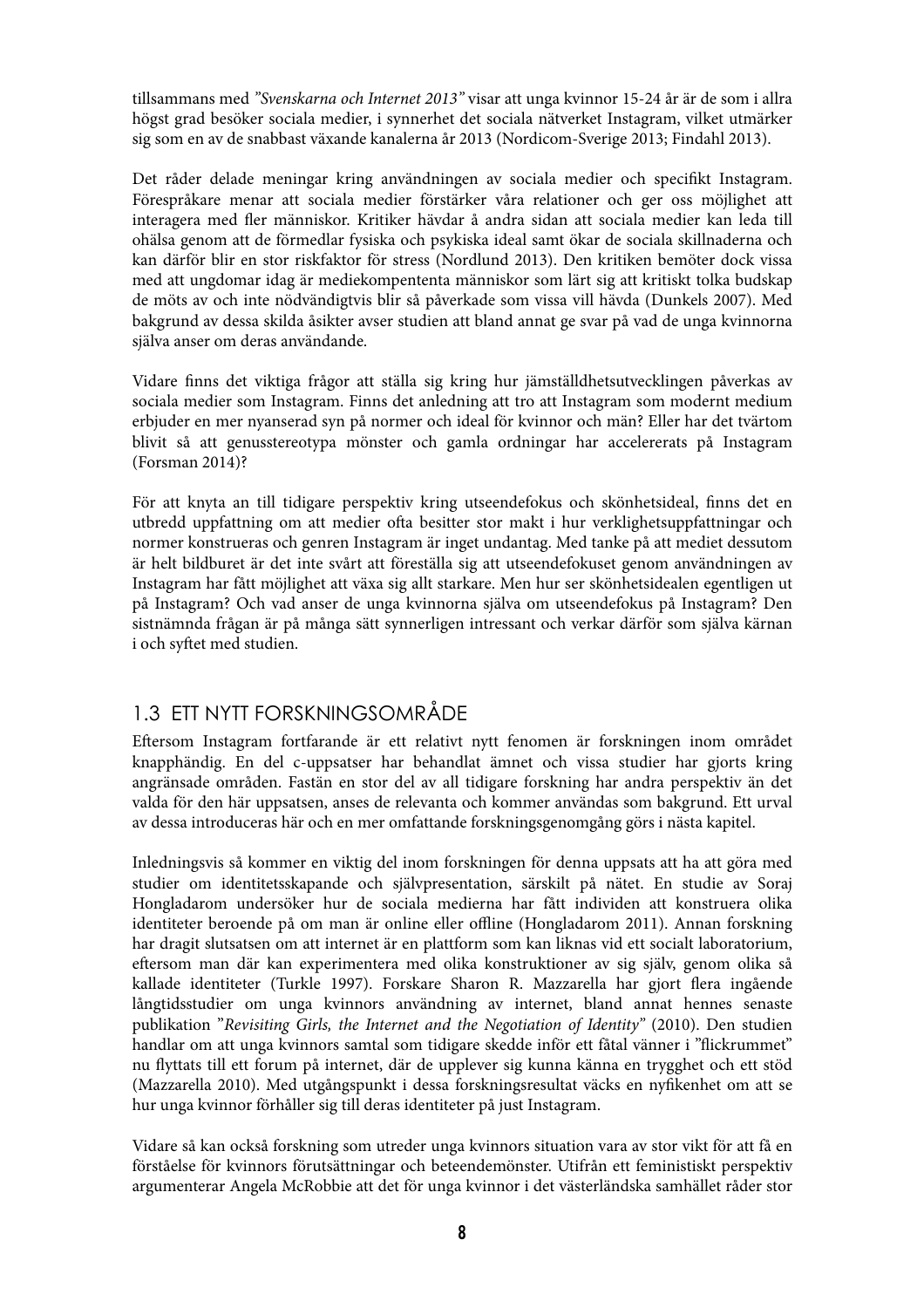tillsammans med *”Svenskarna och Internet 2013”* visar att unga kvinnor 15-24 år är de som i allra högst grad besöker sociala medier, i synnerhet det sociala nätverket Instagram, vilket utmärker sig som en av de snabbast växande kanalerna år 2013 (Nordicom-Sverige 2013; Findahl 2013).

Det råder delade meningar kring användningen av sociala medier och specifikt Instagram. Förespråkare menar att sociala medier förstärker våra relationer och ger oss möjlighet att interagera med fler människor. Kritiker hävdar å andra sidan att sociala medier kan leda till ohälsa genom att de förmedlar fysiska och psykiska ideal samt ökar de sociala skillnaderna och kan därför blir en stor riskfaktor för stress (Nordlund 2013). Den kritiken bemöter dock vissa med att ungdomar idag är mediekompententa människor som lärt sig att kritiskt tolka budskap de möts av och inte nödvändigtvis blir så påverkade som vissa vill hävda (Dunkels 2007). Med bakgrund av dessa skilda åsikter avser studien att bland annat ge svar på vad de unga kvinnorna själva anser om deras användande.

Vidare finns det viktiga frågor att ställa sig kring hur jämställdhetsutvecklingen påverkas av sociala medier som Instagram. Finns det anledning att tro att Instagram som modernt medium erbjuder en mer nyanserad syn på normer och ideal för kvinnor och män? Eller har det tvärtom blivit så att genusstereotypa mönster och gamla ordningar har accelererats på Instagram (Forsman 2014)?

För att knyta an till tidigare perspektiv kring utseendefokus och skönhetsideal, finns det en utbredd uppfattning om att medier ofta besitter stor makt i hur verklighetsuppfattningar och normer konstrueras och genren Instagram är inget undantag. Med tanke på att mediet dessutom är helt bildburet är det inte svårt att föreställa sig att utseendefokuset genom användningen av Instagram har fått möjlighet att växa sig allt starkare. Men hur ser skönhetsidealen egentligen ut på Instagram? Och vad anser de unga kvinnorna själva om utseendefokus på Instagram? Den sistnämnda frågan är på många sätt synnerligen intressant och verkar därför som själva kärnan i och syftet med studien.

## 1.3 ETT NYTT FORSKNINGSOMRÅDE

Eftersom Instagram fortfarande är ett relativt nytt fenomen är forskningen inom området knapphändig. En del c-uppsatser har behandlat ämnet och vissa studier har gjorts kring angränsade områden. Fastän en stor del av all tidigare forskning har andra perspektiv än det valda för den här uppsatsen, anses de relevanta och kommer användas som bakgrund. Ett urval av dessa introduceras här och en mer omfattande forskningsgenomgång görs i nästa kapitel.

Inledningsvis så kommer en viktig del inom forskningen för denna uppsats att ha att göra med studier om identitetsskapande och självpresentation, särskilt på nätet. En studie av Soraj Hongladarom undersöker hur de sociala medierna har fått individen att konstruera olika identiteter beroende på om man är online eller offline (Hongladarom 2011). Annan forskning har dragit slutsatsen om att internet är en plattform som kan liknas vid ett socialt laboratorium, eftersom man där kan experimentera med olika konstruktioner av sig själv, genom olika så kallade identiteter (Turkle 1997). Forskare Sharon R. Mazzarella har gjort flera ingående långtidsstudier om unga kvinnors användning av internet, bland annat hennes senaste publikation *”Revisiting Girls, the Internet and the Negotiation of Identity”* (2010). Den studien handlar om att unga kvinnors samtal som tidigare skedde inför ett fåtal vänner i ”flickrummet” nu flyttats till ett forum på internet, där de upplever sig kunna känna en trygghet och ett stöd (Mazzarella 2010). Med utgångspunkt i dessa forskningsresultat väcks en nyfikenhet om att se hur unga kvinnor förhåller sig till deras identiteter på just Instagram.

Vidare så kan också forskning som utreder unga kvinnors situation vara av stor vikt för att få en förståelse för kvinnors förutsättningar och beteendemönster. Utifrån ett feministiskt perspektiv argumenterar Angela McRobbie att det för unga kvinnor i det västerländska samhället råder stor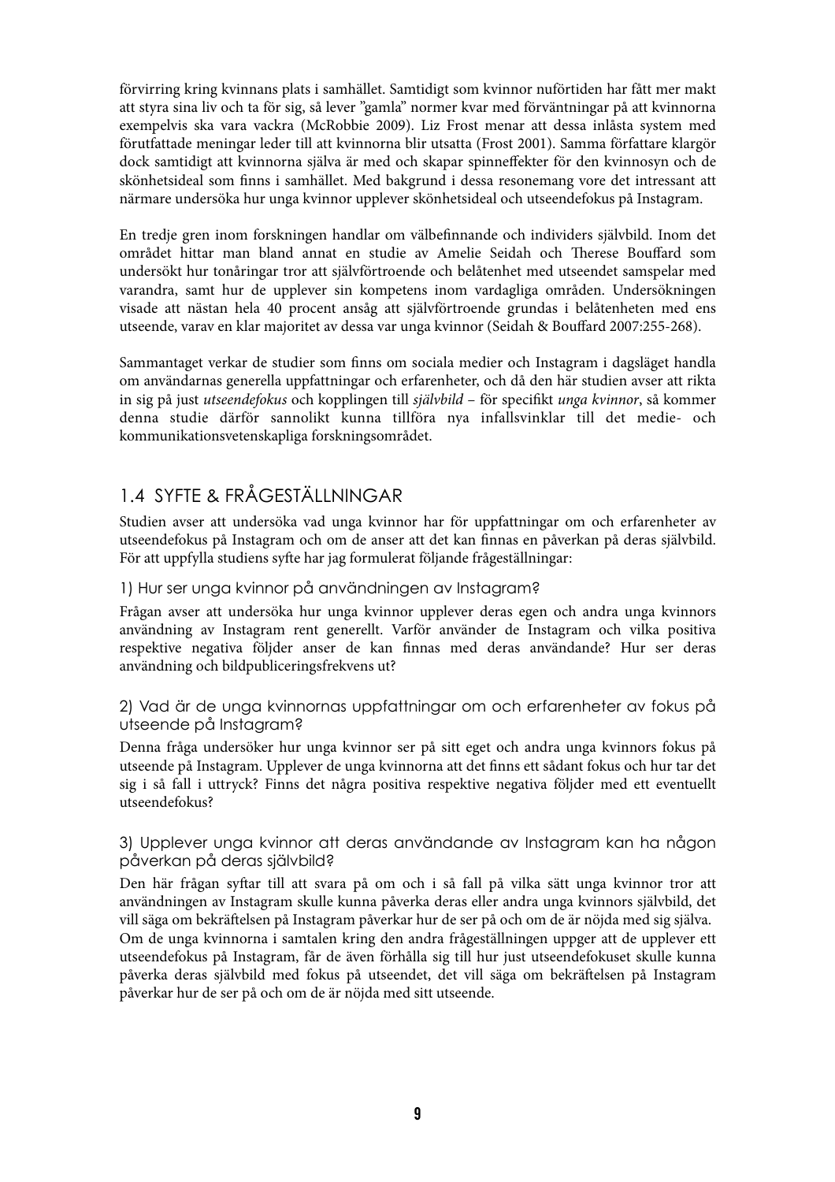förvirring kring kvinnans plats i samhället. Samtidigt som kvinnor nuförtiden har fått mer makt att styra sina liv och ta för sig, så lever ”gamla” normer kvar med förväntningar på att kvinnorna exempelvis ska vara vackra (McRobbie 2009). Liz Frost menar att dessa inlåsta system med förutfattade meningar leder till att kvinnorna blir utsatta (Frost 2001). Samma författare klargör dock samtidigt att kvinnorna själva är med och skapar spinneffekter för den kvinnosyn och de skönhetsideal som finns i samhället. Med bakgrund i dessa resonemang vore det intressant att närmare undersöka hur unga kvinnor upplever skönhetsideal och utseendefokus på Instagram.

En tredje gren inom forskningen handlar om välbefinnande och individers självbild. Inom det området hittar man bland annat en studie av Amelie Seidah och Therese Bouffard som undersökt hur tonåringar tror att självförtroende och belåtenhet med utseendet samspelar med varandra, samt hur de upplever sin kompetens inom vardagliga områden. Undersökningen visade att nästan hela 40 procent ansåg att självförtroende grundas i belåtenheten med ens utseende, varav en klar majoritet av dessa var unga kvinnor (Seidah & Bouffard 2007:255-268).

Sammantaget verkar de studier som finns om sociala medier och Instagram i dagsläget handla om användarnas generella uppfattningar och erfarenheter, och då den här studien avser att rikta in sig på just *utseendefokus* och kopplingen till *självbild* – för specifikt *unga kvinnor*, så kommer denna studie därför sannolikt kunna tillföra nya infallsvinklar till det medie- och kommunikationsvetenskapliga forskningsområdet.

## 1.4 SYFTE & FRÅGESTÄLLNINGAR

Studien avser att undersöka vad unga kvinnor har för uppfattningar om och erfarenheter av utseendefokus på Instagram och om de anser att det kan finnas en påverkan på deras självbild. För att uppfylla studiens syfte har jag formulerat följande frågeställningar:

### 1) Hur ser unga kvinnor på användningen av Instagram?

Frågan avser att undersöka hur unga kvinnor upplever deras egen och andra unga kvinnors användning av Instagram rent generellt. Varför använder de Instagram och vilka positiva respektive negativa följder anser de kan finnas med deras användande? Hur ser deras användning och bildpubliceringsfrekvens ut?

### 2) Vad är de unga kvinnornas uppfattningar om och erfarenheter av fokus på utseende på Instagram?

Denna fråga undersöker hur unga kvinnor ser på sitt eget och andra unga kvinnors fokus på utseende på Instagram. Upplever de unga kvinnorna att det finns ett sådant fokus och hur tar det sig i så fall i uttryck? Finns det några positiva respektive negativa följder med ett eventuellt utseendefokus?

### 3) Upplever unga kvinnor att deras användande av Instagram kan ha någon påverkan på deras självbild?

Den här frågan syftar till att svara på om och i så fall på vilka sätt unga kvinnor tror att användningen av Instagram skulle kunna påverka deras eller andra unga kvinnors självbild, det vill säga om bekräftelsen på Instagram påverkar hur de ser på och om de är nöjda med sig själva. Om de unga kvinnorna i samtalen kring den andra frågeställningen uppger att de upplever ett utseendefokus på Instagram, får de även förhålla sig till hur just utseendefokuset skulle kunna påverka deras självbild med fokus på utseendet, det vill säga om bekräftelsen på Instagram påverkar hur de ser på och om de är nöjda med sitt utseende.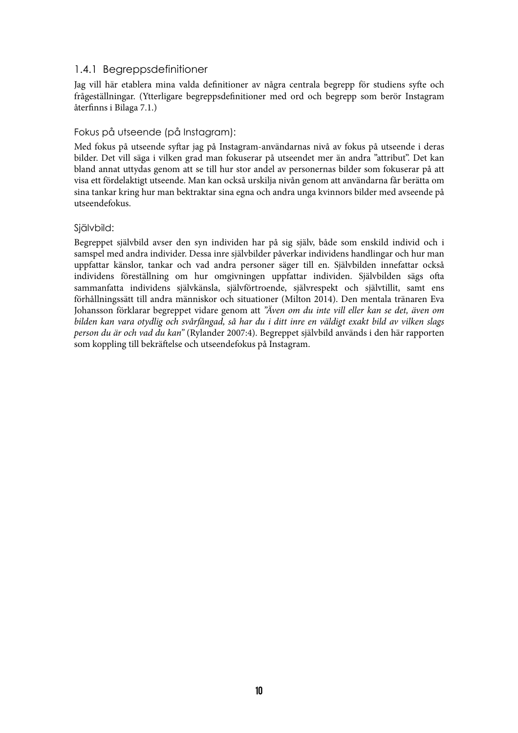### 1.4.1 Begreppsdefinitioner

Jag vill här etablera mina valda definitioner av några centrala begrepp för studiens syfte och frågeställningar. (Ytterligare begreppsdefinitioner med ord och begrepp som berör Instagram återfinns i Bilaga 7.1.)

#### Fokus på utseende (på Instagram):

Med fokus på utseende syftar jag på Instagram-användarnas nivå av fokus på utseende i deras bilder. Det vill säga i vilken grad man fokuserar på utseendet mer än andra ”attribut”. Det kan bland annat uttydas genom att se till hur stor andel av personernas bilder som fokuserar på att visa ett fördelaktigt utseende. Man kan också urskilja nivån genom att användarna får berätta om sina tankar kring hur man bektraktar sina egna och andra unga kvinnors bilder med avseende på utseendefokus.

#### Självbild:

Begreppet självbild avser den syn individen har på sig själv, både som enskild individ och i samspel med andra individer. Dessa inre självbilder påverkar individens handlingar och hur man uppfattar känslor, tankar och vad andra personer säger till en. Självbilden innefattar också individens föreställning om hur omgivningen uppfattar individen. Självbilden sägs ofta sammanfatta individens självkänsla, självförtroende, självrespekt och självtillit, samt ens förhållningssätt till andra människor och situationer (Milton 2014). Den mentala tränaren Eva Johansson förklarar begreppet vidare genom att *”Även om du inte vill eller kan se det, även om bilden kan vara otydlig och svårfångad, så har du i ditt inre en väldigt exakt bild av vilken slags person du är och vad du kan”* (Rylander 2007:4). Begreppet självbild används i den här rapporten som koppling till bekräftelse och utseendefokus på Instagram.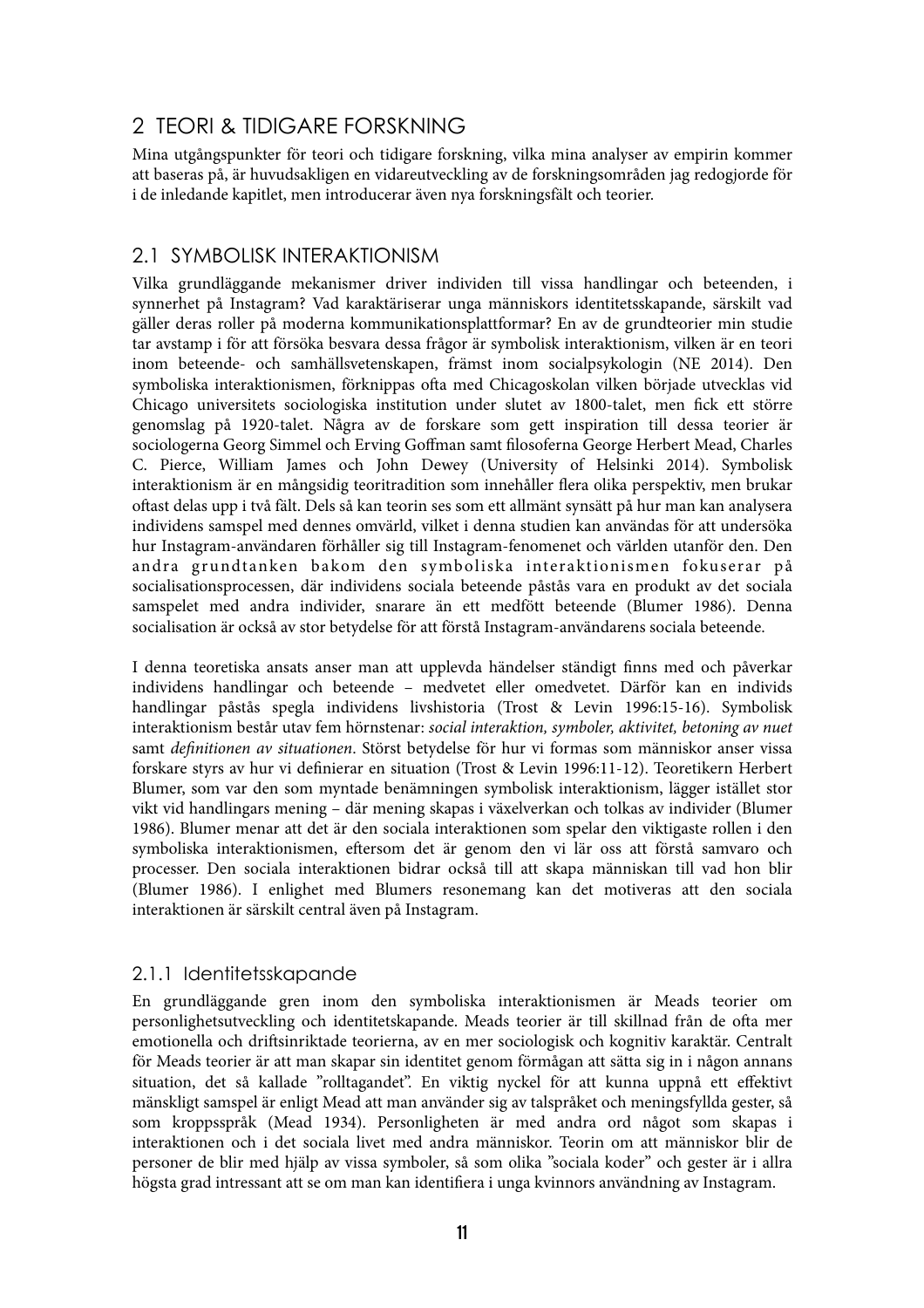# 2 TEORI & TIDIGARE FORSKNING

Mina utgångspunkter för teori och tidigare forskning, vilka mina analyser av empirin kommer att baseras på, är huvudsakligen en vidareutveckling av de forskningsområden jag redogjorde för i de inledande kapitlet, men introducerar även nya forskningsfält och teorier.

## 2.1 SYMBOLISK INTERAKTIONISM

Vilka grundläggande mekanismer driver individen till vissa handlingar och beteenden, i synnerhet på Instagram? Vad karaktäriserar unga människors identitetsskapande, särskilt vad gäller deras roller på moderna kommunikationsplattformar? En av de grundteorier min studie tar avstamp i för att försöka besvara dessa frågor är symbolisk interaktionism, vilken är en teori inom beteende- och samhällsvetenskapen, främst inom socialpsykologin (NE 2014). Den symboliska interaktionismen, förknippas ofta med Chicagoskolan vilken började utvecklas vid Chicago universitets sociologiska institution under slutet av 1800-talet, men fick ett större genomslag på 1920-talet. Några av de forskare som gett inspiration till dessa teorier är sociologerna Georg Simmel och Erving Goffman samt filosoferna George Herbert Mead, Charles C. Pierce, William James och John Dewey (University of Helsinki 2014). Symbolisk interaktionism är en mångsidig teoritradition som innehåller flera olika perspektiv, men brukar oftast delas upp i två fält. Dels så kan teorin ses som ett allmänt synsätt på hur man kan analysera individens samspel med dennes omvärld, vilket i denna studien kan användas för att undersöka hur Instagram-användaren förhåller sig till Instagram-fenomenet och världen utanför den. Den andra grundtanken bakom den symboliska interaktionismen fokuserar på socialisationsprocessen, där individens sociala beteende påstås vara en produkt av det sociala samspelet med andra individer, snarare än ett medfött beteende (Blumer 1986). Denna socialisation är också av stor betydelse för att förstå Instagram-användarens sociala beteende.

I denna teoretiska ansats anser man att upplevda händelser ständigt finns med och påverkar individens handlingar och beteende – medvetet eller omedvetet. Därför kan en individs handlingar påstås spegla individens livshistoria (Trost & Levin 1996:15-16). Symbolisk interaktionism består utav fem hörnstenar: *social interaktion, symboler, aktivitet, betoning av nuet* samt *definitionen av situationen*. Störst betydelse för hur vi formas som människor anser vissa forskare styrs av hur vi definierar en situation (Trost & Levin 1996:11-12). Teoretikern Herbert Blumer, som var den som myntade benämningen symbolisk interaktionism, lägger istället stor vikt vid handlingars mening – där mening skapas i växelverkan och tolkas av individer (Blumer 1986). Blumer menar att det är den sociala interaktionen som spelar den viktigaste rollen i den symboliska interaktionismen, eftersom det är genom den vi lär oss att förstå samvaro och processer. Den sociala interaktionen bidrar också till att skapa människan till vad hon blir (Blumer 1986). I enlighet med Blumers resonemang kan det motiveras att den sociala interaktionen är särskilt central även på Instagram.

### 2.1.1 Identitetsskapande

En grundläggande gren inom den symboliska interaktionismen är Meads teorier om personlighetsutveckling och identitetskapande. Meads teorier är till skillnad från de ofta mer emotionella och driftsinriktade teorierna, av en mer sociologisk och kognitiv karaktär. Centralt för Meads teorier är att man skapar sin identitet genom förmågan att sätta sig in i någon annans situation, det så kallade "rolltagandet". En viktig nyckel för att kunna uppnå ett effektivt mänskligt samspel är enligt Mead att man använder sig av talspråket och meningsfyllda gester, så som kroppsspråk (Mead 1934). Personligheten är med andra ord något som skapas i interaktionen och i det sociala livet med andra människor. Teorin om att människor blir de personer de blir med hjälp av vissa symboler, så som olika "sociala koder" och gester är i allra högsta grad intressant att se om man kan identifiera i unga kvinnors användning av Instagram.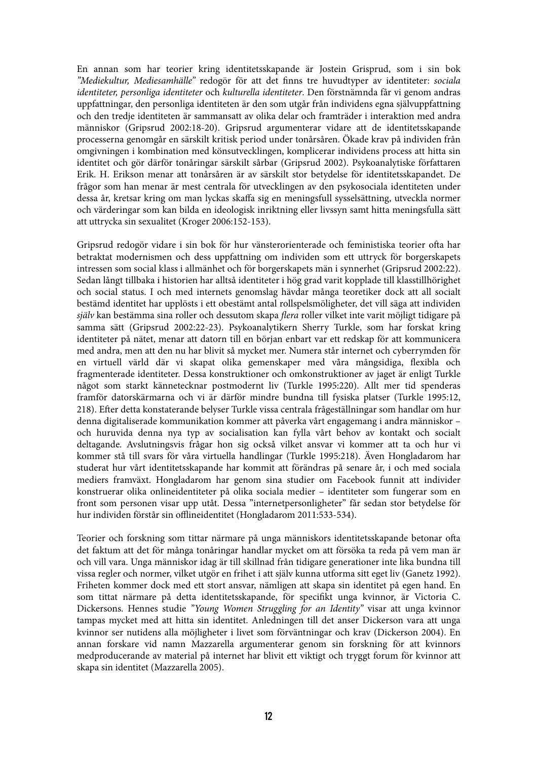En annan som har teorier kring identitetsskapande är Jostein Grisprud, som i sin bok *"Mediekultur, Mediesamhälle"* redogör för att det finns tre huvudtyper av identiteter: *sociala identiteter, personliga identiteter* och *kulturella identiteter*. Den förstnämnda får vi genom andras uppfattningar, den personliga identiteten är den som utgår från individens egna självuppfattning och den tredje identiteten är sammansatt av olika delar och framträder i interaktion med andra människor (Gripsrud 2002:18-20). Gripsrud argumenterar vidare att de identitetsskapande processerna genomgår en särskilt kritisk period under tonårsåren. Ökade krav på individen från omgivningen i kombination med könsutvecklingen, komplicerar individens process att hitta sin identitet och gör därför tonåringar särskilt sårbar (Gripsrud 2002). Psykoanalytiske författaren Erik. H. Erikson menar att tonårsåren är av särskilt stor betydelse för identitetsskapandet. De frågor som han menar är mest centrala för utvecklingen av den psykosociala identiteten under dessa år, kretsar kring om man lyckas skaffa sig en meningsfull sysselsättning, utveckla normer och värderingar som kan bilda en ideologisk inriktning eller livssyn samt hitta meningsfulla sätt att uttrycka sin sexualitet (Kroger 2006:152-153).

Gripsrud redogör vidare i sin bok för hur vänsterorienterade och feministiska teorier ofta har betraktat modernismen och dess uppfattning om individen som ett uttryck för borgerskapets intressen som social klass i allmänhet och för borgerskapets män i synnerhet (Gripsrud 2002:22). Sedan långt tillbaka i historien har alltså identiteter i hög grad varit kopplade till klasstillhörighet och social status. I och med internets genomslag hävdar många teoretiker dock att all socialt bestämd identitet har upplösts i ett obestämt antal rollspelsmöligheter, det vill säga att individen *själv* kan bestämma sina roller och dessutom skapa *flera* roller vilket inte varit möjligt tidigare på samma sätt (Gripsrud 2002:22-23). Psykoanalytikern Sherry Turkle, som har forskat kring identiteter på nätet, menar att datorn till en början enbart var ett redskap för att kommunicera med andra, men att den nu har blivit så mycket mer. Numera står internet och cyberrymden för en virtuell värld där vi skapat olika gemenskaper med våra mångsidiga, flexibla och fragmenterade identiteter. Dessa konstruktioner och omkonstruktioner av jaget är enligt Turkle något som starkt kännetecknar postmodernt liv (Turkle 1995:220). Allt mer tid spenderas framför datorskärmarna och vi är därför mindre bundna till fysiska platser (Turkle 1995:12, 218). Efter detta konstaterande belyser Turkle vissa centrala frågeställningar som handlar om hur denna digitaliserade kommunikation kommer att påverka vårt engagemang i andra människor – och huruvida denna nya typ av socialisation kan fylla vårt behov av kontakt och socialt deltagande. Avslutningsvis frågar hon sig också vilket ansvar vi kommer att ta och hur vi kommer stå till svars för våra virtuella handlingar (Turkle 1995:218). Även Hongladarom har studerat hur vårt identitetsskapande har kommit att förändras på senare år, i och med sociala mediers framväxt. Hongladarom har genom sina studier om Facebook funnit att individer konstruerar olika onlineidentiteter på olika sociala medier – identiteter som fungerar som en front som personen visar upp utåt. Dessa "internetpersonligheter" får sedan stor betydelse för hur individen förstår sin offlineidentitet (Hongladarom 2011:533-534).

Teorier och forskning som tittar närmare på unga människors identitetsskapande betonar ofta det faktum att det för många tonåringar handlar mycket om att försöka ta reda på vem man är och vill vara. Unga människor idag är till skillnad från tidigare generationer inte lika bundna till vissa regler och normer, vilket utgör en frihet i att själv kunna utforma sitt eget liv (Ganetz 1992). Friheten kommer dock med ett stort ansvar, nämligen att skapa sin identitet på egen hand. En som tittat närmare på detta identitetsskapande, för specifikt unga kvinnor, är Victoria C. Dickersons. Hennes studie *"Young Women Struggling for an Identity"* visar att unga kvinnor tampas mycket med att hitta sin identitet. Anledningen till det anser Dickerson vara att unga kvinnor ser nutidens alla möjligheter i livet som förväntningar och krav (Dickerson 2004). En annan forskare vid namn Mazzarella argumenterar genom sin forskning för att kvinnors medproducerande av material på internet har blivit ett viktigt och tryggt forum för kvinnor att skapa sin identitet (Mazzarella 2005).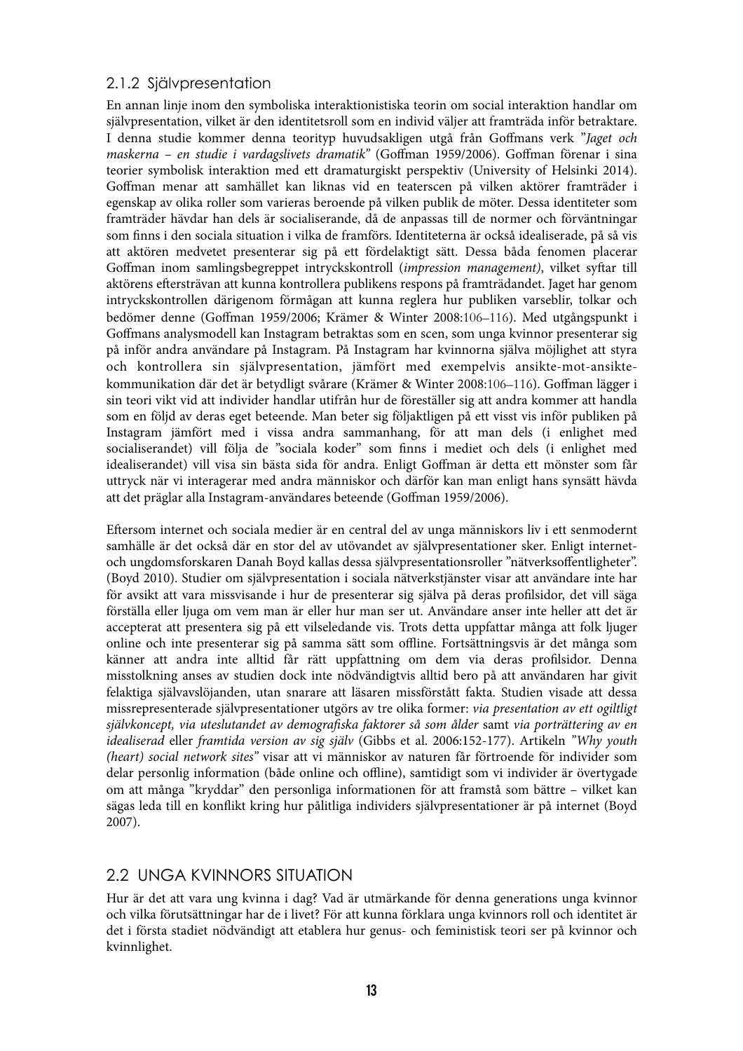### 2.1.2 Självpresentation

En annan linje inom den symboliska interaktionistiska teorin om social interaktion handlar om självpresentation, vilket är den identitetsroll som en individ väljer att framträda inför betraktare. I denna studie kommer denna teorityp huvudsakligen utgå från Goffmans verk ”*Jaget och maskerna – en studie i vardagslivets dramatik*” (Goffman 1959/2006). Goffman förenar i sina teorier symbolisk interaktion med ett dramaturgiskt perspektiv (University of Helsinki 2014). Goffman menar att samhället kan liknas vid en teaterscen på vilken aktörer framträder i egenskap av olika roller som varieras beroende på vilken publik de möter. Dessa identiteter som framträder hävdar han dels är socialiserande, då de anpassas till de normer och förväntningar som finns i den sociala situation i vilka de framförs. Identiteterna är också idealiserade, på så vis att aktören medvetet presenterar sig på ett fördelaktigt sätt. Dessa båda fenomen placerar Goffman inom samlingsbegreppet intryckskontroll (*impression management)*, vilket syftar till aktörens eftersträvan att kunna kontrollera publikens respons på framträdandet. Jaget har genom intryckskontrollen därigenom förmågan att kunna reglera hur publiken varseblir, tolkar och bedömer denne (Goffman 1959/2006; Krämer & Winter 2008:106–116). Med utgångspunkt i Goffmans analysmodell kan Instagram betraktas som en scen, som unga kvinnor presenterar sig på inför andra användare på Instagram. På Instagram har kvinnorna själva möjlighet att styra och kontrollera sin självpresentation, jämfört med exempelvis ansikte-mot-ansikte-kommunikation där det är betydligt svårare (Krämer & Winter 2008:106–116). Goffman lägger i sin teori vikt vid att individer handlar utifrån hur de föreställer sig att andra kommer att handla som en följd av deras eget beteende. Man beter sig följaktligen på ett visst vis inför publiken på Instagram jämfört med i vissa andra sammanhang, för att man dels (i enlighet med socialiserandet) vill följa de ”sociala koder” som finns i mediet och dels (i enlighet med idealiserandet) vill visa sin bästa sida för andra. Enligt Goffman är detta ett mönster som får uttryck när vi interagerar med andra människor och därför kan man enligt hans synsätt hävda att det präglar alla Instagram-användares beteende (Goffman 1959/2006).

Eftersom internet och sociala medier är en central del av unga människors liv i ett senmodernt samhälle är det också där en stor del av utövandet av självpresentationer sker. Enligt internet- och ungdomsforskaren Danah Boyd kallas dessa självpresentationsroller ”nätverksoffentligheter”. (Boyd 2010). Studier om självpresentation i sociala nätverkstjänster visar att användare inte har för avsikt att vara missvisande i hur de presenterar sig själva på deras profilsidor, det vill säga förställa eller ljuga om vem man är eller hur man ser ut. Användare anser inte heller att det är accepterat att presentera sig på ett vilseledande vis. Trots detta uppfattar många att folk ljuger online och inte presenterar sig på samma sätt som offline. Fortsättningsvis är det många som känner att andra inte alltid får rätt uppfattning om dem via deras profilsidor. Denna misstolkning anses av studien dock inte nödvändigtvis alltid bero på att användaren har givit felaktiga självavslöjanden, utan snarare att läsaren missförstått fakta. Studien visade att dessa missrepresenterade självpresentationer utgörs av tre olika former: *via presentation av ett ogiltligt självkoncept, via uteslutandet av demografiska faktorer så som ålder* samt *via porträttering av en idealiserad* eller *framtida version av sig själv* (Gibbs et al. 2006:152-177). Artikeln *”Why youth (heart) social network sites”* visar att vi människor av naturen får förtroende för individer som delar personlig information (både online och offline), samtidigt som vi individer är övertygade om att många ”kryddar” den personliga informationen för att framstå som bättre – vilket kan sägas leda till en konflikt kring hur pålitliga individers självpresentationer är på internet (Boyd 2007).

## 2.2 UNGA KVINNORS SITUATION

Hur är det att vara ung kvinna i dag? Vad är utmärkande för denna generations unga kvinnor och vilka förutsättningar har de i livet? För att kunna förklara unga kvinnors roll och identitet är det i första stadiet nödvändigt att etablera hur genus- och feministisk teori ser på kvinnor och kvinnlighet.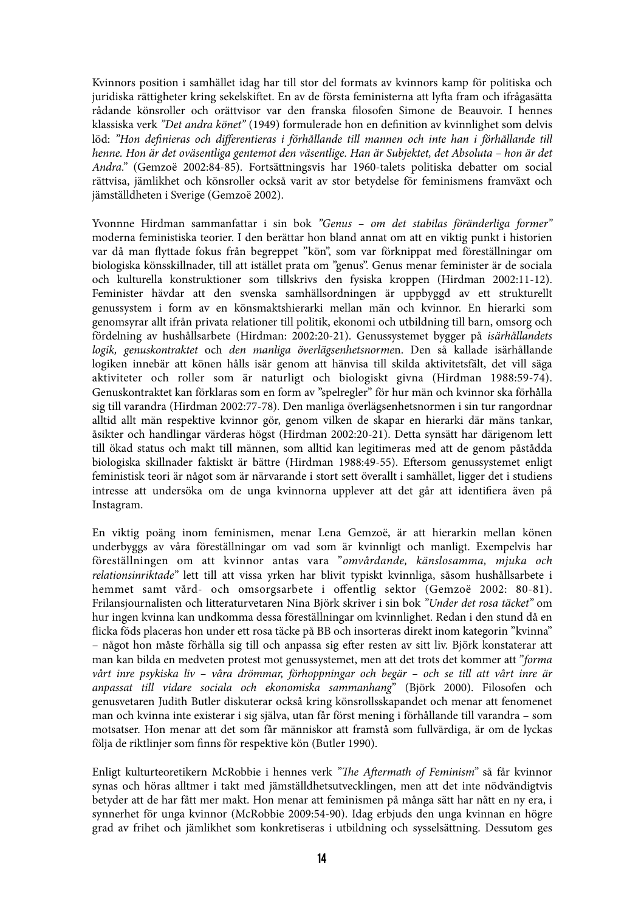Kvinnors position i samhället idag har till stor del formats av kvinnors kamp för politiska och juridiska rättigheter kring sekelskiftet. En av de första feministerna att lyfta fram och ifrågasätta rådande könsroller och orättvisor var den franska filosofen Simone de Beauvoir. I hennes klassiska verk *”Det andra könet”* (1949) formulerade hon en definition av kvinnlighet som delvis löd: *”Hon definieras och differentieras i förhållande till mannen och inte han i förhållande till henne. Hon är det oväsentliga gentemot det väsentlige. Han är Subjektet, det Absoluta – hon är det Andra.”* (Gemzoë 2002:84-85). Fortsättningsvis har 1960-talets politiska debatter om social rättvisa, jämlikhet och könsroller också varit av stor betydelse för feminismens framväxt och jämställdheten i Sverige (Gemzoë 2002).

Yvonnne Hirdman sammanfattar i sin bok *”Genus – om det stabilas föränderliga former”* moderna feministiska teorier. I den berättar hon bland annat om att en viktig punkt i historien var då man flyttade fokus från begreppet ”kön”, som var förknippat med föreställningar om biologiska könsskillnader, till att istället prata om ”genus”. Genus menar feminister är de sociala och kulturella konstruktioner som tillskrivs den fysiska kroppen (Hirdman 2002:11-12). Feminister hävdar att den svenska samhällsordningen är uppbyggd av ett strukturellt genussystem i form av en könsmaktshierarki mellan män och kvinnor. En hierarki som genomsyrar allt ifrån privata relationer till politik, ekonomi och utbildning till barn, omsorg och fördelning av hushållsarbete (Hirdman: 2002:20-21). Genussystemet bygger på *isärhållandets logik, genuskontraktet* och *den manliga överlägsenhetsnorme*n. Den så kallade isärhållande logiken innebär att könen hålls isär genom att hänvisa till skilda aktivitetsfält, det vill säga aktiviteter och roller som är naturligt och biologiskt givna (Hirdman 1988:59-74). Genuskontraktet kan förklaras som en form av ”spelregler” för hur män och kvinnor ska förhålla sig till varandra (Hirdman 2002:77-78). Den manliga överlägsenhetsnormen i sin tur rangordnar alltid allt män respektive kvinnor gör, genom vilken de skapar en hierarki där mäns tankar, åsikter och handlingar värderas högst (Hirdman 2002:20-21). Detta synsätt har därigenom lett till ökad status och makt till männen, som alltid kan legitimeras med att de genom påstådda biologiska skillnader faktiskt är bättre (Hirdman 1988:49-55). Eftersom genussystemet enligt feministisk teori är något som är närvarande i stort sett överallt i samhället, ligger det i studiens intresse att undersöka om de unga kvinnorna upplever att det går att identifiera även på Instagram.

En viktig poäng inom feminismen, menar Lena Gemzoë, är att hierarkin mellan könen underbyggs av våra föreställningar om vad som är kvinnligt och manligt. Exempelvis har föreställningen om att kvinnor antas vara *”omvårdande, känslosamma, mjuka och relationsinriktade”* lett till att vissa yrken har blivit typiskt kvinnliga, såsom hushållsarbete i hemmet samt vård- och omsorgsarbete i offentlig sektor (Gemzoë 2002: 80-81). Frilansjournalisten och litteraturvetaren Nina Björk skriver i sin bok *”Under det rosa täcket”* om hur ingen kvinna kan undkomma dessa föreställningar om kvinnlighet. Redan i den stund då en flicka föds placeras hon under ett rosa täcke på BB och insorteras direkt inom kategorin ”kvinna” – något hon måste förhålla sig till och anpassa sig efter resten av sitt liv. Björk konstaterar att man kan bilda en medveten protest mot genussystemet, men att det trots det kommer att *”forma vårt inre psykiska liv – våra drömmar, förhoppningar och begär – och se till att vårt inre är anpassat till vidare sociala och ekonomiska sammanhang*” (Björk 2000). Filosofen och genusvetaren Judith Butler diskuterar också kring könsrollsskapandet och menar att fenomenet man och kvinna inte existerar i sig själva, utan får först mening i förhållande till varandra – som motsatser. Hon menar att det som får människor att framstå som fullvärdiga, är om de lyckas följa de riktlinjer som finns för respektive kön (Butler 1990).

Enligt kulturteoretikern McRobbie i hennes verk *”The Aftermath of Feminism*” så får kvinnor synas och höras alltmer i takt med jämställdhetsutvecklingen, men att det inte nödvändigtvis betyder att de har fått mer makt. Hon menar att feminismen på många sätt har nått en ny era, i synnerhet för unga kvinnor (McRobbie 2009:54-90). Idag erbjuds den unga kvinnan en högre grad av frihet och jämlikhet som konkretiseras i utbildning och sysselsättning. Dessutom ges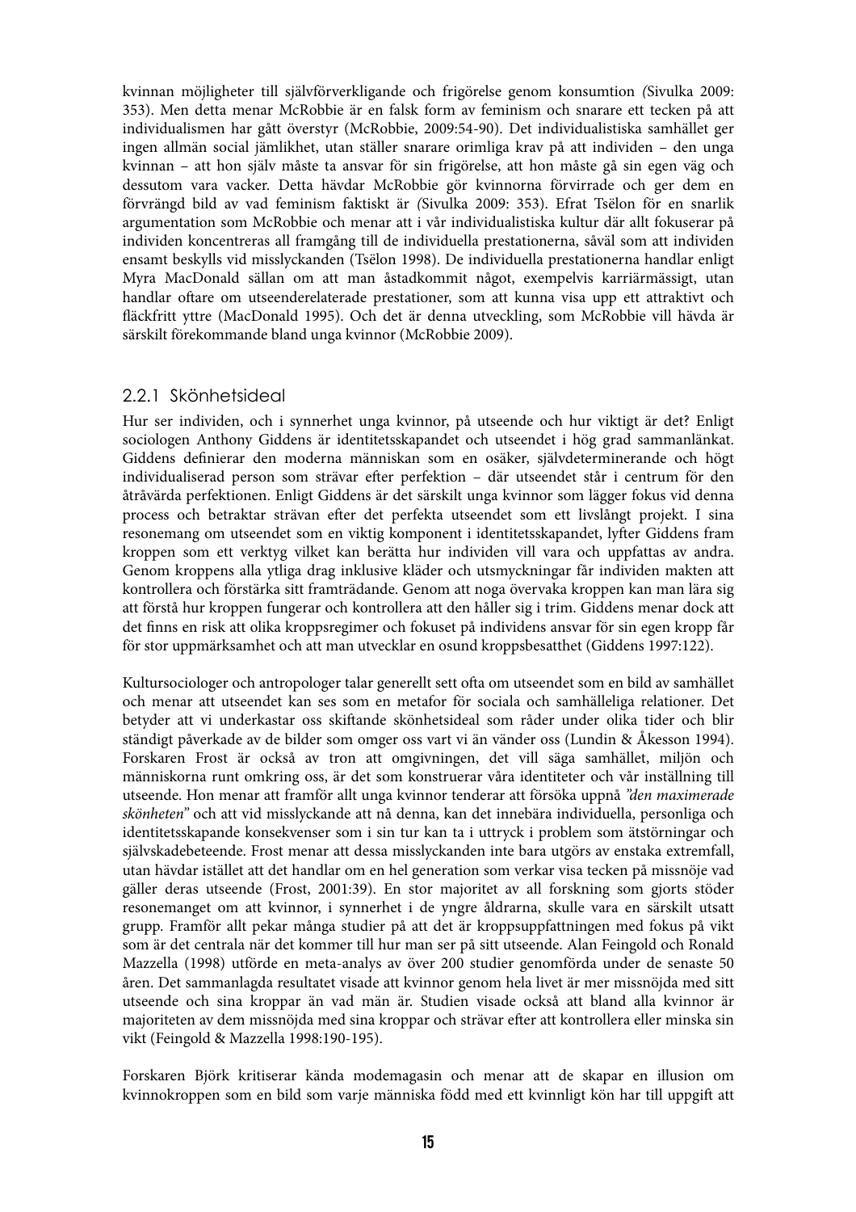kvinnan möjligheter till självförverkligande och frigörelse genom konsumtion *(*Sivulka 2009: 353). Men detta menar McRobbie är en falsk form av feminism och snarare ett tecken på att individualismen har gått överstyr (McRobbie, 2009:54-90). Det individualistiska samhället ger ingen allmän social jämlikhet, utan ställer snarare orimliga krav på att individen – den unga kvinnan – att hon själv måste ta ansvar för sin frigörelse, att hon måste gå sin egen väg och dessutom vara vacker. Detta hävdar McRobbie gör kvinnorna förvirrade och ger dem en förvrängd bild av vad feminism faktiskt är *(*Sivulka 2009: 353). Efrat Tsëlon för en snarlik argumentation som McRobbie och menar att i vår individualistiska kultur där allt fokuserar på individen koncentreras all framgång till de individuella prestationerna, såväl som att individen ensamt beskylls vid misslyckanden (Tsëlon 1998). De individuella prestationerna handlar enligt Myra MacDonald sällan om att man åstadkommit något, exempelvis karriärmässigt, utan handlar oftare om utseenderelaterade prestationer, som att kunna visa upp ett attraktivt och fläckfritt yttre (MacDonald 1995). Och det är denna utveckling, som McRobbie vill hävda är särskilt förekommande bland unga kvinnor (McRobbie 2009).

### 2.2.1 Skönhetsideal

Hur ser individen, och i synnerhet unga kvinnor, på utseende och hur viktigt är det? Enligt sociologen Anthony Giddens är identitetsskapandet och utseendet i hög grad sammanlänkat. Giddens definierar den moderna människan som en osäker, självdeterminerande och högt individualiserad person som strävar efter perfektion – där utseendet står i centrum för den åtråvärda perfektionen. Enligt Giddens är det särskilt unga kvinnor som lägger fokus vid denna process och betraktar strävan efter det perfekta utseendet som ett livslångt projekt. I sina resonemang om utseendet som en viktig komponent i identitetsskapandet, lyfter Giddens fram kroppen som ett verktyg vilket kan berätta hur individen vill vara och uppfattas av andra. Genom kroppens alla ytliga drag inklusive kläder och utsmyckningar får individen makten att kontrollera och förstärka sitt framträdande. Genom att noga övervaka kroppen kan man lära sig att förstå hur kroppen fungerar och kontrollera att den håller sig i trim. Giddens menar dock att det finns en risk att olika kroppsregimer och fokuset på individens ansvar för sin egen kropp får för stor uppmärksamhet och att man utvecklar en osund kroppsbesatthet (Giddens 1997:122).

Kultursociologer och antropologer talar generellt sett ofta om utseendet som en bild av samhället och menar att utseendet kan ses som en metafor för sociala och samhälleliga relationer. Det betyder att vi underkastar oss skiftande skönhetsideal som råder under olika tider och blir ständigt påverkade av de bilder som omger oss vart vi än vänder oss (Lundin & Åkesson 1994). Forskaren Frost är också av tron att omgivningen, det vill säga samhället, miljön och människorna runt omkring oss, är det som konstruerar våra identiteter och vår inställning till utseende. Hon menar att framför allt unga kvinnor tenderar att försöka uppnå *"den maximerade skönheten"* och att vid misslyckande att nå denna, kan det innebära individuella, personliga och identitetsskapande konsekvenser som i sin tur kan ta i uttryck i problem som ätstörningar och självskadebeteende. Frost menar att dessa misslyckanden inte bara utgörs av enstaka extremfall, utan hävdar istället att det handlar om en hel generation som verkar visa tecken på missnöje vad gäller deras utseende (Frost, 2001:39). En stor majoritet av all forskning som gjorts stöder resonemanget om att kvinnor, i synnerhet i de yngre åldrarna, skulle vara en särskilt utsatt grupp. Framför allt pekar många studier på att det är kroppsuppfattningen med fokus på vikt som är det centrala när det kommer till hur man ser på sitt utseende. Alan Feingold och Ronald Mazzella (1998) utförde en meta-analys av över 200 studier genomförda under de senaste 50 åren. Det sammanlagda resultatet visade att kvinnor genom hela livet är mer missnöjda med sitt utseende och sina kroppar än vad män är. Studien visade också att bland alla kvinnor är majoriteten av dem missnöjda med sina kroppar och strävar efter att kontrollera eller minska sin vikt (Feingold & Mazzella 1998:190-195).

Forskaren Björk kritiserar kända modemagasin och menar att de skapar en illusion om kvinnokroppen som en bild som varje människa född med ett kvinnligt kön har till uppgift att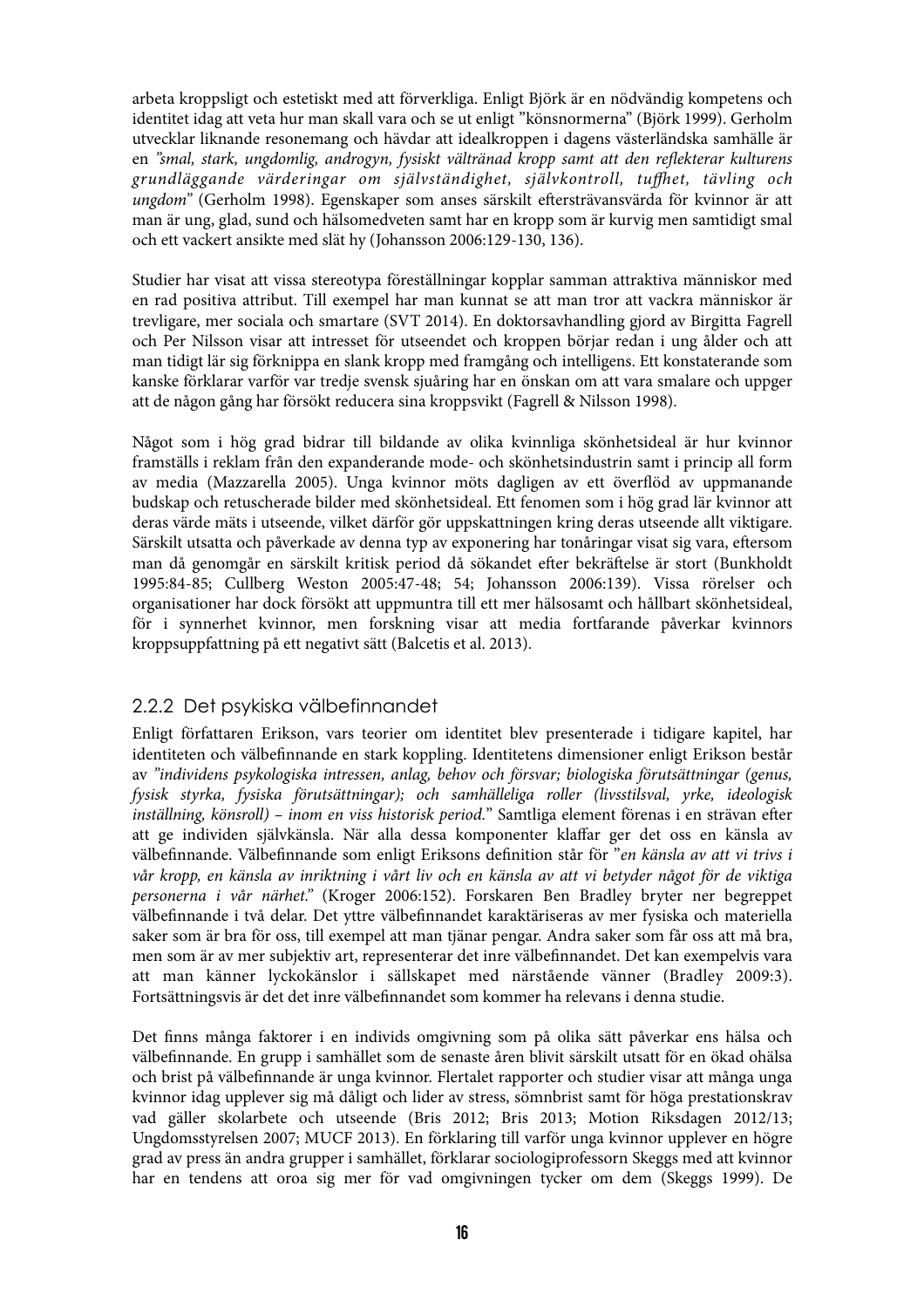arbeta kroppsligt och estetiskt med att förverkliga. Enligt Björk är en nödvändig kompetens och identitet idag att veta hur man skall vara och se ut enligt ”könsnormerna” (Björk 1999). Gerholm utvecklar liknande resonemang och hävdar att idealkroppen i dagens västerländska samhälle är en *”smal, stark, ungdomlig, androgyn, fysiskt vältränad kropp samt att den reflekterar kulturens grundläggande värderingar om självständighet, självkontroll, tuffhet, tävling och ungdom*” (Gerholm 1998). Egenskaper som anses särskilt eftersträvansvärda för kvinnor är att man är ung, glad, sund och hälsomedveten samt har en kropp som är kurvig men samtidigt smal och ett vackert ansikte med slät hy (Johansson 2006:129-130, 136).

Studier har visat att vissa stereotypa föreställningar kopplar samman attraktiva människor med en rad positiva attribut. Till exempel har man kunnat se att man tror att vackra människor är trevligare, mer sociala och smartare (SVT 2014). En doktorsavhandling gjord av Birgitta Fagrell och Per Nilsson visar att intresset för utseendet och kroppen börjar redan i ung ålder och att man tidigt lär sig förknippa en slank kropp med framgång och intelligens. Ett konstaterande som kanske förklarar varför var tredje svensk sjuåring har en önskan om att vara smalare och uppger att de någon gång har försökt reducera sina kroppsvikt (Fagrell & Nilsson 1998).

Något som i hög grad bidrar till bildande av olika kvinnliga skönhetsideal är hur kvinnor framställs i reklam från den expanderande mode- och skönhetsindustrin samt i princip all form av media (Mazzarella 2005). Unga kvinnor möts dagligen av ett överflöd av uppmanande budskap och retuscherade bilder med skönhetsideal. Ett fenomen som i hög grad lär kvinnor att deras värde mäts i utseende, vilket därför gör uppskattningen kring deras utseende allt viktigare. Särskilt utsatta och påverkade av denna typ av exponering har tonåringar visat sig vara, eftersom man då genomgår en särskilt kritisk period då sökandet efter bekräftelse är stort (Bunkholdt 1995:84-85; Cullberg Weston 2005:47-48; 54; Johansson 2006:139). Vissa rörelser och organisationer har dock försökt att uppmuntra till ett mer hälsosamt och hållbart skönhetsideal, för i synnerhet kvinnor, men forskning visar att media fortfarande påverkar kvinnors kroppsuppfattning på ett negativt sätt (Balcetis et al. 2013).

### 2.2.2 Det psykiska välbefinnandet

Enligt författaren Erikson, vars teorier om identitet blev presenterade i tidigare kapitel, har identiteten och välbefinnande en stark koppling. Identitetens dimensioner enligt Erikson består av *”individens psykologiska intressen, anlag, behov och försvar; biologiska förutsättningar (genus, fysisk styrka, fysiska förutsättningar); och samhälleliga roller (livsstilsval, yrke, ideologisk inställning, könsroll) – inom en viss historisk period.*” Samtliga element förenas i en strävan efter att ge individen självkänsla. När alla dessa komponenter klaffar ger det oss en känsla av välbefinnande. Välbefinnande som enligt Eriksons definition står för ”*en känsla av att vi trivs i vår kropp, en känsla av inriktning i vårt liv och en känsla av att vi betyder något för de viktiga personerna i vår närhet.*” (Kroger 2006:152). Forskaren Ben Bradley bryter ner begreppet välbefinnande i två delar. Det yttre välbefinnandet karaktäriseras av mer fysiska och materiella saker som är bra för oss, till exempel att man tjänar pengar. Andra saker som får oss att må bra, men som är av mer subjektiv art, representerar det inre välbefinnandet. Det kan exempelvis vara att man känner lyckokänslor i sällskapet med närstående vänner (Bradley 2009:3). Fortsättningsvis är det det inre välbefinnandet som kommer ha relevans i denna studie.

Det finns många faktorer i en individs omgivning som på olika sätt påverkar ens hälsa och välbefinnande. En grupp i samhället som de senaste åren blivit särskilt utsatt för en ökad ohälsa och brist på välbefinnande är unga kvinnor. Flertalet rapporter och studier visar att många unga kvinnor idag upplever sig må dåligt och lider av stress, sömnbrist samt för höga prestationskrav vad gäller skolarbete och utseende (Bris 2012; Bris 2013; Motion Riksdagen 2012/13; Ungdomsstyrelsen 2007; MUCF 2013). En förklaring till varför unga kvinnor upplever en högre grad av press än andra grupper i samhället, förklarar sociologiprofessorn Skeggs med att kvinnor har en tendens att oroa sig mer för vad omgivningen tycker om dem (Skeggs 1999). De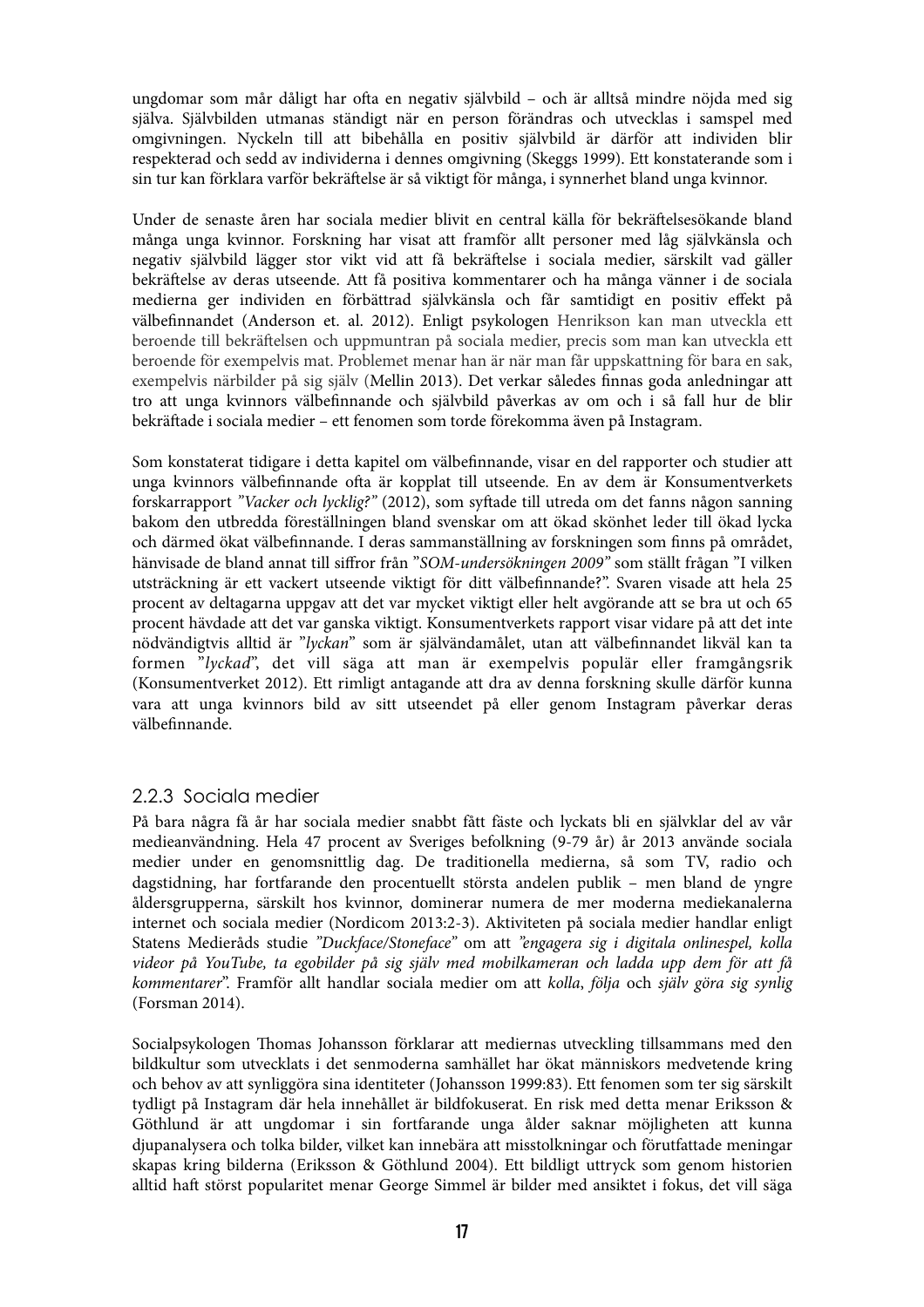ungdomar som mår dåligt har ofta en negativ självbild – och är alltså mindre nöjda med sig själva. Självbilden utmanas ständigt när en person förändras och utvecklas i samspel med omgivningen. Nyckeln till att bibehålla en positiv självbild är därför att individen blir respekterad och sedd av individerna i dennes omgivning (Skeggs 1999). Ett konstaterande som i sin tur kan förklara varför bekräftelse är så viktigt för många, i synnerhet bland unga kvinnor.

Under de senaste åren har sociala medier blivit en central källa för bekräftelsesökande bland många unga kvinnor. Forskning har visat att framför allt personer med låg självkänsla och negativ självbild lägger stor vikt vid att få bekräftelse i sociala medier, särskilt vad gäller bekräftelse av deras utseende. Att få positiva kommentarer och ha många vänner i de sociala medierna ger individen en förbättrad självkänsla och får samtidigt en positiv effekt på välbefinnandet (Anderson et. al. 2012). Enligt psykologen Henrikson kan man utveckla ett beroende till bekräftelsen och uppmuntran på sociala medier, precis som man kan utveckla ett beroende för exempelvis mat. Problemet menar han är när man får uppskattning för bara en sak, exempelvis närbilder på sig själv (Mellin 2013). Det verkar således finnas goda anledningar att tro att unga kvinnors välbefinnande och självbild påverkas av om och i så fall hur de blir bekräftade i sociala medier – ett fenomen som torde förekomma även på Instagram.

Som konstaterat tidigare i detta kapitel om välbefinnande, visar en del rapporter och studier att unga kvinnors välbefinnande ofta är kopplat till utseende. En av dem är Konsumentverkets forskarrapport *"Vacker och lycklig?"* (2012), som syftade till utreda om det fanns någon sanning bakom den utbredda föreställningen bland svenskar om att ökad skönhet leder till ökad lycka och därmed ökat välbefinnande. I deras sammanställning av forskningen som finns på området, hänvisade de bland annat till siffror från *"SOM-undersökningen 2009"* som ställt frågan "I vilken utsträckning är ett vackert utseende viktigt för ditt välbefinnande?". Svaren visade att hela 25 procent av deltagarna uppgav att det var mycket viktigt eller helt avgörande att se bra ut och 65 procent hävdade att det var ganska viktigt. Konsumentverkets rapport visar vidare på att det inte nödvändigtvis alltid är "*lyckan*" som är självändamålet, utan att välbefinnandet likväl kan ta formen "*lyckad*", det vill säga att man är exempelvis populär eller framgångsrik (Konsumentverket 2012). Ett rimligt antagande att dra av denna forskning skulle därför kunna vara att unga kvinnors bild av sitt utseendet på eller genom Instagram påverkar deras välbefinnande.

### 2.2.3 Sociala medier

På bara några få år har sociala medier snabbt fått fäste och lyckats bli en självklar del av vår medieanvändning. Hela 47 procent av Sveriges befolkning (9-79 år) år 2013 använde sociala medier under en genomsnittlig dag. De traditionella medierna, så som TV, radio och dagstidning, har fortfarande den procentuellt största andelen publik – men bland de yngre åldersgrupperna, särskilt hos kvinnor, dominerar numera de mer moderna mediekanalerna internet och sociala medier (Nordicom 2013:2-3). Aktiviteten på sociala medier handlar enligt Statens Medieråds studie *"Duckface/Stoneface"* om att *"engagera sig i digitala onlinespel, kolla videor på YouTube, ta egobilder på sig själv med mobilkameran och ladda upp dem för att få kommentarer"*. Framför allt handlar sociala medier om att *kolla*, *följa* och *själv göra sig synlig* (Forsman 2014).

Socialpsykologen Thomas Johansson förklarar att mediernas utveckling tillsammans med den bildkultur som utvecklats i det senmoderna samhället har ökat människors medvetende kring och behov av att synliggöra sina identiteter (Johansson 1999:83). Ett fenomen som ter sig särskilt tydligt på Instagram där hela innehållet är bildfokuserat. En risk med detta menar Eriksson & Göthlund är att ungdomar i sin fortfarande unga ålder saknar möjligheten att kunna djupanalysera och tolka bilder, vilket kan innebära att misstolkningar och förutfattade meningar skapas kring bilderna (Eriksson & Göthlund 2004). Ett bildligt uttryck som genom historien alltid haft störst popularitet menar George Simmel är bilder med ansiktet i fokus, det vill säga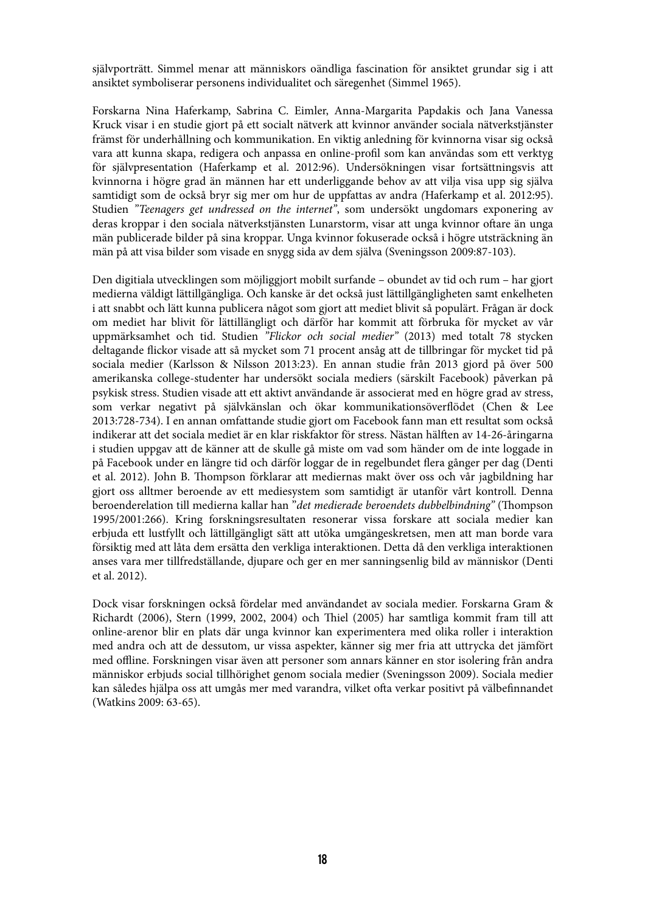självporträtt. Simmel menar att människors oändliga fascination för ansiktet grundar sig i att ansiktet symboliserar personens individualitet och säregenhet (Simmel 1965).

Forskarna Nina Haferkamp, Sabrina C. Eimler, Anna-Margarita Papdakis och Jana Vanessa Kruck visar i en studie gjort på ett socialt nätverk att kvinnor använder sociala nätverkstjänster främst för underhållning och kommunikation. En viktig anledning för kvinnorna visar sig också vara att kunna skapa, redigera och anpassa en online-profil som kan användas som ett verktyg för självpresentation (Haferkamp et al. 2012:96). Undersökningen visar fortsättningsvis att kvinnorna i högre grad än männen har ett underliggande behov av att vilja visa upp sig själva samtidigt som de också bryr sig mer om hur de uppfattas av andra *(*Haferkamp et al. 2012:95). Studien *"Teenagers get undressed on the internet"*, som undersökt ungdomars exponering av deras kroppar i den sociala nätverkstjänsten Lunarstorm, visar att unga kvinnor oftare än unga män publicerade bilder på sina kroppar. Unga kvinnor fokuserade också i högre utsträckning än män på att visa bilder som visade en snygg sida av dem själva (Sveningsson 2009:87-103).

Den digitiala utvecklingen som möjliggjort mobilt surfande – obundet av tid och rum – har gjort medierna väldigt lättillgängliga. Och kanske är det också just lättillgängligheten samt enkelheten i att snabbt och lätt kunna publicera något som gjort att mediet blivit så populärt. Frågan är dock om mediet har blivit för lättillängligt och därför har kommit att förbruka för mycket av vår uppmärksamhet och tid. Studien *"Flickor och social medier"* (2013) med totalt 78 stycken deltagande flickor visade att så mycket som 71 procent ansåg att de tillbringar för mycket tid på sociala medier (Karlsson & Nilsson 2013:23). En annan studie från 2013 gjord på över 500 amerikanska college-studenter har undersökt sociala mediers (särskilt Facebook) påverkan på psykisk stress. Studien visade att ett aktivt användande är associerat med en högre grad av stress, som verkar negativt på självkänslan och ökar kommunikationsöverflödet (Chen & Lee 2013:728-734). I en annan omfattande studie gjort om Facebook fann man ett resultat som också indikerar att det sociala mediet är en klar riskfaktor för stress. Nästan hälften av 14-26-åringarna i studien uppgav att de känner att de skulle gå miste om vad som händer om de inte loggade in på Facebook under en längre tid och därför loggar de in regelbundet flera gånger per dag (Denti et al. 2012). John B. Thompson förklarar att mediernas makt över oss och vår jagbildning har gjort oss alltmer beroende av ett mediesystem som samtidigt är utanför vårt kontroll. Denna beroenderelation till medierna kallar han *"det medierade beroendets dubbelbindning"* (Thompson 1995/2001:266). Kring forskningsresultaten resonerar vissa forskare att sociala medier kan erbjuda ett lustfyllt och lättillgängligt sätt att utöka umgängeskretsen, men att man borde vara försiktig med att låta dem ersätta den verkliga interaktionen. Detta då den verkliga interaktionen anses vara mer tillfredställande, djupare och ger en mer sanningsenlig bild av människor (Denti et al. 2012).

Dock visar forskningen också fördelar med användandet av sociala medier. Forskarna Gram & Richardt (2006), Stern (1999, 2002, 2004) och Thiel (2005) har samtliga kommit fram till att online-arenor blir en plats där unga kvinnor kan experimentera med olika roller i interaktion med andra och att de dessutom, ur vissa aspekter, känner sig mer fria att uttrycka det jämfört med offline. Forskningen visar även att personer som annars känner en stor isolering från andra människor erbjuds social tillhörighet genom sociala medier (Sveningsson 2009). Sociala medier kan således hjälpa oss att umgås mer med varandra, vilket ofta verkar positivt på välbefinnandet (Watkins 2009: 63-65).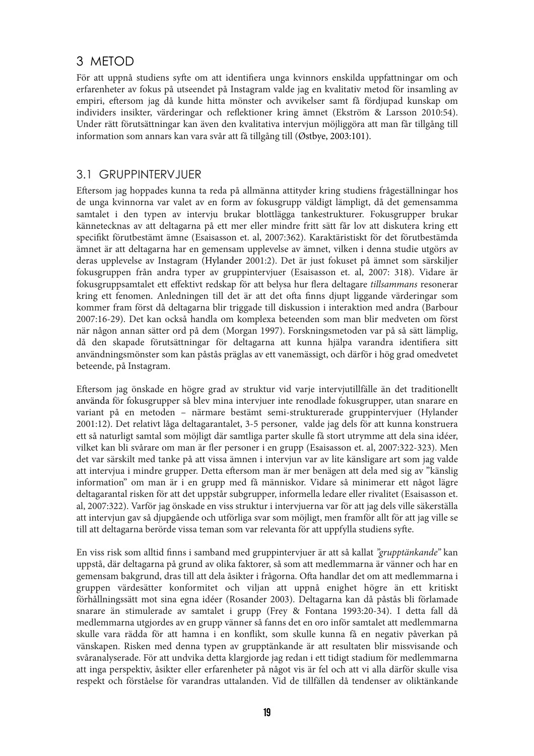# 3 METOD

För att uppnå studiens syfte om att identifiera unga kvinnors enskilda uppfattningar om och erfarenheter av fokus på utseendet på Instagram valde jag en kvalitativ metod för insamling av empiri, eftersom jag då kunde hitta mönster och avvikelser samt få fördjupad kunskap om individers insikter, värderingar och reflektioner kring ämnet (Ekström & Larsson 2010:54). Under rätt förutsättningar kan även den kvalitativa intervjun möjliggöra att man får tillgång till information som annars kan vara svår att få tillgång till (Østbye, 2003:101).

## 3.1 GRUPPINTERVJUER

Eftersom jag hoppades kunna ta reda på allmänna attityder kring studiens frågeställningar hos de unga kvinnorna var valet av en form av fokusgrupp väldigt lämpligt, då det gemensamma samtalet i den typen av intervju brukar blottlägga tankestrukturer. Fokusgrupper brukar kännetecknas av att deltagarna på ett mer eller mindre fritt sätt får lov att diskutera kring ett specifikt förutbestämt ämne (Esaisasson et. al, 2007:362). Karaktäriskt för det förutbestämda ämnet är att deltagarna har en gemensam upplevelse av ämnet, vilken i denna studie utgörs av deras upplevelse av Instagram (Hylander 2001:2). Det är just fokuset på ämnet som särskiljer fokusgruppen från andra typer av gruppintervjuer (Esaisasson et. al, 2007: 318). Vidare är fokusgruppsamtalet ett effektivt redskap för att belysa hur flera deltagare *tillsammans* resonerar kring ett fenomen. Anledningen till det är att det ofta finns djupt liggande värderingar som kommer fram först då deltagarna blir triggade till diskussion i interaktion med andra (Barbour 2007:16-29). Det kan också handla om komplexa beteenden som man blir medveten om först när någon annan sätter ord på dem (Morgan 1997). Forskningsmetoden var på så sätt lämplig, då den skapade förutsättningar för deltagarna att kunna hjälpa varandra identifiera sitt användningsmönster som kan påstås präglas av ett vanemässigt, och därför i hög grad omedvetet beteende, på Instagram.

Eftersom jag önskade en högre grad av struktur vid varje intervjutillfälle än det traditionellt använda för fokusgrupper så blev mina intervjuer inte renodlade fokusgrupper, utan snarare en variant på en metoden – närmare bestämt semi-strukturerade gruppintervjuer (Hylander 2001:12). Det relativt låga deltagarantalet, 3-5 personer, valde jag dels för att kunna konstruera ett så naturligt samtal som möjligt där samtliga parter skulle få stort utrymme att dela sina idéer, vilket kan bli svårare om man är fler personer i en grupp (Esaisasson et. al, 2007:322-323). Men det var särskilt med tanke på att vissa ämnen i intervjun var av lite känsligare art som jag valde att intervjua i mindre grupper. Detta eftersom man är mer benägen att dela med sig av "känslig information" om man är i en grupp med få människor. Vidare så minimerar ett något lägre deltagarantal risken för att det uppstår subgrupper, informella ledare eller rivalitet (Esaisasson et. al, 2007:322). Varför jag önskade en viss struktur i intervjuerna var för att jag dels ville säkerställa att intervjun gav så djupgående och utförliga svar som möjligt, men framför allt för att jag ville se till att deltagarna berörde vissa teman som var relevanta för att uppfylla studiens syfte.

En viss risk som alltid finns i samband med gruppintervjuer är att så kallat *"grupptänkande"* kan uppstå, där deltagarna på grund av olika faktorer, så som att medlemmarna är vänner och har en gemensam bakgrund, dras till att dela åsikter i frågorna. Ofta handlar det om att medlemmarna i gruppen värdesätter konformitet och viljan att uppnå enighet högre än ett kritiskt förhållningssätt mot sina egna idéer (Rosander 2003). Deltagarna kan då påstås bli förlamade snarare än stimulerade av samtalet i grupp (Frey & Fontana 1993:20-34). I detta fall då medlemmarna utgjordes av en grupp vänner så fanns det en oro inför samtalet att medlemmarna skulle vara rädda för att hamna i en konflikt, som skulle kunna få en negativ påverkan på vänskapen. Risken med denna typen av grupptänkande är att resultaten blir missvisande och svåranalyserade. För att undvika detta klargjorde jag redan i ett tidigt stadium för medlemmarna att inga perspektiv, åsikter eller erfarenheter på något vis är fel och att vi alla därför skulle visa respekt och förståelse för varandras uttalanden. Vid de tillfällen då tendenser av oliktänkande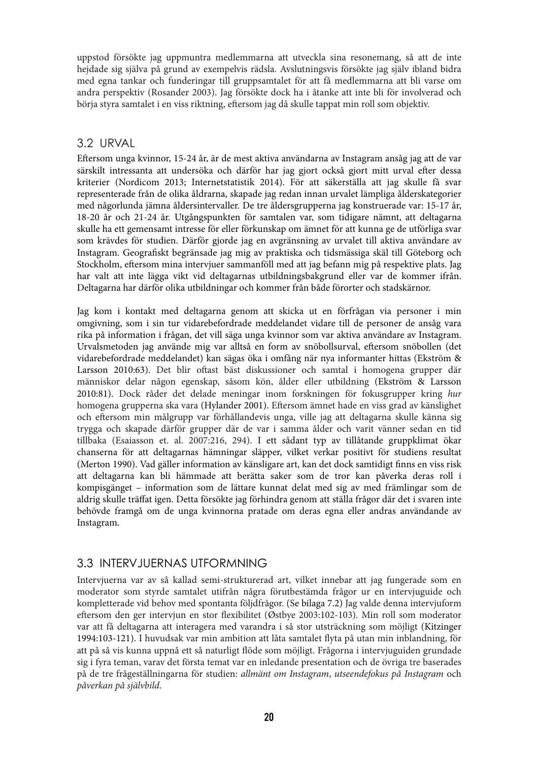uppstod försökte jag uppmuntra medlemmarna att utveckla sina resonemang, så att de inte hejdade sig själva på grund av exempelvis rädsla. Avslutningsvis försökte jag själv ibland bidra med egna tankar och funderingar till gruppsamtalet för att få medlemmarna att bli varse om andra perspektiv (Rosander 2003). Jag försökte dock ha i åtanke att inte bli för involverad och börja styra samtalet i en viss riktning, eftersom jag då skulle tappat min roll som objektiv.

## 3.2 URVAL

Eftersom unga kvinnor, 15-24 år, är de mest aktiva användarna av Instagram ansåg jag att de var särskilt intressanta att undersöka och därför har jag gjort också gjort mitt urval efter dessa kriterier (Nordicom 2013; Internetstatistik 2014). För att säkerställa att jag skulle få svar representerade från de olika åldrarna, skapade jag redan innan urvalet lämpliga ålderskategorier med någorlunda jämna åldersintervaller. De tre åldersgrupperna jag konstruerade var: 15-17 år, 18-20 år och 21-24 år. Utgångspunkten för samtalen var, som tidigare nämnt, att deltagarna skulle ha ett gemensamt intresse för eller förkunskap om ämnet för att kunna ge de utförliga svar som krävdes för studien. Därför gjorde jag en avgränsning av urvalet till aktiva användare av Instagram. Geografiskt begränsade jag mig av praktiska och tidsmässiga skäl till Göteborg och Stockholm, eftersom mina intervjuer sammanföll med att jag befann mig på respektive plats. Jag har valt att inte lägga vikt vid deltagarnas utbildningsbakgrund eller var de kommer ifrån. Deltagarna har därför olika utbildningar och kommer från både förorter och stadskärnor.

Jag kom i kontakt med deltagarna genom att skicka ut en förfrågan via personer i min omgivning, som i sin tur vidarebefordrade meddelandet vidare till de personer de ansåg vara rika på information i frågan, det vill säga unga kvinnor som var aktiva användare av Instagram. Urvalsmetoden jag använde mig var alltså en form av snöbollsurval, eftersom snöbollen (det vidarebefordrade meddelandet) kan sägas öka i omfång när nya informanter hittas (Ekström & Larsson 2010:63). Det blir oftast bäst diskussioner och samtal i homogena grupper där människor delar någon egenskap, såsom kön, ålder eller utbildning (Ekström & Larsson 2010:81). Dock råder det delade meningar inom forskningen för fokusgrupper kring *hur* homogena grupperna ska vara (Hylander 2001). Eftersom ämnet hade en viss grad av känslighet och eftersom min målgrupp var förhållandevis unga, ville jag att deltagarna skulle känna sig trygga och skapade därför grupper där de var i samma ålder och varit vänner sedan en tid tillbaka (Esaiasson et. al. 2007:216, 294). I ett sådant typ av tillåtande gruppklimat ökar chanserna för att deltagarnas hämningar släpper, vilket verkar positivt för studiens resultat (Merton 1990). Vad gäller information av känsligare art, kan det dock samtidigt finns en viss risk att deltagarna kan bli hämmade att berätta saker som de tror kan påverka deras roll i kompisgänget – information som de lättare kunnat delat med sig av med främlingar som de aldrig skulle träffat igen. Detta försökte jag förhindra genom att ställa frågor där det i svaren inte behövde framgå om de unga kvinnorna pratade om deras egna eller andras användande av Instagram.

## 3.3 INTERVJUERNAS UTFORMNING

Intervjuerna var av så kallad semi-strukturerad art, vilket innebar att jag fungerade som en moderator som styrde samtalet utifrån några förutbestämda frågor ur en intervjuguide och kompletterade vid behov med spontanta följdfrågor. (Se bilaga 7.2) Jag valde denna intervjuform eftersom den ger intervjun en stor flexibilitet (Østbye 2003:102-103). Min roll som moderator var att få deltagarna att interagera med varandra i så stor utsträckning som möjligt (Kitzinger 1994:103-121). I huvudsak var min ambition att låta samtalet flyta på utan min inblandning, för att på så vis kunna uppnå ett så naturligt flöde som möjligt. Frågorna i intervjuguiden grundade sig i fyra teman, varav det första temat var en inledande presentation och de övriga tre baserades på de tre frågeställningarna för studien: *allmänt om Instagram*, *utseendefokus på Instagram* och *påverkan på självbild*.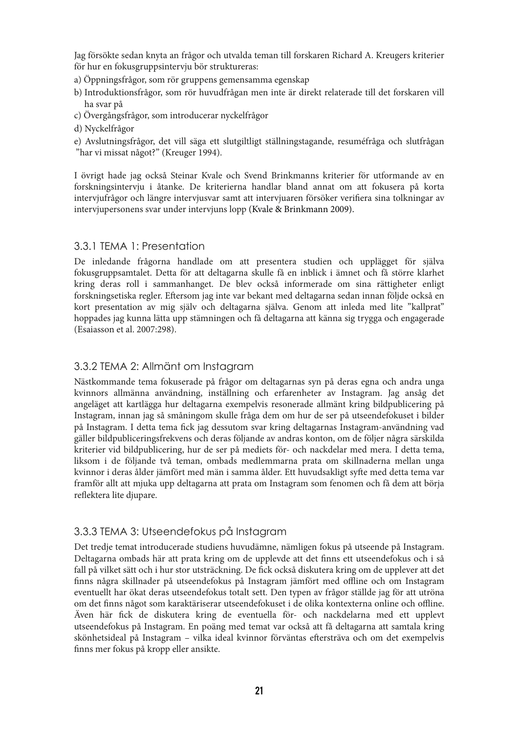Jag försökte sedan knyta an frågor och utvalda teman till forskaren Richard A. Kreugers kriterier för hur en fokusgruppsintervju bör struktureras:

a) Öppningsfrågor, som rör gruppens gemensamma egenskap

b) Introduktionsfrågor, som rör huvudfrågan men inte är direkt relaterade till det forskaren vill ha svar på

c) Övergångsfrågor, som introducerar nyckelfrågor

d) Nyckelfrågor

e) Avslutningsfrågor, det vill säga ett slutgiltligt ställningstagande, resuméfråga och slutfrågan ”har vi missat något?” (Kreuger 1994).

I övrigt hade jag också Steinar Kvale och Svend Brinkmanns kriterier för utformande av en forskningsintervju i åtanke. De kriterierna handlar bland annat om att fokusera på korta intervjufrågor och längre intervjusvar samt att intervjuaren försöker verifiera sina tolkningar av intervjupersonens svar under intervjuns lopp (Kvale & Brinkmann 2009).

### 3.3.1 TEMA 1: Presentation

De inledande frågorna handlade om att presentera studien och upplägget för själva fokusgruppsamtalet. Detta för att deltagarna skulle få en inblick i ämnet och få större klarhet kring deras roll i sammanhanget. De blev också informerade om sina rättigheter enligt forskningsetiska regler. Eftersom jag inte var bekant med deltagarna sedan innan följde också en kort presentation av mig själv och deltagarna själva. Genom att inleda med lite ”kallprat” hoppades jag kunna lätta upp stämningen och få deltagarna att känna sig trygga och engagerade (Esaiasson et al. 2007:298).

### 3.3.2 TEMA 2: Allmänt om Instagram

Nästkommande tema fokuserade på frågor om deltagarnas syn på deras egna och andra unga kvinnors allmänna användning, inställning och erfarenheter av Instagram. Jag ansåg det angeläget att kartlägga hur deltagarna exempelvis resonerade allmänt kring bildpublicering på Instagram, innan jag så småningom skulle fråga dem om hur de ser på utseendefokuset i bilder på Instagram. I detta tema fick jag dessutom svar kring deltagarnas Instagram-användning vad gäller bildpubliceringsfrekvens och deras följande av andras konton, om de följer några särskilda kriterier vid bildpublicering, hur de ser på mediets för- och nackdelar med mera. I detta tema, liksom i de följande två teman, ombads medlemmarna prata om skillnaderna mellan unga kvinnor i deras ålder jämfört med män i samma ålder. Ett huvudsakligt syfte med detta tema var framför allt att mjuka upp deltagarna att prata om Instagram som fenomen och få dem att börja reflektera lite djupare.

### 3.3.3 TEMA 3: Utseendefokus på Instagram

Det tredje temat introducerade studiens huvudämne, nämligen fokus på utseende på Instagram. Deltagarna ombads här att prata kring om de upplevde att det finns ett utseendefokus och i så fall på vilket sätt och i hur stor utsträckning. De fick också diskutera kring om de upplever att det finns några skillnader på utseendefokus på Instagram jämfört med offline och om Instagram eventuellt har ökat deras utseendefokus totalt sett. Den typen av frågor ställde jag för att utröna om det finns något som karaktäriserar utseendefokuset i de olika kontexterna online och offline. Även här fick de diskutera kring de eventuella för- och nackdelarna med ett upplevt utseendefokus på Instagram. En poäng med temat var också att få deltagarna att samtala kring skönhetsideal på Instagram – vilka ideal kvinnor förväntas eftersträva och om det exempelvis finns mer fokus på kropp eller ansikte.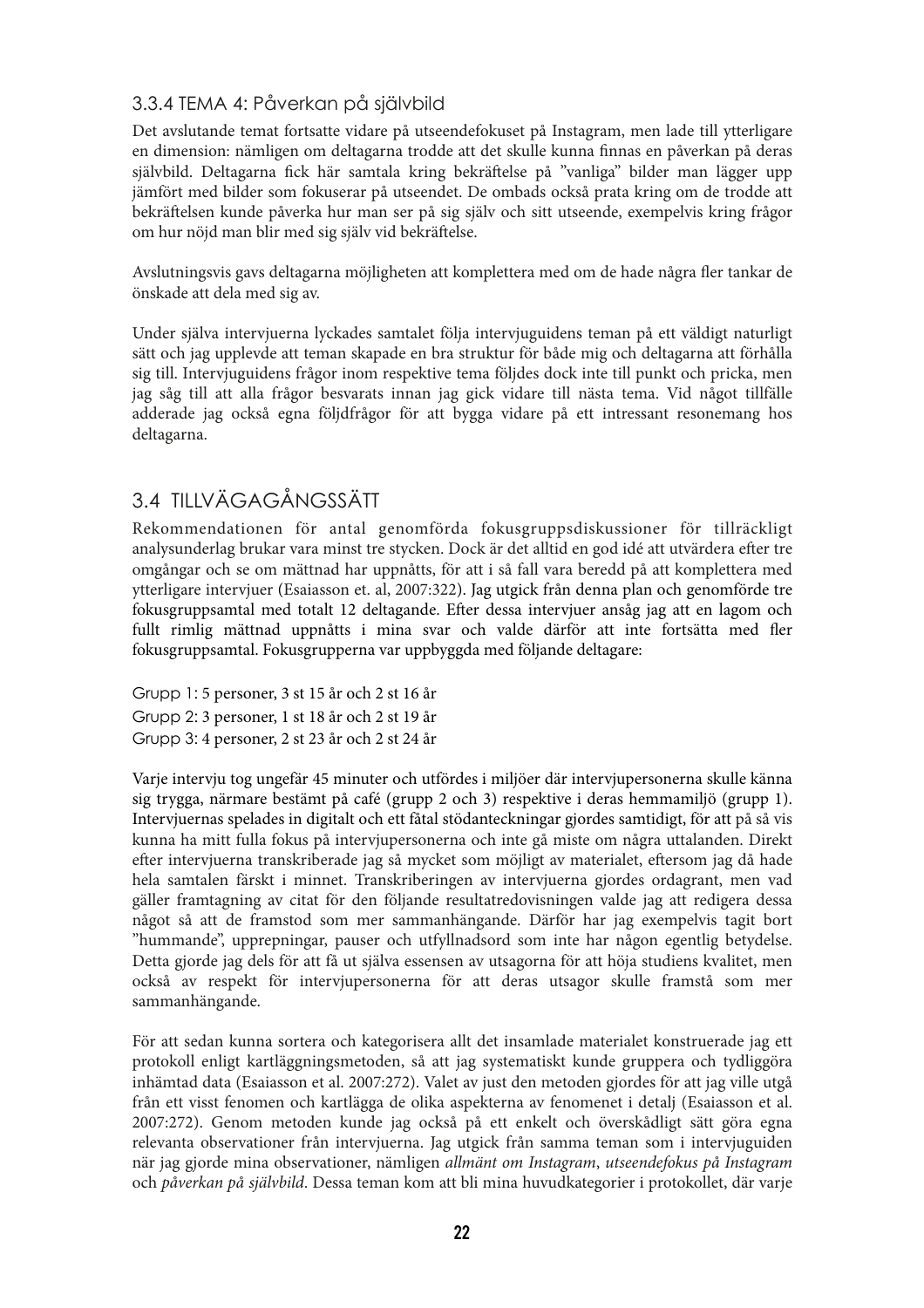### 3.3.4 TEMA 4: Påverkan på självbild

Det avslutande temat fortsatte vidare på utseendefokuset på Instagram, men lade till ytterligare en dimension: nämligen om deltagarna trodde att det skulle kunna finnas en påverkan på deras självbild. Deltagarna fick här samtala kring bekräftelse på "vanliga" bilder man lägger upp jämfört med bilder som fokuserar på utseendet. De ombads också prata kring om de trodde att bekräftelsen kunde påverka hur man ser på sig själv och sitt utseende, exempelvis kring frågor om hur nöjd man blir med sig själv vid bekräftelse.

Avslutningsvis gavs deltagarna möjligheten att komplettera med om de hade några fler tankar de önskade att dela med sig av.

Under själva intervjuerna lyckades samtalet följa intervjuguidens teman på ett väldigt naturligt sätt och jag upplevde att teman skapade en bra struktur för både mig och deltagarna att förhålla sig till. Intervjuguidens frågor inom respektive tema följdes dock inte till punkt och pricka, men jag såg till att alla frågor besvarats innan jag gick vidare till nästa tema. Vid något tillfälle adderade jag också egna följdfrågor för att bygga vidare på ett intressant resonemang hos deltagarna.

## 3.4 TILLVÄGAGÅNGSSÄTT

Rekommendationen för antal genomförda fokusgruppsdiskussioner för tillräckligt analysunderlag brukar vara minst tre stycken. Dock är det alltid en god idé att utvärdera efter tre omgångar och se om mättnad har uppnåtts, för att i så fall vara beredd på att komplettera med ytterligare intervjuer (Esaiasson et. al, 2007:322). Jag utgick från denna plan och genomförde tre fokusgruppsamtal med totalt 12 deltagande. Efter dessa intervjuer ansåg jag att en lagom och fullt rimlig mättnad uppnåtts i mina svar och valde därför att inte fortsätta med fler fokusgruppsamtal. Fokusgrupperna var uppbyggda med följande deltagare:

Grupp 1: 5 personer, 3 st 15 år och 2 st 16 år
Grupp 2: 3 personer, 1 st 18 år och 2 st 19 år
Grupp 3: 4 personer, 2 st 23 år och 2 st 24 år

Varje intervju tog ungefär 45 minuter och utfördes i miljöer där intervjupersonerna skulle känna sig trygga, närmare bestämt på café (grupp 2 och 3) respektive i deras hemmamiljö (grupp 1). Intervjuernas spelades in digitalt och ett fåtal stödanteckningar gjordes samtidigt, för att på så vis kunna ha mitt fulla fokus på intervjupersonerna och inte gå miste om några uttalanden. Direkt efter intervjuerna transkriberade jag så mycket som möjligt av materialet, eftersom jag då hade hela samtalen färskt i minnet. Transkriberingen av intervjuerna gjordes ordagrant, men vad gäller framtagning av citat för den följande resultatredovisningen valde jag att redigera dessa något så att de framstod som mer sammanhängande. Därför har jag exempelvis tagit bort "hummande", upprepningar, pauser och utfyllnadsord som inte har någon egentlig betydelse. Detta gjorde jag dels för att få ut själva essensen av utsagorna för att höja studiens kvalitet, men också av respekt för intervjupersonerna för att deras utsagor skulle framstå som mer sammanhängande.

För att sedan kunna sortera och kategorisera allt det insamlade materialet konstruerade jag ett protokoll enligt kartläggningsmetoden, så att jag systematiskt kunde gruppera och tydliggöra inhämtad data (Esaiasson et al. 2007:272). Valet av just den metoden gjordes för att jag ville utgå från ett visst fenomen och kartlägga de olika aspekterna av fenomenet i detalj (Esaiasson et al. 2007:272). Genom metoden kunde jag också på ett enkelt och överskådligt sätt göra egna relevanta observationer från intervjuerna. Jag utgick från samma teman som i intervjuguiden när jag gjorde mina observationer, nämligen *allmänt om Instagram*, *utseendefokus på Instagram* och *påverkan på självbild*. Dessa teman kom att bli mina huvudkategorier i protokollet, där varje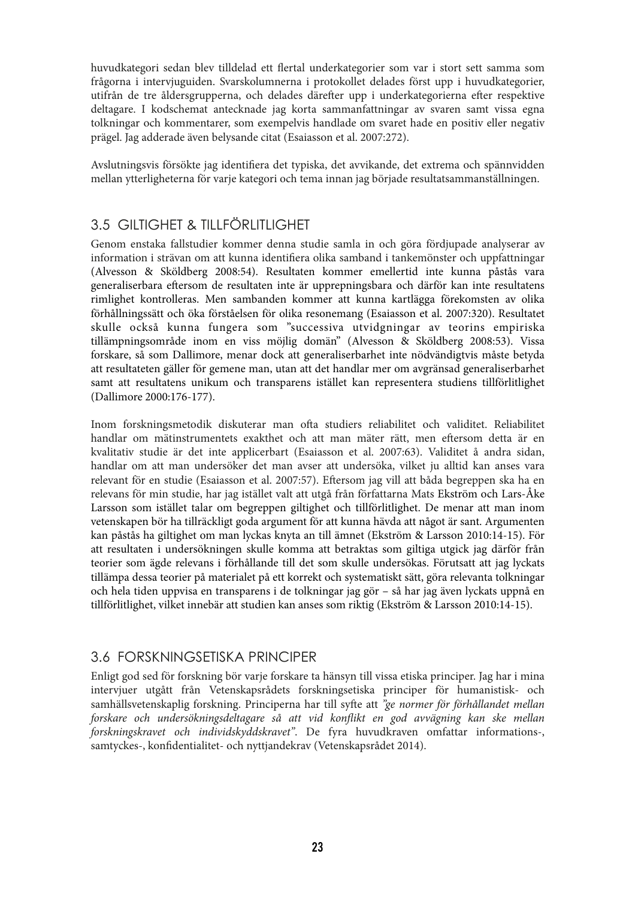huvudkategori sedan blev tilldelad ett flertal underkategorier som var i stort sett samma som frågorna i intervjuguiden. Svarskolumnerna i protokollet delades först upp i huvudkategorier, utifrån de tre åldersgrupperna, och delades därefter upp i underkategorierna efter respektive deltagare. I kodschemat antecknade jag korta sammanfattningar av svaren samt vissa egna tolkningar och kommentarer, som exempelvis handlade om svaret hade en positiv eller negativ prägel. Jag adderade även belysande citat (Esaiasson et al. 2007:272).

Avslutningsvis försökte jag identifiera det typiska, det avvikande, det extrema och spännvidden mellan ytterligheterna för varje kategori och tema innan jag började resultatsammanställningen.

## 3.5 GILTIGHET & TILLFÖRLITLIGHET

Genom enstaka fallstudier kommer denna studie samla in och göra fördjupade analyserar av information i strävan om att kunna identifiera olika samband i tankemönster och uppfattningar (Alvesson & Sköldberg 2008:54). Resultaten kommer emellertid inte kunna påstås vara generaliserbara eftersom de resultaten inte är upprepningsbara och därför kan inte resultatens rimlighet kontrolleras. Men sambanden kommer att kunna kartlägga förekomsten av olika förhållningssätt och öka förståelsen för olika resonemang (Esaiasson et al. 2007:320). Resultatet skulle också kunna fungera som "successiva utvidgningar av teorins empiriska tillämpningsområde inom en viss möjlig domän" (Alvesson & Sköldberg 2008:53). Vissa forskare, så som Dallimore, menar dock att generaliserbarhet inte nödvändigtvis måste betyda att resultateten gäller för gemene man, utan att det handlar mer om avgränsad generaliserbarhet samt att resultatens unikum och transparens istället kan representera studiens tillförlitlighet (Dallimore 2000:176-177).

Inom forskningsmetodik diskuterar man ofta studiers reliabilitet och validitet. Reliabilitet handlar om mätinstrumentets exakthet och att man mäter rätt, men eftersom detta är en kvalitativ studie är det inte applicerbart (Esaiasson et al. 2007:63). Validitet å andra sidan, handlar om att man undersöker det man avser att undersöka, vilket ju alltid kan anses vara relevant för en studie (Esaiasson et al. 2007:57). Eftersom jag vill att båda begreppen ska ha en relevans för min studie, har jag istället valt att utgå från författarna Mats Ekström och Lars-Åke Larsson som istället talar om begreppen giltighet och tillförlitlighet. De menar att man inom vetenskapen bör ha tillräckligt goda argument för att kunna hävda att något är sant. Argumenten kan påstås ha giltighet om man lyckas knyta an till ämnet (Ekström & Larsson 2010:14-15). För att resultaten i undersökningen skulle komma att betraktas som giltiga utgick jag därför från teorier som ägde relevans i förhållande till det som skulle undersökas. Förutsatt att jag lyckats tillämpa dessa teorier på materialet på ett korrekt och systematiskt sätt, göra relevanta tolkningar och hela tiden uppvisa en transparens i de tolkningar jag gör – så har jag även lyckats uppnå en tillförlitlighet, vilket innebär att studien kan anses som riktig (Ekström & Larsson 2010:14-15).

## 3.6 FORSKNINGSETISKA PRINCIPER

Enligt god sed för forskning bör varje forskare ta hänsyn till vissa etiska principer. Jag har i mina intervjuer utgått från Vetenskapsrådets forskningsetiska principer för humanistisk- och samhällsvetenskaplig forskning. Principerna har till syfte att *"ge normer för förhållandet mellan forskare och undersökningsdeltagare så att vid konflikt en god avvägning kan ske mellan forskningskravet och individskyddskravet"*. De fyra huvudkraven omfattar informations-, samtyckes-, konfidentialitet- och nyttjandekrav (Vetenskapsrådet 2014).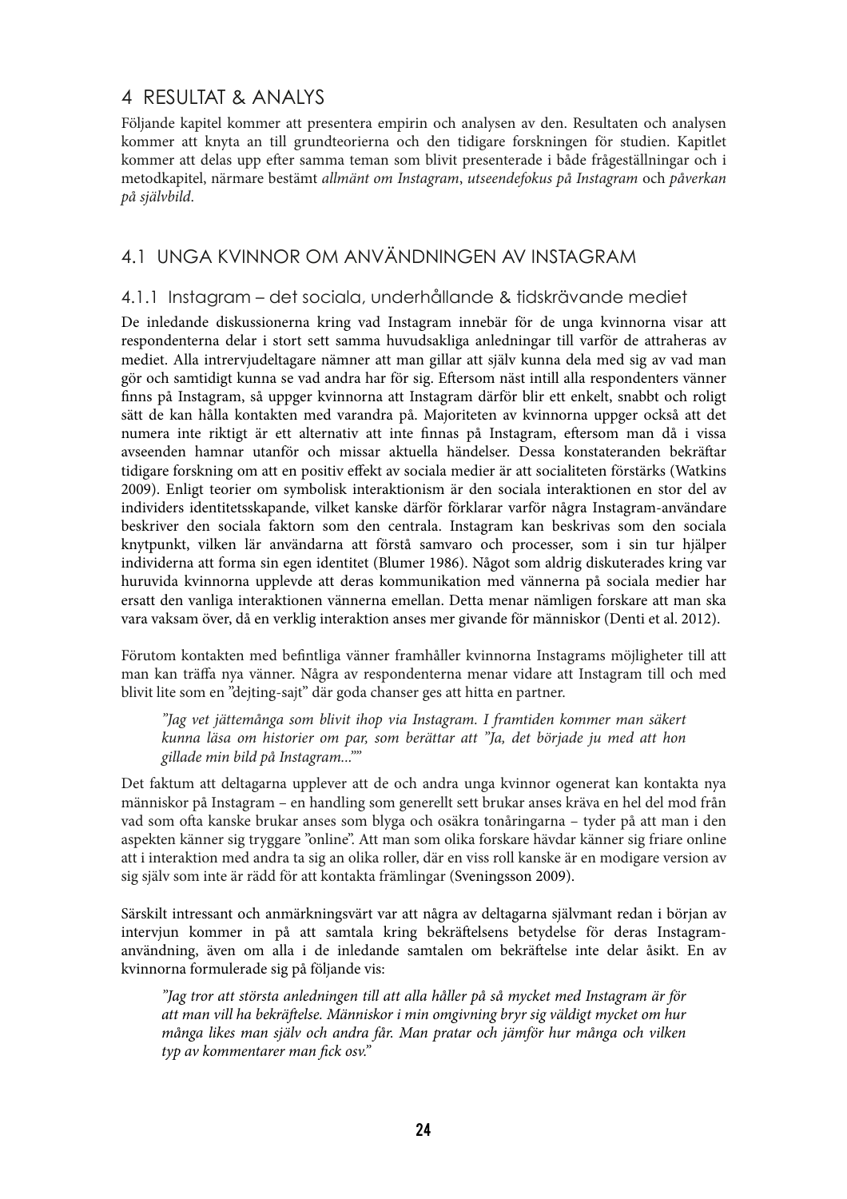# 4 RESULTAT & ANALYS

Följande kapitel kommer att presentera empirin och analysen av den. Resultaten och analysen kommer att knyta an till grundteorierna och den tidigare forskningen för studien. Kapitlet kommer att delas upp efter samma teman som blivit presenterade i både frågeställningar och i metodkapitel, närmare bestämt *allmänt om Instagram*, *utseendefokus på Instagram* och *påverkan på självbild*.

## 4.1 UNGA KVINNOR OM ANVÄNDNINGEN AV INSTAGRAM

### 4.1.1 Instagram – det sociala, underhållande & tidskrävande mediet

De inledande diskussionerna kring vad Instagram innebär för de unga kvinnorna visar att respondenterna delar i stort sett samma huvudsakliga anledningar till varför de attraheras av mediet. Alla intrervjudeltagare nämner att man gillar att själv kunna dela med sig av vad man gör och samtidigt kunna se vad andra har för sig. Eftersom näst intill alla respondenters vänner finns på Instagram, så uppger kvinnorna att Instagram därför blir ett enkelt, snabbt och roligt sätt de kan hålla kontakten med varandra på. Majoriteten av kvinnorna uppger också att det numera inte riktigt är ett alternativ att inte finnas på Instagram, eftersom man då i vissa avseenden hamnar utanför och missar aktuella händelser. Dessa konstateranden bekräftar tidigare forskning om att en positiv effekt av sociala medier är att socialiteten förstärks (Watkins 2009). Enligt teorier om symbolisk interaktionism är den sociala interaktionen en stor del av individers identitetsskapande, vilket kanske därför förklarar varför några Instagram-användare beskriver den sociala faktorn som den centrala. Instagram kan beskrivas som den sociala knytpunkt, vilken lär användarna att förstå samvaro och processer, som i sin tur hjälper individerna att forma sin egen identitet (Blumer 1986). Något som aldrig diskuterades kring var huruvida kvinnorna upplevde att deras kommunikation med vännerna på sociala medier har ersatt den vanliga interaktionen vännerna emellan. Detta menar nämligen forskare att man ska vara vaksam över, då en verklig interaktion anses mer givande för människor (Denti et al. 2012).

Förutom kontakten med befintliga vänner framhåller kvinnorna Instagrams möjligheter till att man kan träffa nya vänner. Några av respondenterna menar vidare att Instagram till och med blivit lite som en "dejting-sajt" där goda chanser ges att hitta en partner.

> *"Jag vet jättemånga som blivit ihop via Instagram. I framtiden kommer man säkert kunna läsa om historier om par, som berättar att "Ja, det började ju med att hon gillade min bild på Instagram...""*

Det faktum att deltagarna upplever att de och andra unga kvinnor ogenerat kan kontakta nya människor på Instagram – en handling som generellt sett brukar anses kräva en hel del mod från vad som ofta kanske brukar anses som blyga och osäkra tonåringarna – tyder på att man i den aspekten känner sig tryggare "online". Att man som olika forskare hävdar känner sig friare online att i interaktion med andra ta sig an olika roller, där en viss roll kanske är en modigare version av sig själv som inte är rädd för att kontakta främlingar (Sveningsson 2009).

Särskilt intressant och anmärkningsvärt var att några av deltagarna självmant redan i början av intervjun kommer in på att samtala kring bekräftelsens betydelse för deras Instagram-användning, även om alla i de inledande samtalen om bekräftelse inte delar åsikt. En av kvinnorna formulerade sig på följande vis:

> *"Jag tror att största anledningen till att alla håller på så mycket med Instagram är för att man vill ha bekräftelse. Människor i min omgivning bryr sig väldigt mycket om hur många likes man själv och andra får. Man pratar och jämför hur många och vilken typ av kommentarer man fick osv."*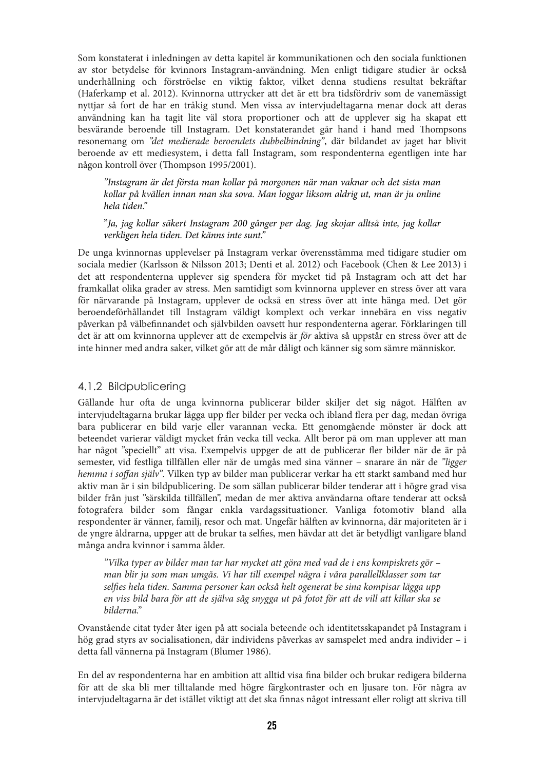Som konstaterat i inledningen av detta kapitel är kommunikationen och den sociala funktionen av stor betydelse för kvinnors Instagram-användning. Men enligt tidigare studier är också underhållning och förströelse en viktig faktor, vilket denna studiens resultat bekräftar (Haferkamp et al. 2012). Kvinnorna uttrycker att det är ett bra tidsfördriv som de vanemässigt nyttjar så fort de har en tråkig stund. Men vissa av intervjudeltagarna menar dock att deras användning kan ha tagit lite väl stora proportioner och att de upplever sig ha skapat ett besvärande beroende till Instagram. Det konstaterandet går hand i hand med Thompsons resonemang om *"det medierade beroendets dubbelbindning"*, där bildandet av jaget har blivit beroende av ett mediesystem, i detta fall Instagram, som respondenterna egentligen inte har någon kontroll över (Thompson 1995/2001).

> *"Instagram är det första man kollar på morgonen när man vaknar och det sista man kollar på kvällen innan man ska sova. Man loggar liksom aldrig ut, man är ju online hela tiden."*
>
> *"Ja, jag kollar säkert Instagram 200 gånger per dag. Jag skojar alltså inte, jag kollar verkligen hela tiden. Det känns inte sunt."*

De unga kvinnornas upplevelser på Instagram verkar överensstämma med tidigare studier om sociala medier (Karlsson & Nilsson 2013; Denti et al. 2012) och Facebook (Chen & Lee 2013) i det att respondenterna upplever sig spendera för mycket tid på Instagram och att det har framkallat olika grader av stress. Men samtidigt som kvinnorna upplever en stress över att vara för närvarande på Instagram, upplever de också en stress över att inte hänga med. Det gör beroendeförhållandet till Instagram väldigt komplext och verkar innebära en viss negativ påverkan på välbefinnandet och självbilden oavsett hur respondenterna agerar. Förklaringen till det är att om kvinnorna upplever att de exempelvis är *för* aktiva så uppstår en stress över att de inte hinner med andra saker, vilket gör att de mår dåligt och känner sig som sämre människor.

### 4.1.2 Bildpublicering

Gällande hur ofta de unga kvinnorna publicerar bilder skiljer det sig något. Hälften av intervjudeltagarna brukar lägga upp fler bilder per vecka och ibland flera per dag, medan övriga bara publicerar en bild varje eller varannan vecka. Ett genomgående mönster är dock att beteendet varierar väldigt mycket från vecka till vecka. Allt beror på om man upplever att man har något "speciellt" att visa. Exempelvis uppger de att de publicerar fler bilder när de är på semester, vid festliga tillfällen eller när de umgås med sina vänner – snarare än när de *"ligger hemma i soffan själv"*. Vilken typ av bilder man publicerar verkar ha ett starkt samband med hur aktiv man är i sin bildpublicering. De som sällan publicerar bilder tenderar att i högre grad visa bilder från just "särskilda tillfällen", medan de mer aktiva användarna oftare tenderar att också fotografera bilder som fångar enkla vardagssituationer. Vanliga fotomotiv bland alla respondenter är vänner, familj, resor och mat. Ungefär hälften av kvinnorna, där majoriteten är i de yngre åldrarna, uppger att de brukar ta selfies, men hävdar att det är betydligt vanligare bland många andra kvinnor i samma ålder.

> *"Vilka typer av bilder man tar har mycket att göra med vad de i ens kompiskrets gör – man blir ju som man umgås. Vi har till exempel några i våra parallellklasser som tar selfies hela tiden. Samma personer kan också helt ogenerat be sina kompisar lägga upp en viss bild bara för att de själva såg snygga ut på fotot för att de vill att killar ska se bilderna."*

Ovanstående citat tyder åter igen på att sociala beteende och identitetsskapandet på Instagram i hög grad styrs av socialisationen, där individens påverkas av samspelet med andra individer – i detta fall vännerna på Instagram (Blumer 1986).

En del av respondenterna har en ambition att alltid visa fina bilder och brukar redigera bilderna för att de ska bli mer tilltalande med högre färgkontraster och en ljusare ton. För några av intervjudeltagarna är det istället viktigt att det ska finnas något intressant eller roligt att skriva till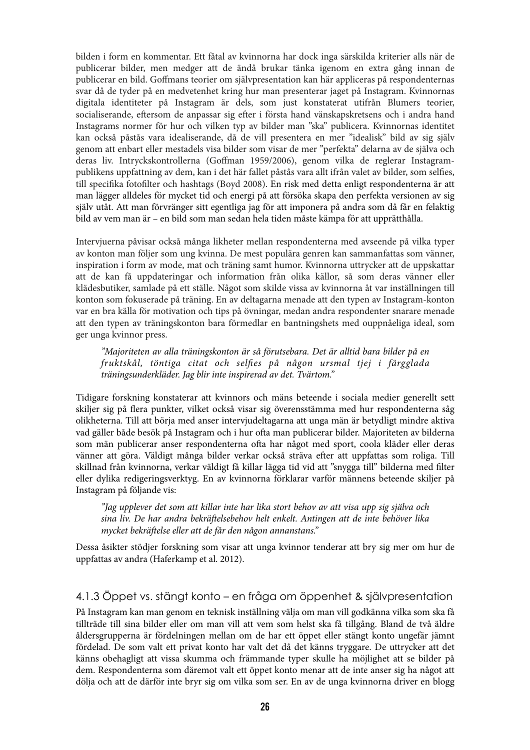bilden i form en kommentar. Ett fåtal av kvinnorna har dock inga särskilda kriterier alls när de publicerar bilder, men medger att de ändå brukar tänka igenom en extra gång innan de publicerar en bild. Goffmans teorier om självpresentation kan här appliceras på respondenternas svar då de tyder på en medvetenhet kring hur man presenterar jaget på Instagram. Kvinnornas digitala identiteter på Instagram är dels, som just konstaterat utifrån Blumers teorier, socialiserande, eftersom de anpassar sig efter i första hand vänskapskretsens och i andra hand Instagrams normer för hur och vilken typ av bilder man "ska" publicera. Kvinnornas identitet kan också påstås vara idealiserande, då de vill presentera en mer "idealisk" bild av sig själv genom att enbart eller mestadels visa bilder som visar de mer "perfekta" delarna av de själva och deras liv. Intryckskontrollerna (Goffman 1959/2006), genom vilka de reglerar Instagram-publikens uppfattning av dem, kan i det här fallet påstås vara allt ifrån valet av bilder, som selfies, till specifika fotofilter och hashtags (Boyd 2008). En risk med detta enligt respondenterna är att man lägger alldeles för mycket tid och energi på att försöka skapa den perfekta versionen av sig själv utåt. Att man förvränger sitt egentliga jag för att imponera på andra som då får en felaktig bild av vem man är – en bild som man sedan hela tiden måste kämpa för att upprätthålla.

Intervjuerna påvisar också många likheter mellan respondenterna med avseende på vilka typer av konton man följer som ung kvinna. De mest populära genren kan sammanfattas som vänner, inspiration i form av mode, mat och träning samt humor. Kvinnorna uttrycker att de uppskattar att de kan få uppdateringar och information från olika källor, så som deras vänner eller klädesbutiker, samlade på ett ställe. Något som skilde vissa av kvinnorna åt var inställningen till konton som fokuserade på träning. En av deltagarna menade att den typen av Instagram-konton var en bra källa för motivation och tips på övningar, medan andra respondenter snarare menade att den typen av träningskonton bara förmedlar en bantningshets med ouppnåeliga ideal, som ger unga kvinnor press.

> *"Majoriteten av alla träningskonton är så förutsebara. Det är alltid bara bilder på en fruktskål, töntiga citat och selfies på någon ursmal tjej i färgglada träningsunderkläder. Jag blir inte inspirerad av det. Tvärtom."*

Tidigare forskning konstaterar att kvinnors och mäns beteende i sociala medier generellt sett skiljer sig på flera punkter, vilket också visar sig överensstämma med hur respondenterna såg olikheterna. Till att börja med anser intervjudeltagarna att unga män är betydligt mindre aktiva vad gäller både besök på Instagram och i hur ofta man publicerar bilder. Majoriteten av bilderna som män publicerar anser respondenterna ofta har något med sport, coola kläder eller deras vänner att göra. Väldigt många bilder verkar också sträva efter att uppfattas som roliga. Till skillnad från kvinnorna, verkar väldigt få killar lägga tid vid att "snygga till" bilderna med filter eller dylika redigeringsverktyg. En av kvinnorna förklarar varför männens beteende skiljer på Instagram på följande vis:

> *"Jag upplever det som att killar inte har lika stort behov av att visa upp sig själva och sina liv. De har andra bekräftelsebehov helt enkelt. Antingen att de inte behöver lika mycket bekräftelse eller att de får den någon annanstans."*

Dessa åsikter stödjer forskning som visar att unga kvinnor tenderar att bry sig mer om hur de uppfattas av andra (Haferkamp et al. 2012).

### 4.1.3 Öppet vs. stängt konto – en fråga om öppenhet & självpresentation

På Instagram kan man genom en teknisk inställning välja om man vill godkänna vilka som ska få tillträde till sina bilder eller om man vill att vem som helst ska få tillgång. Bland de två äldre åldersgrupperna är fördelningen mellan om de har ett öppet eller stängt konto ungefär jämnt fördelad. De som valt ett privat konto har valt det då det känns tryggare. De uttrycker att det känns obehagligt att vissa skumma och främmande typer skulle ha möjlighet att se bilder på dem. Respondenterna som däremot valt ett öppet konto menar att de inte anser sig ha något att dölja och att de därför inte bryr sig om vilka som ser. En av de unga kvinnorna driver en blogg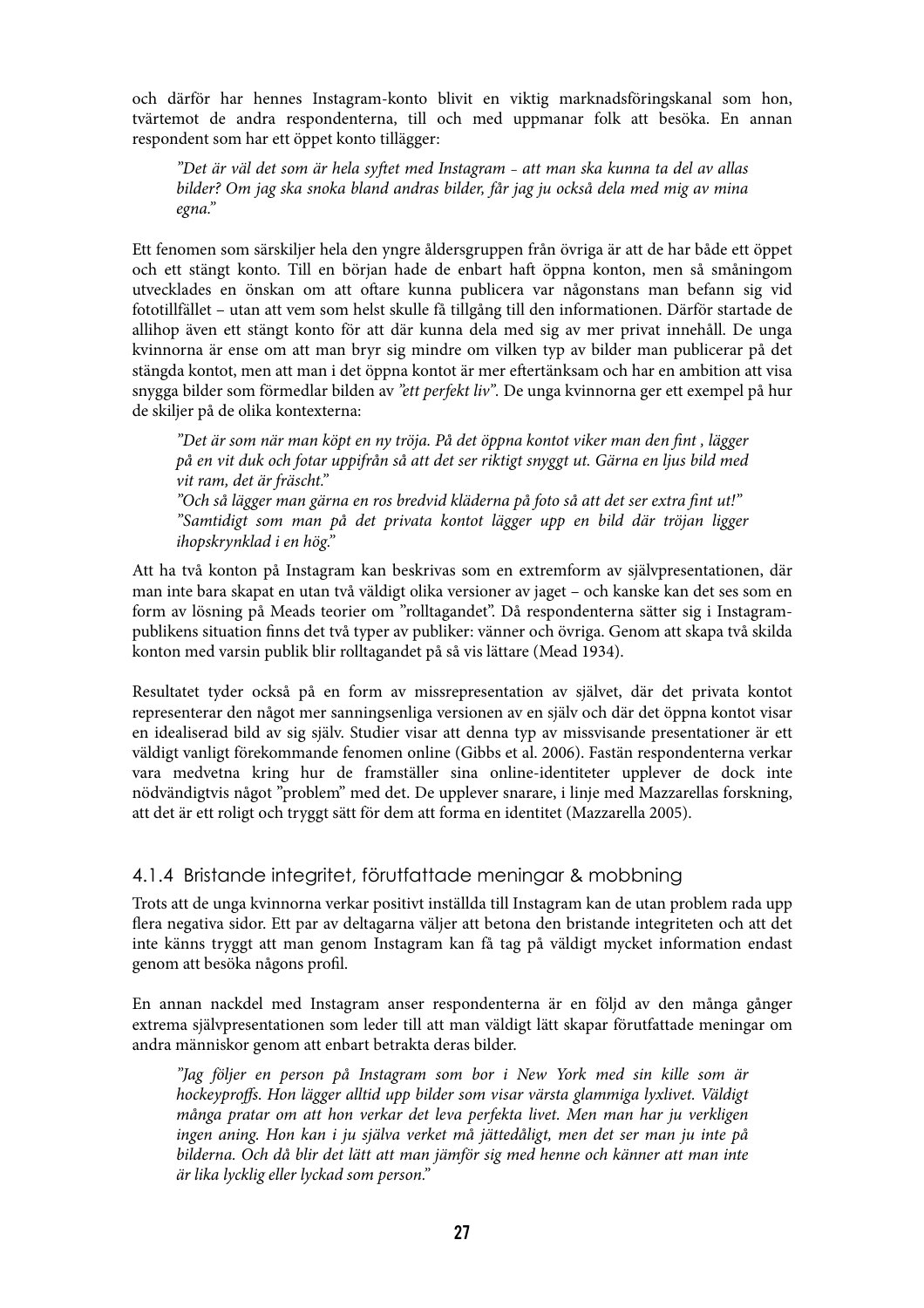och därför har hennes Instagram-konto blivit en viktig marknadsföringskanal som hon, tvärtemot de andra respondenterna, till och med uppmanar folk att besöka. En annan respondent som har ett öppet konto tillägger:

> *"Det är väl det som är hela syftet med Instagram – att man ska kunna ta del av allas bilder? Om jag ska snoka bland andras bilder, får jag ju också dela med mig av mina egna."*

Ett fenomen som särskiljer hela den yngre åldersgruppen från övriga är att de har både ett öppet och ett stängt konto. Till en början hade de enbart haft öppna konton, men så småningom utvecklades en önskan om att oftare kunna publicera var någonstans man befann sig vid fototillfället – utan att vem som helst skulle få tillgång till den informationen. Därför startade de allihop även ett stängt konto för att där kunna dela med sig av mer privat innehåll. De unga kvinnorna är ense om att man bryr sig mindre om vilken typ av bilder man publicerar på det stängda kontot, men att man i det öppna kontot är mer eftertänksam och har en ambition att visa snygga bilder som förmedlar bilden av *"ett perfekt liv"*. De unga kvinnorna ger ett exempel på hur de skiljer på de olika kontexterna:

> *"Det är som när man köpt en ny tröja. På det öppna kontot viker man den fint , lägger på en vit duk och fotar uppifrån så att det ser riktigt snyggt ut. Gärna en ljus bild med vit ram, det är fräscht."*
> *"Och så lägger man gärna en ros bredvid kläderna på foto så att det ser extra fint ut!"*
> *"Samtidigt som man på det privata kontot lägger upp en bild där tröjan ligger ihopskrynklad i en hög."*

Att ha två konton på Instagram kan beskrivas som en extremform av självpresentationen, där man inte bara skapat en utan två väldigt olika versioner av jaget – och kanske kan det ses som en form av lösning på Meads teorier om "rolltagandet". Då respondenterna sätter sig i Instagram-publikens situation finns det två typer av publiker: vänner och övriga. Genom att skapa två skilda konton med varsin publik blir rolltagandet på så vis lättare (Mead 1934).

Resultatet tyder också på en form av missrepresentation av självet, där det privata kontot representerar den något mer sanningsenliga versionen av en själv och där det öppna kontot visar en idealiserad bild av sig själv. Studier visar att denna typ av missvisande presentationer är ett väldigt vanligt förekommande fenomen online (Gibbs et al. 2006). Fastän respondenterna verkar vara medvetna kring hur de framställer sina online-identiteter upplever de dock inte nödvändigtvis något "problem" med det. De upplever snarare, i linje med Mazzarellas forskning, att det är ett roligt och tryggt sätt för dem att forma en identitet (Mazzarella 2005).

### 4.1.4 Bristande integritet, förutfattade meningar & mobbning

Trots att de unga kvinnorna verkar positivt inställda till Instagram kan de utan problem rada upp flera negativa sidor. Ett par av deltagarna väljer att betona den bristande integriteten och att det inte känns tryggt att man genom Instagram kan få tag på väldigt mycket information endast genom att besöka någons profil.

En annan nackdel med Instagram anser respondenterna är en följd av den många gånger extrema självpresentationen som leder till att man väldigt lätt skapar förutfattade meningar om andra människor genom att enbart betrakta deras bilder.

> *"Jag följer en person på Instagram som bor i New York med sin kille som är hockeyproffs. Hon lägger alltid upp bilder som visar värsta glammiga lyxlivet. Väldigt många pratar om att hon verkar det leva perfekta livet. Men man har ju verkligen ingen aning. Hon kan i ju själva verket må jättedåligt, men det ser man ju inte på bilderna. Och då blir det lätt att man jämför sig med henne och känner att man inte är lika lycklig eller lyckad som person."*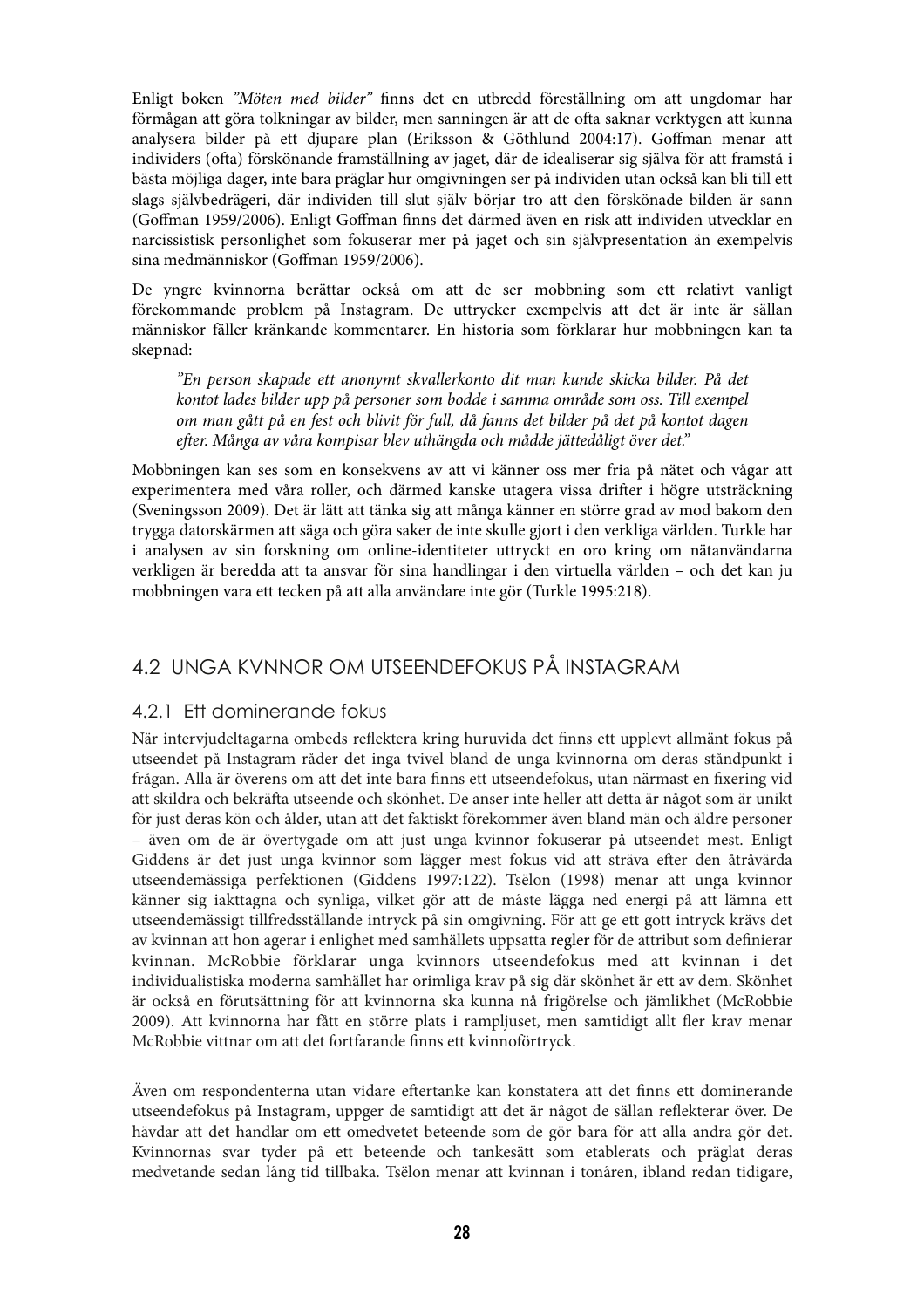Enligt boken *"Möten med bilder"* finns det en utbredd föreställning om att ungdomar har förmågan att göra tolkningar av bilder, men sanningen är att de ofta saknar verktygen att kunna analysera bilder på ett djupare plan (Eriksson & Göthlund 2004:17). Goffman menar att individers (ofta) förskönande framställning av jaget, där de idealiserar sig själva för att framstå i bästa möjliga dager, inte bara präglar hur omgivningen ser på individen utan också kan bli till ett slags självbedrägeri, där individen till slut själv börjar tro att den förskönade bilden är sann (Goffman 1959/2006). Enligt Goffman finns det därmed även en risk att individen utvecklar en narcissistisk personlighet som fokuserar mer på jaget och sin självpresentation än exempelvis sina medmänniskor (Goffman 1959/2006).

De yngre kvinnorna berättar också om att de ser mobbning som ett relativt vanligt förekommande problem på Instagram. De uttrycker exempelvis att det är inte är sällan människor fäller kränkande kommentarer. En historia som förklarar hur mobbningen kan ta skepnad:

> *"En person skapade ett anonymt skvallerkonto dit man kunde skicka bilder. På det kontot lades bilder upp på personer som bodde i samma område som oss. Till exempel om man gått på en fest och blivit för full, då fanns det bilder på det på kontot dagen efter. Många av våra kompisar blev uthängda och mådde jättedåligt över det."*

Mobbningen kan ses som en konsekvens av att vi känner oss mer fria på nätet och vågar att experimentera med våra roller, och därmed kanske utagera vissa drifter i högre utsträckning (Sveningsson 2009). Det är lätt att tänka sig att många känner en större grad av mod bakom den trygga datorskärmen att säga och göra saker de inte skulle gjort i den verkliga världen. Turkle har i analysen av sin forskning om online-identiteter uttryckt en oro kring om nätanvändarna verkligen är beredda att ta ansvar för sina handlingar i den virtuella världen – och det kan ju mobbningen vara ett tecken på att alla användare inte gör (Turkle 1995:218).

## 4.2 UNGA KVNNOR OM UTSEENDEFOKUS PÅ INSTAGRAM

### 4.2.1 Ett dominerande fokus

När intervjudeltagarna ombeds reflektera kring huruvida det finns ett upplevt allmänt fokus på utseendet på Instagram råder det inga tvivel bland de unga kvinnorna om deras ståndpunkt i frågan. Alla är överens om att det inte bara finns ett utseendefokus, utan närmast en fixering vid att skildra och bekräfta utseende och skönhet. De anser inte heller att detta är något som är unikt för just deras kön och ålder, utan att det faktiskt förekommer även bland män och äldre personer – även om de är övertygade om att just unga kvinnor fokuserar på utseendet mest. Enligt Giddens är det just unga kvinnor som lägger mest fokus vid att sträva efter den åtråvärda utseendemässiga perfektionen (Giddens 1997:122). Tsëlon (1998) menar att unga kvinnor känner sig iakttagna och synliga, vilket gör att de måste lägga ned energi på att lämna ett utseendemässigt tillfredsställande intryck på sin omgivning. För att ge ett gott intryck krävs det av kvinnan att hon agerar i enlighet med samhällets uppsatta regler för de attribut som definierar kvinnan. McRobbie förklarar unga kvinnors utseendefokus med att kvinnan i det individualistiska moderna samhället har orimliga krav på sig där skönhet är ett av dem. Skönhet är också en förutsättning för att kvinnorna ska kunna nå frigörelse och jämlikhet (McRobbie 2009). Att kvinnorna har fått en större plats i rampljuset, men samtidigt allt fler krav menar McRobbie vittnar om att det fortfarande finns ett kvinnoförtryck.

Även om respondenterna utan vidare eftertanke kan konstatera att det finns ett dominerande utseendefokus på Instagram, uppger de samtidigt att det är något de sällan reflekterar över. De hävdar att det handlar om ett omedvetet beteende som de gör bara för att alla andra gör det. Kvinnornas svar tyder på ett beteende och tankesätt som etablerats och präglat deras medvetande sedan lång tid tillbaka. Tsëlon menar att kvinnan i tonåren, ibland redan tidigare,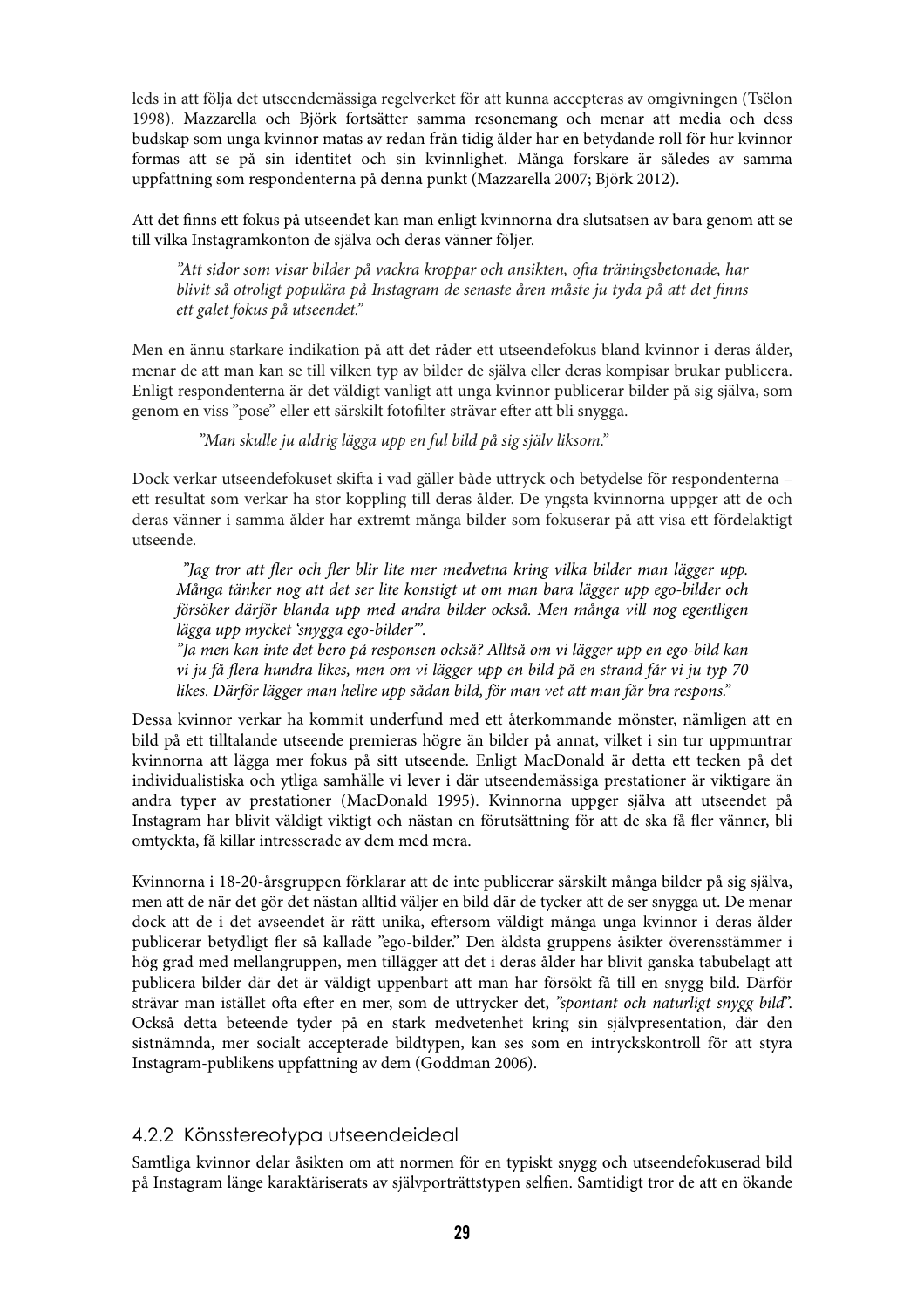leds in att följa det utseendemässiga regelverket för att kunna accepteras av omgivningen (Tsëlon 1998). Mazzarella och Björk fortsätter samma resonemang och menar att media och dess budskap som unga kvinnor matas av redan från tidig ålder har en betydande roll för hur kvinnor formas att se på sin identitet och sin kvinnlighet. Många forskare är således av samma uppfattning som respondenterna på denna punkt (Mazzarella 2007; Björk 2012).

Att det finns ett fokus på utseendet kan man enligt kvinnorna dra slutsatsen av bara genom att se till vilka Instagramkonton de själva och deras vänner följer.

> *"Att sidor som visar bilder på vackra kroppar och ansikten, ofta träningsbetonade, har blivit så otroligt populära på Instagram de senaste åren måste ju tyda på att det finns ett galet fokus på utseendet."*

Men en ännu starkare indikation på att det råder ett utseendefokus bland kvinnor i deras ålder, menar de att man kan se till vilken typ av bilder de själva eller deras kompisar brukar publicera. Enligt respondenterna är det väldigt vanligt att unga kvinnor publicerar bilder på sig själva, som genom en viss "pose" eller ett särskilt fotofilter strävar efter att bli snygga.

> *"Man skulle ju aldrig lägga upp en ful bild på sig själv liksom."*

Dock verkar utseendefokuset skifta i vad gäller både uttryck och betydelse för respondenterna – ett resultat som verkar ha stor koppling till deras ålder. De yngsta kvinnorna uppger att de och deras vänner i samma ålder har extremt många bilder som fokuserar på att visa ett fördelaktigt utseende.

> *"Jag tror att fler och fler blir lite mer medvetna kring vilka bilder man lägger upp. Många tänker nog att det ser lite konstigt ut om man bara lägger upp ego-bilder och försöker därför blanda upp med andra bilder också. Men många vill nog egentligen lägga upp mycket 'snygga ego-bilder'".*
>
> *"Ja men kan inte det bero på responsen också? Alltså om vi lägger upp en ego-bild kan vi ju få flera hundra likes, men om vi lägger upp en bild på en strand får vi ju typ 70 likes. Därför lägger man hellre upp sådan bild, för man vet att man får bra respons."*

Dessa kvinnor verkar ha kommit underfund med ett återkommande mönster, nämligen att en bild på ett tilltalande utseende premieras högre än bilder på annat, vilket i sin tur uppmuntrar kvinnorna att lägga mer fokus på sitt utseende. Enligt MacDonald är detta ett tecken på det individualistiska och ytliga samhälle vi lever i där utseendemässiga prestationer är viktigare än andra typer av prestationer (MacDonald 1995). Kvinnorna uppger själva att utseendet på Instagram har blivit väldigt viktigt och nästan en förutsättning för att de ska få fler vänner, bli omtyckta, få killar intresserade av dem med mera.

Kvinnorna i 18-20-årsgruppen förklarar att de inte publicerar särskilt många bilder på sig själva, men att de när det gör det nästan alltid väljer en bild där de tycker att de ser snygga ut. De menar dock att de i det avseendet är rätt unika, eftersom väldigt många unga kvinnor i deras ålder publicerar betydligt fler så kallade "ego-bilder." Den äldsta gruppens åsikter överensstämmer i hög grad med mellangruppen, men tillägger att det i deras ålder har blivit ganska tabubelagt att publicera bilder där det är väldigt uppenbart att man har försökt få till en snygg bild. Därför strävar man istället ofta efter en mer, som de uttrycker det, *"spontant och naturligt snygg bild"*. Också detta beteende tyder på en stark medvetenhet kring sin självpresentation, där den sistnämnda, mer socialt accepterade bildtypen, kan ses som en intryckskontroll för att styra Instagram-publikens uppfattning av dem (Goddman 2006).

### 4.2.2 Könsstereotypa utseendeideal

Samtliga kvinnor delar åsikten om att normen för en typiskt snygg och utseendefokuserad bild på Instagram länge karaktäriserats av självporträttstypen selfien. Samtidigt tror de att en ökande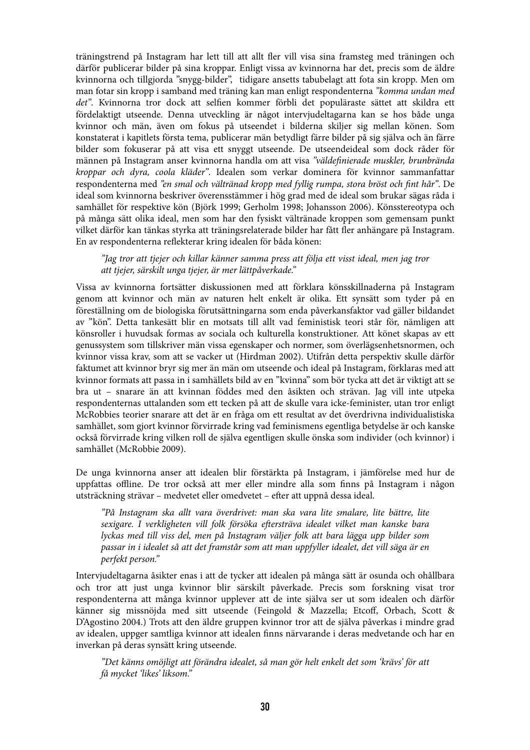träningstrend på Instagram har lett till att allt fler vill visa sina framsteg med träningen och därför publicerar bilder på sina kroppar. Enligt vissa av kvinnorna har det, precis som de äldre kvinnorna och tillgjorda "snygg-bilder", tidigare ansetts tabubelagt att fota sin kropp. Men om man fotar sin kropp i samband med träning kan man enligt respondenterna *"komma undan med det"*. Kvinnorna tror dock att selfien kommer förbli det populäraste sättet att skildra ett fördelaktigt utseende. Denna utveckling är något intervjudeltagarna kan se hos både unga kvinnor och män, även om fokus på utseendet i bilderna skiljer sig mellan könen. Som konstaterat i kapitlets första tema, publicerar män betydligt färre bilder på sig själva och än färre bilder som fokuserar på att visa ett snyggt utseende. De utseendeideal som dock råder för männen på Instagram anser kvinnorna handla om att visa *"väldefinierade muskler, brunbrända kroppar och dyra, coola kläder"*. Idealen som verkar dominera för kvinnor sammanfattar respondenterna med *"en smal och vältränad kropp med fyllig rumpa, stora bröst och fint hår"*. De ideal som kvinnorna beskriver överensstämmer i hög grad med de ideal som brukar sägas råda i samhället för respektive kön (Björk 1999; Gerholm 1998; Johansson 2006). Könsstereotypa och på många sätt olika ideal, men som har den fysiskt vältränade kroppen som gemensam punkt vilket därför kan tänkas styrka att träningsrelaterade bilder har fått fler anhängare på Instagram. En av respondenterna reflekterar kring idealen för båda könen:

> *"Jag tror att tjejer och killar känner samma press att följa ett visst ideal, men jag tror att tjejer, särskilt unga tjejer, är mer lättpåverkade."*

Vissa av kvinnorna fortsätter diskussionen med att förklara könsskillnaderna på Instagram genom att kvinnor och män av naturen helt enkelt är olika. Ett synsätt som tyder på en föreställning om de biologiska förutsättningarna som enda påverkansfaktor vad gäller bildandet av "kön". Detta tankesätt blir en motsats till allt vad feministisk teori står för, nämligen att könsroller i huvudsak formas av sociala och kulturella konstruktioner. Att könet skapas av ett genussystem som tillskriver män vissa egenskaper och normer, som överlägsenhetsnormen, och kvinnor vissa krav, som att se vacker ut (Hirdman 2002). Utifrån detta perspektiv skulle därför faktumet att kvinnor bryr sig mer än män om utseende och ideal på Instagram, förklaras med att kvinnor formats att passa in i samhällets bild av en "kvinna" som bör tycka att det är viktigt att se bra ut – snarare än att kvinnan föddes med den åsikten och strävan. Jag vill inte utpeka respondenternas uttalanden som ett tecken på att de skulle vara icke-feminister, utan tror enligt McRobbies teorier snarare att det är en fråga om ett resultat av det överdrivna individualistiska samhället, som gjort kvinnor förvirrade kring vad feminismens egentliga betydelse är och kanske också förvirrade kring vilken roll de själva egentligen skulle önska som individer (och kvinnor) i samhället (McRobbie 2009).

De unga kvinnorna anser att idealen blir förstärkta på Instagram, i jämförelse med hur de uppfattas offline. De tror också att mer eller mindre alla som finns på Instagram i någon utsträckning strävar – medvetet eller omedvetet – efter att uppnå dessa ideal.

> *"På Instagram ska allt vara överdrivet: man ska vara lite smalare, lite bättre, lite sexigare. I verkligheten vill folk försöka eftersträva idealet vilket man kanske bara lyckas med till viss del, men på Instagram väljer folk att bara lägga upp bilder som passar in i idealet så att det framstår som att man uppfyller idealet, det vill säga är en perfekt person."*

Intervjudeltagarna åsikter enas i att de tycker att idealen på många sätt är osunda och ohållbara och tror att just unga kvinnor blir särskilt påverkade. Precis som forskning visat tror respondenterna att många kvinnor upplever att de inte själva ser ut som idealen och därför känner sig missnöjda med sitt utseende (Feingold & Mazzella; Etcoff, Orbach, Scott & D'Agostino 2004.) Trots att den äldre gruppen kvinnor tror att de själva påverkas i mindre grad av idealen, uppger samtliga kvinnor att idealen finns närvarande i deras medvetande och har en inverkan på deras synsätt kring utseende.

> *"Det känns omöjligt att förändra idealet, så man gör helt enkelt det som 'krävs' för att få mycket 'likes' liksom."*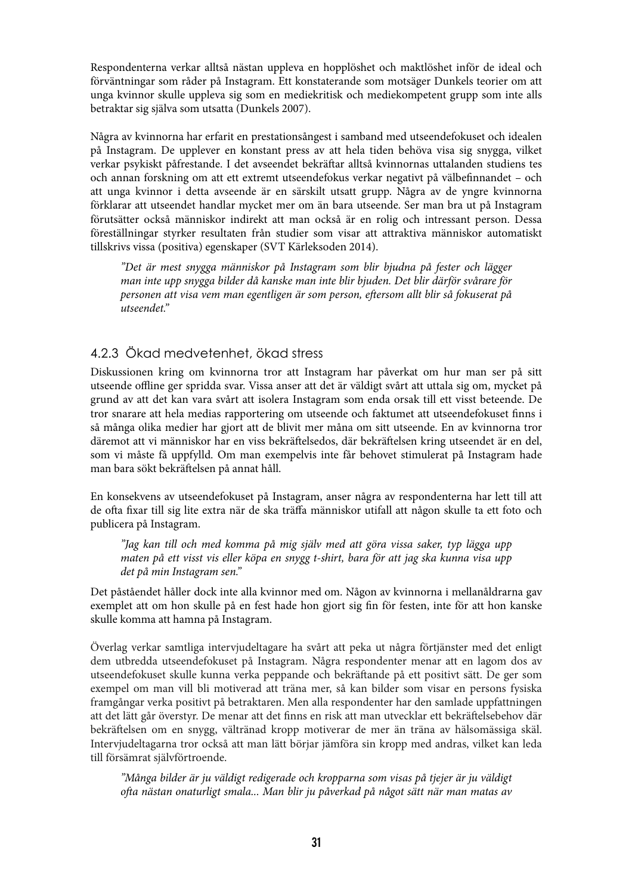Respondenterna verkar alltså nästan uppleva en hopplöshet och maktlöshet inför de ideal och förväntningar som råder på Instagram. Ett konstaterande som motsäger Dunkels teorier om att unga kvinnor skulle uppleva sig som en mediekritisk och mediekompetent grupp som inte alls betraktar sig själva som utsatta (Dunkels 2007).

Några av kvinnorna har erfarit en prestationsångest i samband med utseendefokuset och idealen på Instagram. De upplever en konstant press av att hela tiden behöva visa sig snygga, vilket verkar psykiskt påfrestande. I det avseendet bekräftar alltså kvinnornas uttalanden studiens tes och annan forskning om att ett extremt utseendefokus verkar negativt på välbefinnandet – och att unga kvinnor i detta avseende är en särskilt utsatt grupp. Några av de yngre kvinnorna förklarar att utseendet handlar mycket mer om än bara utseende. Ser man bra ut på Instagram förutsätter också människor indirekt att man också är en rolig och intressant person. Dessa föreställningar styrker resultaten från studier som visar att attraktiva människor automatiskt tillskrivs vissa (positiva) egenskaper (SVT Kärleksoden 2014).

> *"Det är mest snygga människor på Instagram som blir bjudna på fester och lägger man inte upp snygga bilder då kanske man inte blir bjuden. Det blir därför svårare för personen att visa vem man egentligen är som person, eftersom allt blir så fokuserat på utseendet."*

### 4.2.3 Ökad medvetenhet, ökad stress

Diskussionen kring om kvinnorna tror att Instagram har påverkat om hur man ser på sitt utseende offline ger spridda svar. Vissa anser att det är väldigt svårt att uttala sig om, mycket på grund av att det kan vara svårt att isolera Instagram som enda orsak till ett visst beteende. De tror snarare att hela medias rapportering om utseende och faktumet att utseendefokuset finns i så många olika medier har gjort att de blivit mer måna om sitt utseende. En av kvinnorna tror däremot att vi människor har en viss bekräftelsedos, där bekräftelsen kring utseendet är en del, som vi måste få uppfylld. Om man exempelvis inte får behovet stimulerat på Instagram hade man bara sökt bekräftelsen på annat håll.

En konsekvens av utseendefokuset på Instagram, anser några av respondenterna har lett till att de ofta fixar till sig lite extra när de ska träffa människor utifall att någon skulle ta ett foto och publicera på Instagram.

> *"Jag kan till och med komma på mig själv med att göra vissa saker, typ lägga upp maten på ett visst vis eller köpa en snygg t-shirt, bara för att jag ska kunna visa upp det på min Instagram sen."*

Det påståendet håller dock inte alla kvinnor med om. Någon av kvinnorna i mellanåldrarna gav exemplet att om hon skulle på en fest hade hon gjort sig fin för festen, inte för att hon kanske skulle komma att hamna på Instagram.

Överlag verkar samtliga intervjudeltagare ha svårt att peka ut några förtjänster med det enligt dem utbredda utseendefokuset på Instagram. Några respondenter menar att en lagom dos av utseendefokuset skulle kunna verka peppande och bekräftande på ett positivt sätt. De ger som exempel om man vill bli motiverad att träna mer, så kan bilder som visar en persons fysiska framgångar verka positivt på betraktaren. Men alla respondenter har den samlade uppfattningen att det lätt går överstyr. De menar att det finns en risk att man utvecklar ett bekräftelsebehov där bekräftelsen om en snygg, vältränad kropp motiverar de mer än träna av hälsomässiga skäl. Intervjudeltagarna tror också att man lätt börjar jämföra sin kropp med andras, vilket kan leda till försämrat självförtroende.

> *"Många bilder är ju väldigt redigerade och kropparna som visas på tjejer är ju väldigt ofta nästan onaturligt smala... Man blir ju påverkad på något sätt när man matas av*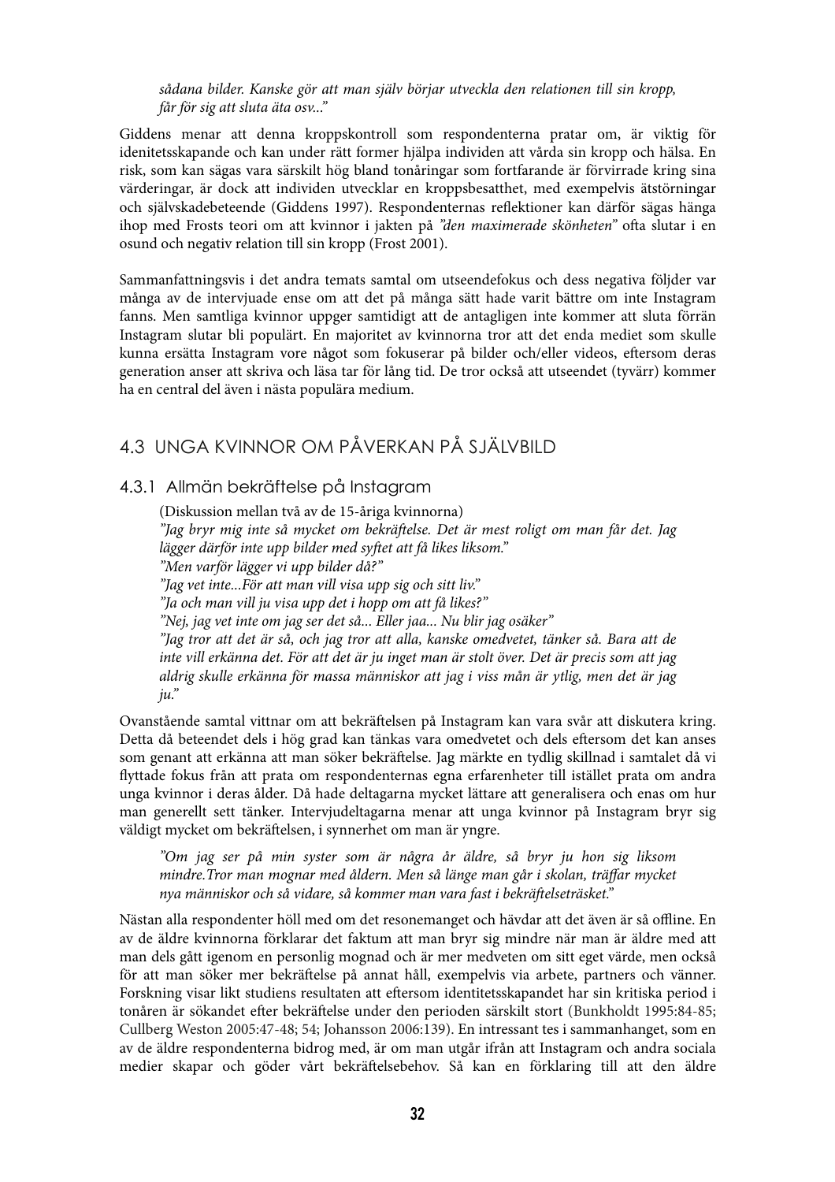*sådana bilder. Kanske gör att man själv börjar utveckla den relationen till sin kropp, får för sig att sluta äta osv..."*

Giddens menar att denna kroppskontroll som respondenterna pratar om, är viktig för idenitetsskapande och kan under rätt former hjälpa individen att vårda sin kropp och hälsa. En risk, som kan sägas vara särskilt hög bland tonåringar som fortfarande är förvirrade kring sina värderingar, är dock att individen utvecklar en kroppsbesatthet, med exempelvis ätstörningar och självskadebeteende (Giddens 1997). Respondenternas reflektioner kan därför sägas hänga ihop med Frosts teori om att kvinnor i jakten på *"den maximerade skönheten"* ofta slutar i en osund och negativ relation till sin kropp (Frost 2001).

Sammanfattningsvis i det andra temats samtal om utseendefokus och dess negativa följder var många av de intervjuade ense om att det på många sätt hade varit bättre om inte Instagram fanns. Men samtliga kvinnor uppger samtidigt att de antagligen inte kommer att sluta förrän Instagram slutar bli populärt. En majoritet av kvinnorna tror att det enda mediet som skulle kunna ersätta Instagram vore något som fokuserar på bilder och/eller videos, eftersom deras generation anser att skriva och läsa tar för lång tid. De tror också att utseendet (tyvärr) kommer ha en central del även i nästa populära medium.

## 4.3 UNGA KVINNOR OM PÅVERKAN PÅ SJÄLVBILD

### 4.3.1 Allmän bekräftelse på Instagram

(Diskussion mellan två av de 15-åriga kvinnorna)
*"Jag bryr mig inte så mycket om bekräftelse. Det är mest roligt om man får det. Jag lägger därför inte upp bilder med syftet att få likes liksom."*
*"Men varför lägger vi upp bilder då?"*
*"Jag vet inte...För att man vill visa upp sig och sitt liv."*
*"Ja och man vill ju visa upp det i hopp om att få likes?"*
*"Nej, jag vet inte om jag ser det så... Eller jaa... Nu blir jag osäker"*
*"Jag tror att det är så, och jag tror att alla, kanske omedvetet, tänker så. Bara att de inte vill erkänna det. För att det är ju inget man är stolt över. Det är precis som att jag aldrig skulle erkänna för massa människor att jag i viss mån är ytlig, men det är jag ju."*

Ovanstående samtal vittnar om att bekräftelsen på Instagram kan vara svår att diskutera kring. Detta då beteendet dels i hög grad kan tänkas vara omedvetet och dels eftersom det kan anses som genant att erkänna att man söker bekräftelse. Jag märkte en tydlig skillnad i samtalet då vi flyttade fokus från att prata om respondenternas egna erfarenheter till istället prata om andra unga kvinnor i deras ålder. Då hade deltagarna mycket lättare att generalisera och enas om hur man generellt sett tänker. Intervjudeltagarna menar att unga kvinnor på Instagram bryr sig väldigt mycket om bekräftelsen, i synnerhet om man är yngre.

*"Om jag ser på min syster som är några år äldre, så bryr ju hon sig liksom mindre.Tror man mognar med åldern. Men så länge man går i skolan, träffar mycket nya människor och så vidare, så kommer man vara fast i bekräftelseträsket."*

Nästan alla respondenter höll med om det resonemanget och hävdar att det även är så offline. En av de äldre kvinnorna förklarar det faktum att man bryr sig mindre när man är äldre med att man dels gått igenom en personlig mognad och är mer medveten om sitt eget värde, men också för att man söker mer bekräftelse på annat håll, exempelvis via arbete, partners och vänner. Forskning visar likt studiens resultaten att eftersom identitetsskapandet har sin kritiska period i tonåren är sökandet efter bekräftelse under den perioden särskilt stort (Bunkholdt 1995:84-85; Cullberg Weston 2005:47-48; 54; Johansson 2006:139). En intressant tes i sammanhanget, som en av de äldre respondenterna bidrog med, är om man utgår ifrån att Instagram och andra sociala medier skapar och göder vårt bekräftelsebehov. Så kan en förklaring till att den äldre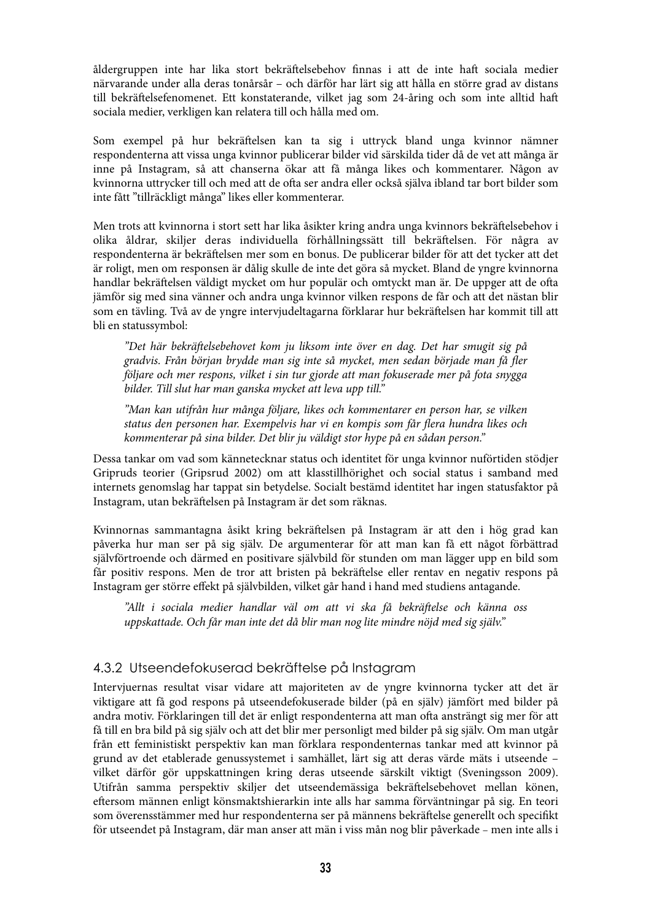åldergruppen inte har lika stort bekräftelsebehov finnas i att de inte haft sociala medier närvarande under alla deras tonårsår – och därför har lärt sig att hålla en större grad av distans till bekräftelsefenomenet. Ett konstaterande, vilket jag som 24-åring och som inte alltid haft sociala medier, verkligen kan relatera till och hålla med om.

Som exempel på hur bekräftelsen kan ta sig i uttryck bland unga kvinnor nämner respondenterna att vissa unga kvinnor publicerar bilder vid särskilda tider då de vet att många är inne på Instagram, så att chanserna ökar att få många likes och kommentarer. Någon av kvinnorna uttrycker till och med att de ofta ser andra eller också själva ibland tar bort bilder som inte fått ”tillräckligt många” likes eller kommenterar.

Men trots att kvinnorna i stort sett har lika åsikter kring andra unga kvinnors bekräftelsebehov i olika åldrar, skiljer deras individuella förhållningssätt till bekräftelsen. För några av respondenterna är bekräftelsen mer som en bonus. De publicerar bilder för att det tycker att det är roligt, men om responsen är dålig skulle de inte det göra så mycket. Bland de yngre kvinnorna handlar bekräftelsen väldigt mycket om hur populär och omtyckt man är. De uppger att de ofta jämför sig med sina vänner och andra unga kvinnor vilken respons de får och att det nästan blir som en tävling. Två av de yngre intervjudeltagarna förklarar hur bekräftelsen har kommit till att bli en statussymbol:

> *”Det här bekräftelsebehovet kom ju liksom inte över en dag. Det har smugit sig på gradvis. Från början brydde man sig inte så mycket, men sedan började man få fler följare och mer respons, vilket i sin tur gjorde att man fokuserade mer på fota snygga bilder. Till slut har man ganska mycket att leva upp till.”*

> *”Man kan utifrån hur många följare, likes och kommentarer en person har, se vilken status den personen har. Exempelvis har vi en kompis som får flera hundra likes och kommenterar på sina bilder. Det blir ju väldigt stor hype på en sådan person.”*

Dessa tankar om vad som kännetecknar status och identitet för unga kvinnor nuförtiden stödjer Gripruds teorier (Gripsrud 2002) om att klasstillhörighet och social status i samband med internets genomslag har tappat sin betydelse. Socialt bestämd identitet har ingen statusfaktor på Instagram, utan bekräftelsen på Instagram är det som räknas.

Kvinnornas sammantagna åsikt kring bekräftelsen på Instagram är att den i hög grad kan påverka hur man ser på sig själv. De argumenterar för att man kan få ett något förbättrad självförtroende och därmed en positivare självbild för stunden om man lägger upp en bild som får positiv respons. Men de tror att bristen på bekräftelse eller rentav en negativ respons på Instagram ger större effekt på självbilden, vilket går hand i hand med studiens antagande.

> *”Allt i sociala medier handlar väl om att vi ska få bekräftelse och känna oss uppskattade. Och får man inte det då blir man nog lite mindre nöjd med sig själv.”*

### 4.3.2 Utseendefokuserad bekräftelse på Instagram

Intervjuernas resultat visar vidare att majoriteten av de yngre kvinnorna tycker att det är viktigare att få god respons på utseendefokuserade bilder (på en själv) jämfört med bilder på andra motiv. Förklaringen till det är enligt respondenterna att man ofta ansträngt sig mer för att få till en bra bild på sig själv och att det blir mer personligt med bilder på sig själv. Om man utgår från ett feministiskt perspektiv kan man förklara respondenternas tankar med att kvinnor på grund av det etablerade genussystemet i samhället, lärt sig att deras värde mäts i utseende – vilket därför gör uppskattningen kring deras utseende särskilt viktigt (Sveningsson 2009). Utifrån samma perspektiv skiljer det utseendemässiga bekräftelsebehovet mellan könen, eftersom männen enligt könsmaktshierarkin inte alls har samma förväntningar på sig. En teori som överensstämmer med hur respondenterna ser på männens bekräftelse generellt och specifikt för utseendet på Instagram, där man anser att män i viss mån nog blir påverkade – men inte alls i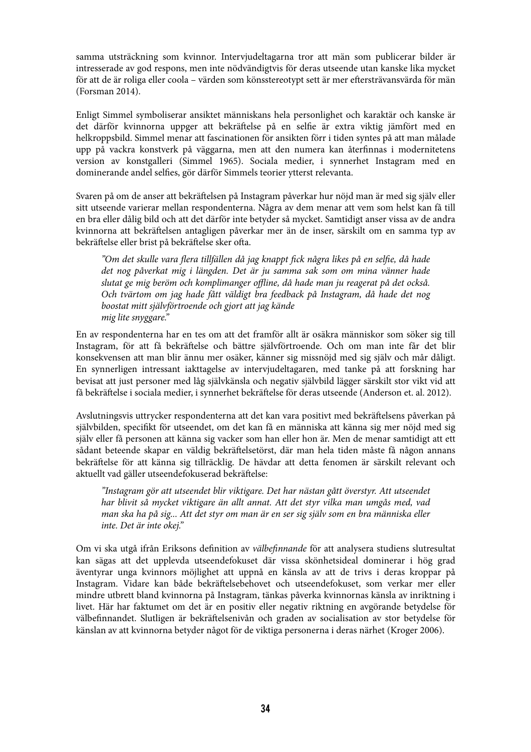samma utsträckning som kvinnor. Intervjudeltagarna tror att män som publicerar bilder är intresserade av god respons, men inte nödvändigtvis för deras utseende utan kanske lika mycket för att de är roliga eller coola – värden som könsstereotypt sett är mer eftersträvansvärda för män (Forsman 2014).

Enligt Simmel symboliserar ansiktet människans hela personlighet och karaktär och kanske är det därför kvinnorna uppger att bekräftelse på en selfie är extra viktig jämfört med en helkroppsbild. Simmel menar att fascinationen för ansikten förr i tiden syntes på att man målade upp på vackra konstverk på väggarna, men att den numera kan återfinnas i modernitetens version av konstgalleri (Simmel 1965). Sociala medier, i synnerhet Instagram med en dominerande andel selfies, gör därför Simmels teorier ytterst relevanta.

Svaren på om de anser att bekräftelsen på Instagram påverkar hur nöjd man är med sig själv eller sitt utseende varierar mellan respondenterna. Några av dem menar att vem som helst kan få till en bra eller dålig bild och att det därför inte betyder så mycket. Samtidigt anser vissa av de andra kvinnorna att bekräftelsen antagligen påverkar mer än de inser, särskilt om en samma typ av bekräftelse eller brist på bekräftelse sker ofta.

> *"Om det skulle vara flera tillfällen då jag knappt fick några likes på en selfie, då hade det nog påverkat mig i längden. Det är ju samma sak som om mina vänner hade slutat ge mig beröm och komplimanger offline, då hade man ju reagerat på det också. Och tvärtom om jag hade fått väldigt bra feedback på Instagram, då hade det nog boostat mitt självförtroende och gjort att jag kände mig lite snyggare."*

En av respondenterna har en tes om att det framför allt är osäkra människor som söker sig till Instagram, för att få bekräftelse och bättre självförtroende. Och om man inte får det blir konsekvensen att man blir ännu mer osäker, känner sig missnöjd med sig själv och mår dåligt. En synnerligen intressant iakttagelse av intervjudeltagaren, med tanke på att forskning har bevisat att just personer med låg självkänsla och negativ självbild lägger särskilt stor vikt vid att få bekräftelse i sociala medier, i synnerhet bekräftelse för deras utseende (Anderson et. al. 2012).

Avslutningsvis uttrycker respondenterna att det kan vara positivt med bekräftelsens påverkan på självbilden, specifikt för utseendet, om det kan få en människa att känna sig mer nöjd med sig själv eller få personen att känna sig vacker som han eller hon är. Men de menar samtidigt att ett sådant beteende skapar en väldig bekräftelsetörst, där man hela tiden måste få någon annans bekräftelse för att känna sig tillräcklig. De hävdar att detta fenomen är särskilt relevant och aktuellt vad gäller utseendefokuserad bekräftelse:

> *"Instagram gör att utseendet blir viktigare. Det har nästan gått överstyr. Att utseendet har blivit så mycket viktigare än allt annat. Att det styr vilka man umgås med, vad man ska ha på sig... Att det styr om man är en ser sig själv som en bra människa eller inte. Det är inte okej."*

Om vi ska utgå ifrån Eriksons definition av *välbefinnande* för att analysera studiens slutresultat kan sägas att det upplevda utseendefokuset där vissa skönhetsideal dominerar i hög grad äventyrar unga kvinnors möjlighet att uppnå en känsla av att de trivs i deras kroppar på Instagram. Vidare kan både bekräftelsebehovet och utseendefokuset, som verkar mer eller mindre utbrett bland kvinnorna på Instagram, tänkas påverka kvinnornas känsla av inriktning i livet. Här har faktumet om det är en positiv eller negativ riktning en avgörande betydelse för välbefinnandet. Slutligen är bekräftelsenivån och graden av socialisation av stor betydelse för känslan av att kvinnorna betyder något för de viktiga personerna i deras närhet (Kroger 2006).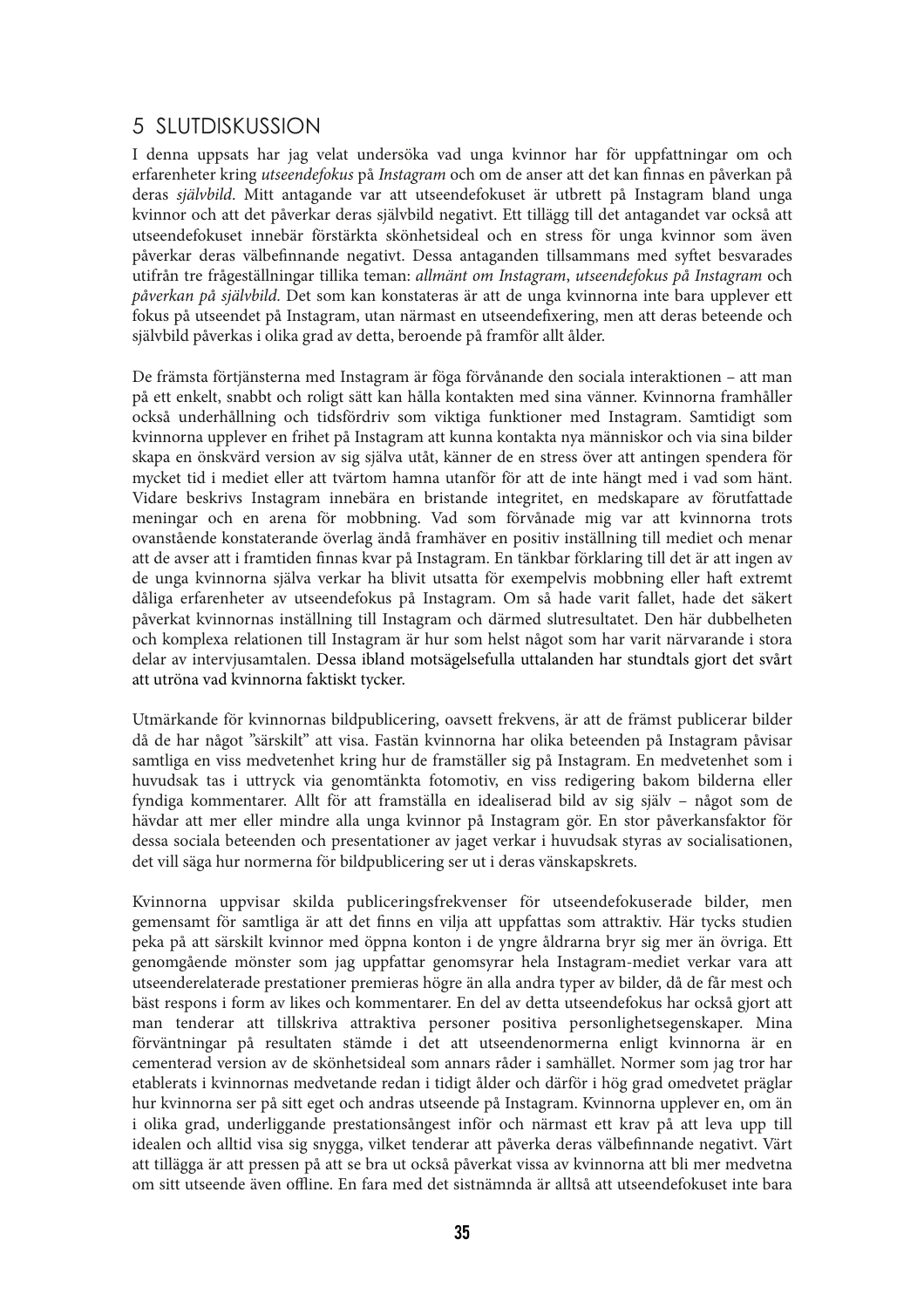# 5 SLUTDISKUSSION

I denna uppsats har jag velat undersöka vad unga kvinnor har för uppfattningar om och erfarenheter kring *utseendefokus* på *Instagram* och om de anser att det kan finnas en påverkan på deras *självbild*. Mitt antagande var att utseendefokuset är utbrett på Instagram bland unga kvinnor och att det påverkar deras självbild negativt. Ett tillägg till det antagandet var också att utseendefokuset innebär förstärkta skönhetsideal och en stress för unga kvinnor som även påverkar deras välbefinnande negativt. Dessa antaganden tillsammans med syftet besvarades utifrån tre frågeställningar tillika teman: *allmänt om Instagram*, *utseendefokus på Instagram* och *påverkan på självbild*. Det som kan konstateras är att de unga kvinnorna inte bara upplever ett fokus på utseendet på Instagram, utan närmast en utseendefixering, men att deras beteende och självbild påverkas i olika grad av detta, beroende på framför allt ålder.

De främsta förtjänsterna med Instagram är föga förvånande den sociala interaktionen – att man på ett enkelt, snabbt och roligt sätt kan hålla kontakten med sina vänner. Kvinnorna framhåller också underhållning och tidsfördriv som viktiga funktioner med Instagram. Samtidigt som kvinnorna upplever en frihet på Instagram att kunna kontakta nya människor och via sina bilder skapa en önskvärd version av sig själva utåt, känner de en stress över att antingen spendera för mycket tid i mediet eller att tvärtom hamna utanför för att de inte hängt med i vad som hänt. Vidare beskrivs Instagram innebära en bristande integritet, en medskapare av förutfattade meningar och en arena för mobbning. Vad som förvånade mig var att kvinnorna trots ovanstående konstaterande överlag ändå framhäver en positiv inställning till mediet och menar att de avser att i framtiden finnas kvar på Instagram. En tänkbar förklaring till det är att ingen av de unga kvinnorna själva verkar ha blivit utsatta för exempelvis mobbning eller haft extremt dåliga erfarenheter av utseendefokus på Instagram. Om så hade varit fallet, hade det säkert påverkat kvinnornas inställning till Instagram och därmed slutresultatet. Den här dubbelheten och komplexa relationen till Instagram är hur som helst något som har varit närvarande i stora delar av intervjusamtalen. Dessa ibland motsägelsefulla uttalanden har stundtals gjort det svårt att utröna vad kvinnorna faktiskt tycker.

Utmärkande för kvinnornas bildpublicering, oavsett frekvens, är att de främst publicerar bilder då de har något "särskilt" att visa. Fastän kvinnorna har olika beteenden på Instagram påvisar samtliga en viss medvetenhet kring hur de framställer sig på Instagram. En medvetenhet som i huvudsak tas i uttryck via genomtänkta fotomotiv, en viss redigering bakom bilderna eller fyndiga kommentarer. Allt för att framställa en idealiserad bild av sig själv – något som de hävdar att mer eller mindre alla unga kvinnor på Instagram gör. En stor påverkansfaktor för dessa sociala beteenden och presentationer av jaget verkar i huvudsak styras av socialisationen, det vill säga hur normerna för bildpublicering ser ut i deras vänskapskrets.

Kvinnorna uppvisar skilda publiceringsfrekvenser för utseendefokuserade bilder, men gemensamt för samtliga är att det finns en vilja att uppfattas som attraktiv. Här tycks studien peka på att särskilt kvinnor med öppna konton i de yngre åldrarna bryr sig mer än övriga. Ett genomgående mönster som jag uppfattar genomsyrar hela Instagram-mediet verkar vara att utseenderelaterade prestationer premieras högre än alla andra typer av bilder, då de får mest och bäst respons i form av likes och kommentarer. En del av detta utseendefokus har också gjort att man tenderar att tillskriva attraktiva personer positiva personlighetsegenskaper. Mina förväntningar på resultaten stämde i det att utseendenormerna enligt kvinnorna är en cementerad version av de skönhetsideal som annars råder i samhället. Normer som jag tror har etablerats i kvinnornas medvetande redan i tidigt ålder och därför i hög grad omedvetet präglar hur kvinnorna ser på sitt eget och andras utseende på Instagram. Kvinnorna upplever en, om än i olika grad, underliggande prestationsångest inför och närmast ett krav på att leva upp till idealen och alltid visa sig snygga, vilket tenderar att påverka deras välbefinnande negativt. Värt att tillägga är att pressen på att se bra ut också påverkat vissa av kvinnorna att bli mer medvetna om sitt utseende även offline. En fara med det sistnämnda är alltså att utseendefokuset inte bara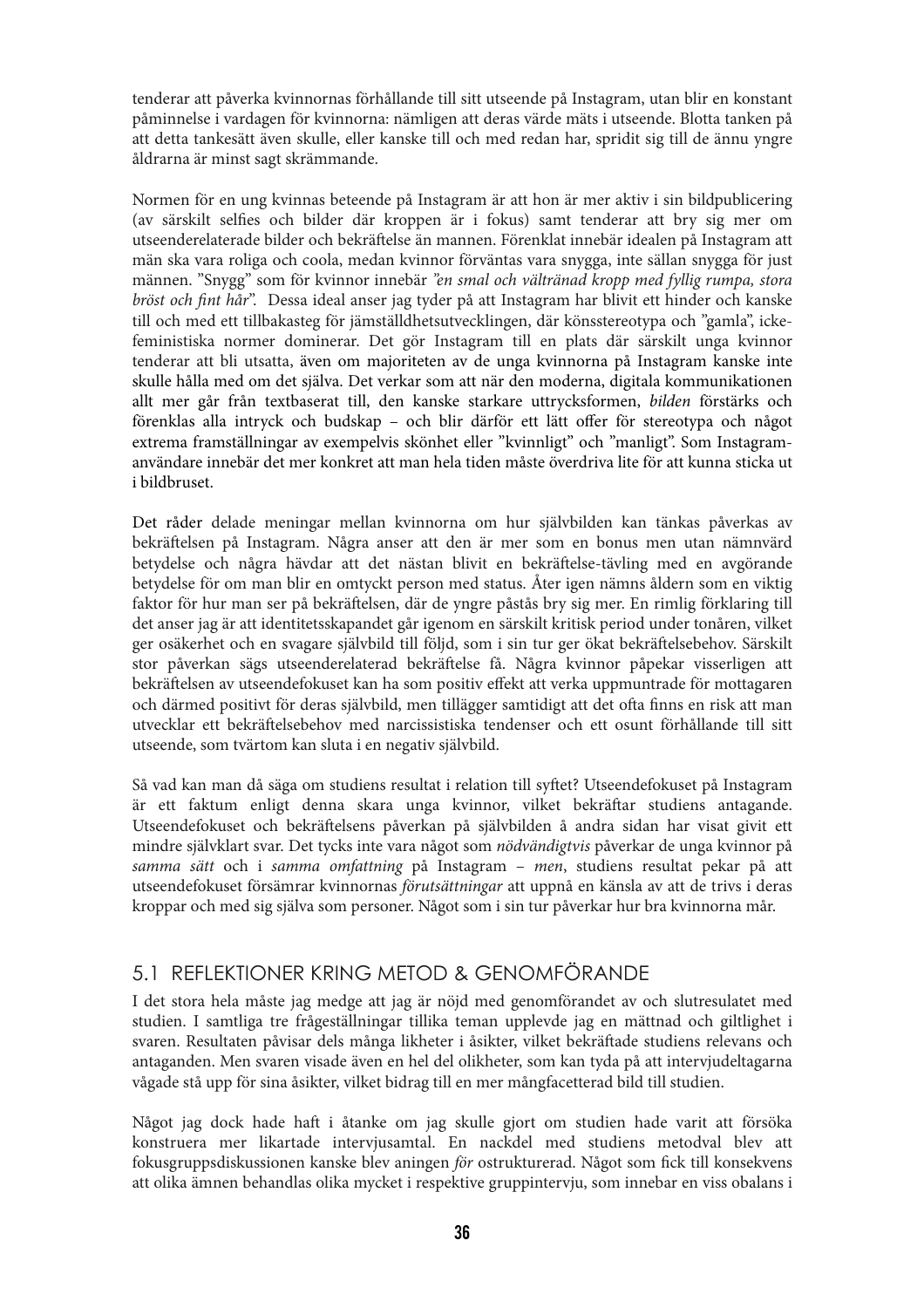tenderar att påverka kvinnornas förhållande till sitt utseende på Instagram, utan blir en konstant påminnelse i vardagen för kvinnorna: nämligen att deras värde mäts i utseende. Blotta tanken på att detta tankesätt även skulle, eller kanske till och med redan har, spridit sig till de ännu yngre åldrarna är minst sagt skrämmande.

Normen för en ung kvinnas beteende på Instagram är att hon är mer aktiv i sin bildpublicering (av särskilt selfies och bilder där kroppen är i fokus) samt tenderar att bry sig mer om utseenderelaterade bilder och bekräftelse än mannen. Förenklat innebär idealen på Instagram att män ska vara roliga och coola, medan kvinnor förväntas vara snygga, inte sällan snygga för just männen. ”Snygg” som för kvinnor innebär *”en smal och vältränad kropp med fyllig rumpa, stora bröst och fint hår”*. Dessa ideal anser jag tyder på att Instagram har blivit ett hinder och kanske till och med ett tillbakasteg för jämställdhetsutvecklingen, där könsstereotypa och ”gamla”, icke-feministiska normer dominerar. Det gör Instagram till en plats där särskilt unga kvinnor tenderar att bli utsatta, även om majoriteten av de unga kvinnorna på Instagram kanske inte skulle hålla med om det själva. Det verkar som att när den moderna, digitala kommunikationen allt mer går från textbaserat till, den kanske starkare uttrycksformen, *bilden* förstärks och förenklas alla intryck och budskap – och blir därför ett lätt offer för stereotypa och något extrema framställningar av exempelvis skönhet eller ”kvinnligt” och ”manligt”. Som Instagram-användare innebär det mer konkret att man hela tiden måste överdriva lite för att kunna sticka ut i bildbruset.

Det råder delade meningar mellan kvinnorna om hur självbilden kan tänkas påverkas av bekräftelsen på Instagram. Några anser att den är mer som en bonus men utan nämnvärd betydelse och några hävdar att det nästan blivit en bekräftelse-tävling med en avgörande betydelse för om man blir en omtyckt person med status. Åter igen nämns åldern som en viktig faktor för hur man ser på bekräftelsen, där de yngre påstås bry sig mer. En rimlig förklaring till det anser jag är att identitetsskapandet går igenom en särskilt kritisk period under tonåren, vilket ger osäkerhet och en svagare självbild till följd, som i sin tur ger ökat bekräftelsebehov. Särskilt stor påverkan sägs utseenderelaterad bekräftelse få. Några kvinnor påpekar visserligen att bekräftelsen av utseendefokuset kan ha som positiv effekt att verka uppmuntrade för mottagaren och därmed positivt för deras självbild, men tillägger samtidigt att det ofta finns en risk att man utvecklar ett bekräftelsebehov med narcissistiska tendenser och ett osunt förhållande till sitt utseende, som tvärtom kan sluta i en negativ självbild.

Så vad kan man då säga om studiens resultat i relation till syftet? Utseendefokuset på Instagram är ett faktum enligt denna skara unga kvinnor, vilket bekräftar studiens antagande. Utseendefokuset och bekräftelsens påverkan på självbilden å andra sidan har visat givit ett mindre självklart svar. Det tycks inte vara något som *nödvändigtvis* påverkar de unga kvinnor på *samma sätt* och i *samma omfattning* på Instagram – *men*, studiens resultat pekar på att utseendefokuset försämrar kvinnornas *förutsättningar* att uppnå en känsla av att de trivs i deras kroppar och med sig själva som personer. Något som i sin tur påverkar hur bra kvinnorna mår.

## 5.1 REFLEKTIONER KRING METOD & GENOMFÖRANDE

I det stora hela måste jag medge att jag är nöjd med genomförandet av och slutresulatet med studien. I samtliga tre frågeställningar tillika teman upplevde jag en mättnad och giltlighet i svaren. Resultaten påvisar dels många likheter i åsikter, vilket bekräftade studiens relevans och antaganden. Men svaren visade även en hel del olikheter, som kan tyda på att intervjudeltagarna vågade stå upp för sina åsikter, vilket bidrag till en mer mångfacetterad bild till studien.

Något jag dock hade haft i åtanke om jag skulle gjort om studien hade varit att försöka konstruera mer likartade intervjusamtal. En nackdel med studiens metodval blev att fokusgruppsdiskussionen kanske blev aningen *för* ostrukturerad. Något som fick till konsekvens att olika ämnen behandlas olika mycket i respektive gruppintervju, som innebar en viss obalans i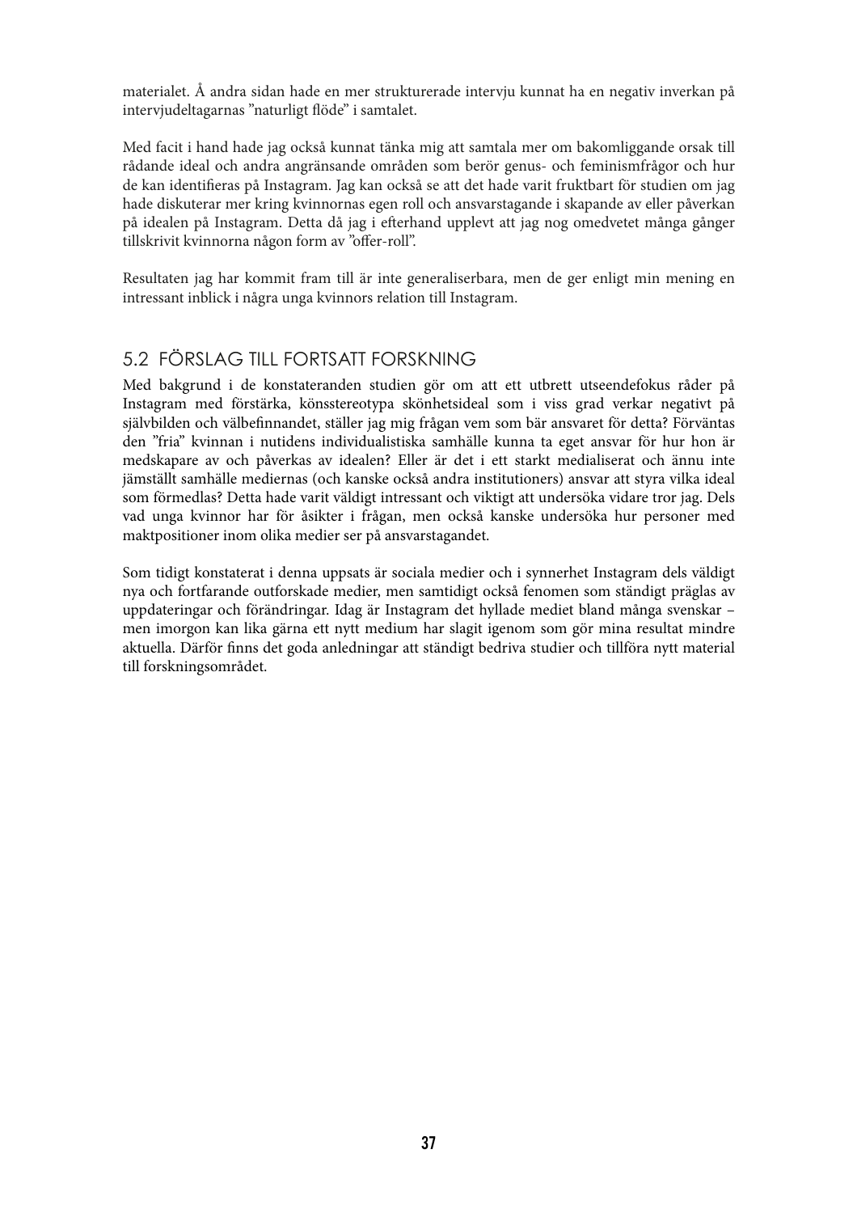materialet. Å andra sidan hade en mer strukturerade intervju kunnat ha en negativ inverkan på intervjudeltagarnas ”naturligt flöde” i samtalet.

Med facit i hand hade jag också kunnat tänka mig att samtala mer om bakomliggande orsak till rådande ideal och andra angränsande områden som berör genus- och feminismfrågor och hur de kan identifieras på Instagram. Jag kan också se att det hade varit fruktbart för studien om jag hade diskuterar mer kring kvinnornas egen roll och ansvarstagande i skapande av eller påverkan på idealen på Instagram. Detta då jag i efterhand upplevt att jag nog omedvetet många gånger tillskrivit kvinnorna någon form av ”offer-roll”.

Resultaten jag har kommit fram till är inte generaliserbara, men de ger enligt min mening en intressant inblick i några unga kvinnors relation till Instagram.

## 5.2 FÖRSLAG TILL FORTSATT FORSKNING

Med bakgrund i de konstateranden studien gör om att ett utbrett utseendefokus råder på Instagram med förstärka, könsstereotypa skönhetsideal som i viss grad verkar negativt på självbilden och välbefinnandet, ställer jag mig frågan vem som bär ansvaret för detta? Förväntas den ”fria” kvinnan i nutidens individualistiska samhälle kunna ta eget ansvar för hur hon är medskapare av och påverkas av idealen? Eller är det i ett starkt medialiserat och ännu inte jämställt samhälle mediernas (och kanske också andra institutioners) ansvar att styra vilka ideal som förmedlas? Detta hade varit väldigt intressant och viktigt att undersöka vidare tror jag. Dels vad unga kvinnor har för åsikter i frågan, men också kanske undersöka hur personer med maktpositioner inom olika medier ser på ansvarstagandet.

Som tidigt konstaterat i denna uppsats är sociala medier och i synnerhet Instagram dels väldigt nya och fortfarande outforskade medier, men samtidigt också fenomen som ständigt präglas av uppdateringar och förändringar. Idag är Instagram det hyllade mediet bland många svenskar – men imorgon kan lika gärna ett nytt medium har slagit igenom som gör mina resultat mindre aktuella. Därför finns det goda anledningar att ständigt bedriva studier och tillföra nytt material till forskningsområdet.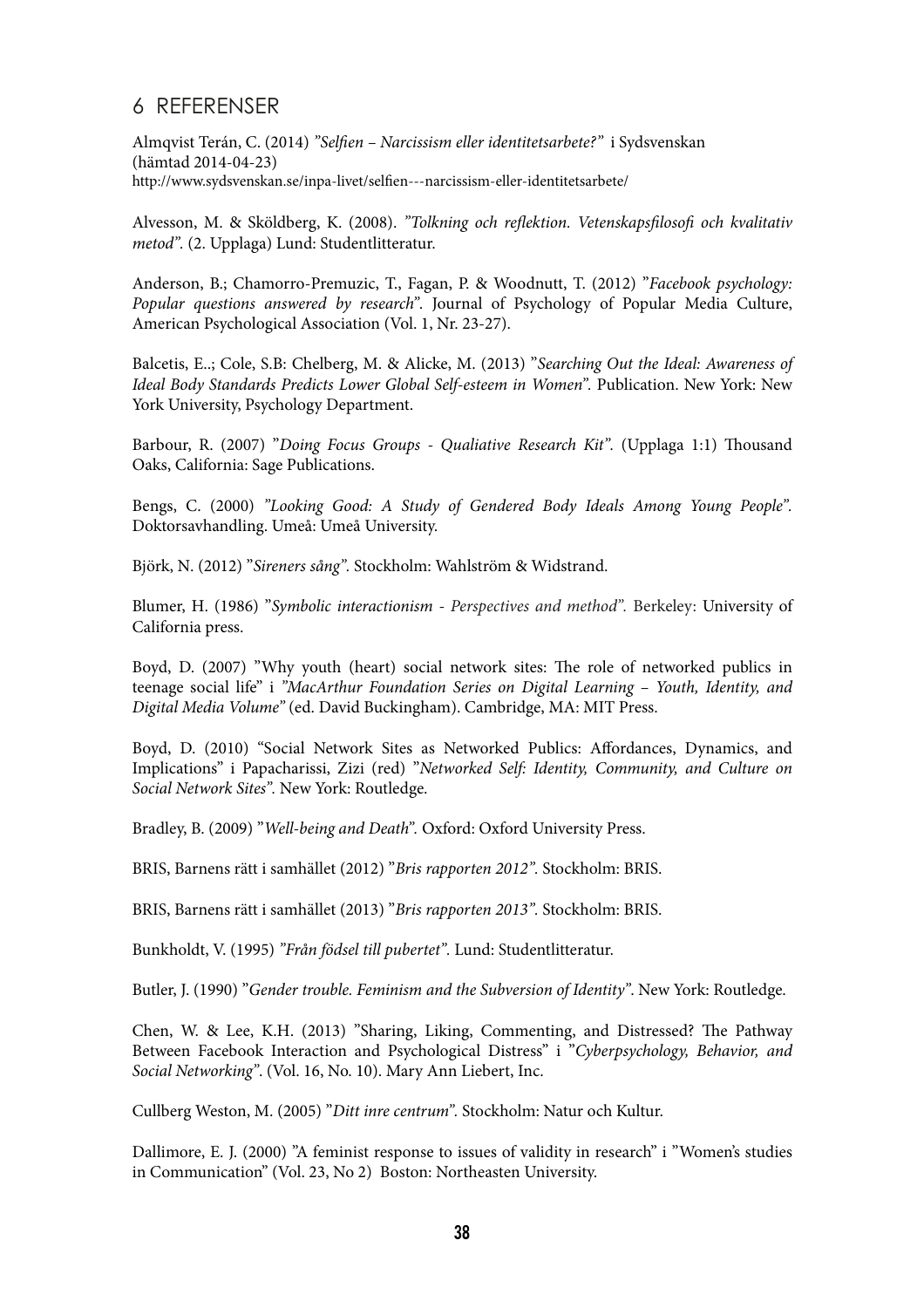## 6 REFERENSER

Almqvist Terán, C. (2014) *"Selfien – Narcissism eller identitetsarbete?"* i Sydsvenskan (hämtad 2014-04-23)
http://www.sydsvenskan.se/inpa-livet/selfien---narcissism-eller-identitetsarbete/

Alvesson, M. & Sköldberg, K. (2008). *"Tolkning och reflektion. Vetenskapsfilosofi och kvalitativ metod".* (2. Upplaga) Lund: Studentlitteratur.

Anderson, B.; Chamorro-Premuzic, T., Fagan, P. & Woodnutt, T. (2012) *"Facebook psychology: Popular questions answered by research".* Journal of Psychology of Popular Media Culture, American Psychological Association (Vol. 1, Nr. 23-27).

Balcetis, E..; Cole, S.B: Chelberg, M. & Alicke, M. (2013) *"Searching Out the Ideal: Awareness of Ideal Body Standards Predicts Lower Global Self-esteem in Women".* Publication. New York: New York University, Psychology Department.

Barbour, R. (2007) *"Doing Focus Groups - Qualiative Research Kit".* (Upplaga 1:1) Thousand Oaks, California: Sage Publications.

Bengs, C. (2000) *"Looking Good: A Study of Gendered Body Ideals Among Young People".* Doktorsavhandling. Umeå: Umeå University.

Björk, N. (2012) *"Sireners sång".* Stockholm: Wahlström & Widstrand.

Blumer, H. (1986) *"Symbolic interactionism - Perspectives and method".* Berkeley: University of California press.

Boyd, D. (2007) "Why youth (heart) social network sites: The role of networked publics in teenage social life" i *"MacArthur Foundation Series on Digital Learning – Youth, Identity, and Digital Media Volume"* (ed. David Buckingham). Cambridge, MA: MIT Press.

Boyd, D. (2010) "Social Network Sites as Networked Publics: Affordances, Dynamics, and Implications" i Papacharissi, Zizi (red) *"Networked Self: Identity, Community, and Culture on Social Network Sites".* New York: Routledge.

Bradley, B. (2009) *"Well-being and Death".* Oxford: Oxford University Press.

BRIS, Barnens rätt i samhället (2012) *"Bris rapporten 2012".* Stockholm: BRIS.

BRIS, Barnens rätt i samhället (2013) *"Bris rapporten 2013".* Stockholm: BRIS.

Bunkholdt, V. (1995) *"Från födsel till pubertet".* Lund: Studentlitteratur.

Butler, J. (1990) *"Gender trouble. Feminism and the Subversion of Identity".* New York: Routledge.

Chen, W. & Lee, K.H. (2013) "Sharing, Liking, Commenting, and Distressed? The Pathway Between Facebook Interaction and Psychological Distress" i *"Cyberpsychology, Behavior, and Social Networking".* (Vol. 16, No. 10). Mary Ann Liebert, Inc.

Cullberg Weston, M. (2005) *"Ditt inre centrum".* Stockholm: Natur och Kultur.

Dallimore, E. J. (2000) "A feminist response to issues of validity in research" i "Women's studies in Communication" (Vol. 23, No 2) Boston: Northeasten University.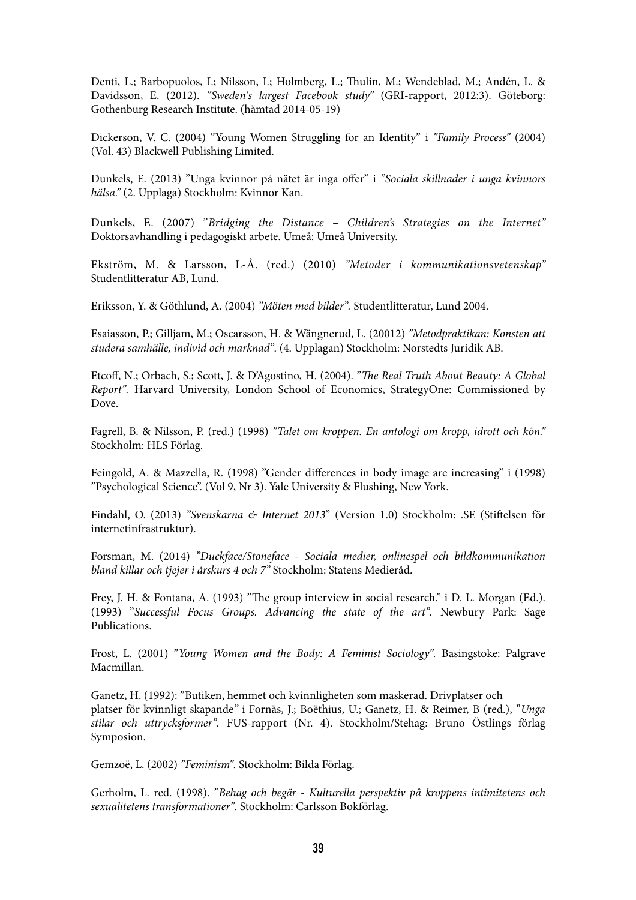Denti, L.; Barbopuolos, I.; Nilsson, I.; Holmberg, L.; Thulin, M.; Wendeblad, M.; Andén, L. & Davidsson, E. (2012). *"Sweden's largest Facebook study"* (GRI-rapport, 2012:3). Göteborg: Gothenburg Research Institute. (hämtad 2014-05-19)

Dickerson, V. C. (2004) "Young Women Struggling for an Identity" i *"Family Process"* (2004) (Vol. 43) Blackwell Publishing Limited.

Dunkels, E. (2013) "Unga kvinnor på nätet är inga offer" i *"Sociala skillnader i unga kvinnors hälsa."* (2. Upplaga) Stockholm: Kvinnor Kan.

Dunkels, E. (2007) "*Bridging the Distance – Children's Strategies on the Internet"* Doktorsavhandling i pedagogiskt arbete. Umeå: Umeå University.

Ekström, M. & Larsson, L-Å. (red.) (2010) *"Metoder i kommunikationsvetenskap"* Studentlitteratur AB, Lund.

Eriksson, Y. & Göthlund, A. (2004) *"Möten med bilder"*. Studentlitteratur, Lund 2004.

Esaiasson, P.; Gilljam, M.; Oscarsson, H. & Wängnerud, L. (20012) *"Metodpraktikan: Konsten att studera samhälle, individ och marknad"*. (4. Upplagan) Stockholm: Norstedts Juridik AB.

Etcoff, N.; Orbach, S.; Scott, J. & D'Agostino, H. (2004). "*The Real Truth About Beauty: A Global Report"*. Harvard University, London School of Economics, StrategyOne: Commissioned by Dove.

Fagrell, B. & Nilsson, P. (red.) (1998) *"Talet om kroppen. En antologi om kropp, idrott och kön."* Stockholm: HLS Förlag.

Feingold, A. & Mazzella, R. (1998) "Gender differences in body image are increasing" i (1998) "Psychological Science". (Vol 9, Nr 3). Yale University & Flushing, New York.

Findahl, O. (2013) *"Svenskarna & Internet 2013"* (Version 1.0) Stockholm: .SE (Stiftelsen för internetinfrastruktur).

Forsman, M. (2014) *"Duckface/Stoneface - Sociala medier, onlinespel och bildkommunikation bland killar och tjejer i årskurs 4 och 7"* Stockholm: Statens Medieråd.

Frey, J. H. & Fontana, A. (1993) "The group interview in social research." i D. L. Morgan (Ed.). (1993) "*Successful Focus Groups. Advancing the state of the art"*. Newbury Park: Sage Publications.

Frost, L. (2001) "*Young Women and the Body: A Feminist Sociology"*. Basingstoke: Palgrave Macmillan.

Ganetz, H. (1992): "Butiken, hemmet och kvinnligheten som maskerad. Drivplatser och platser för kvinnligt skapande" i Fornäs, J.; Boëthius, U.; Ganetz, H. & Reimer, B (red.), "*Unga stilar och uttrycksformer"*. FUS-rapport (Nr. 4). Stockholm/Stehag: Bruno Östlings förlag Symposion.

Gemzoë, L. (2002) *"Feminism"*. Stockholm: Bilda Förlag.

Gerholm, L. red. (1998). "*Behag och begär - Kulturella perspektiv på kroppens intimitetens och sexualitetens transformationer"*. Stockholm: Carlsson Bokförlag.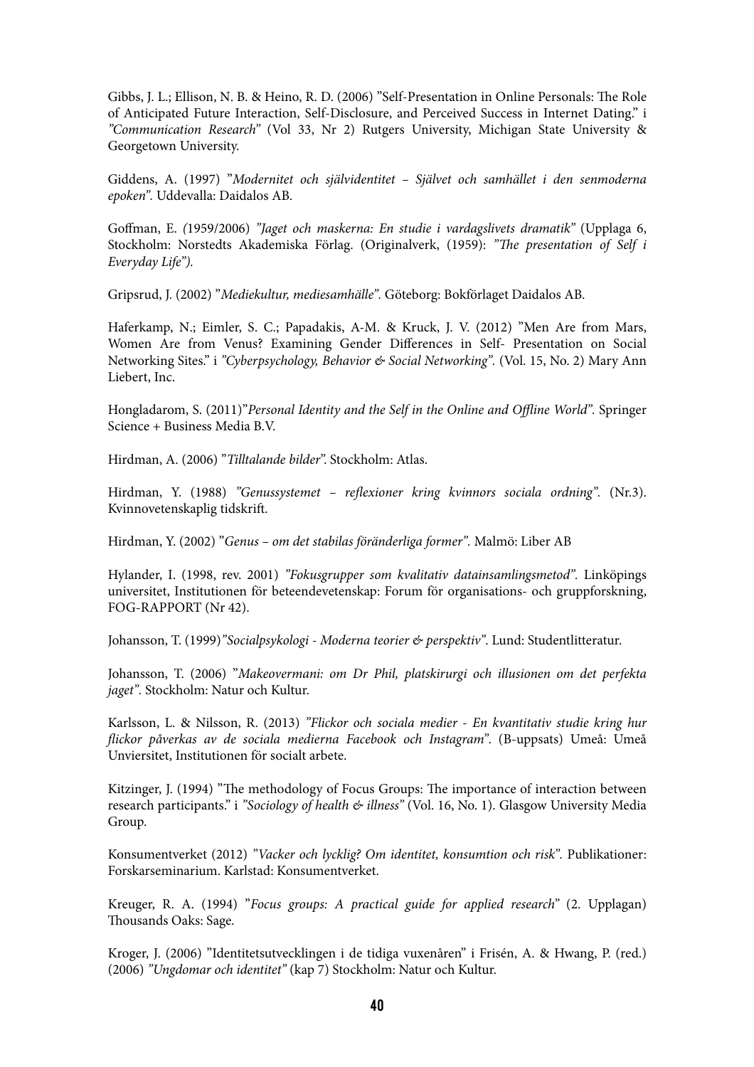Gibbs, J. L.; Ellison, N. B. & Heino, R. D. (2006) ”Self-Presentation in Online Personals: The Role of Anticipated Future Interaction, Self-Disclosure, and Perceived Success in Internet Dating.” i *”Communication Research*” (Vol 33, Nr 2) Rutgers University, Michigan State University & Georgetown University.

Giddens, A. (1997) ”*Modernitet och självidentitet – Självet och samhället i den senmoderna epoken*”. Uddevalla: Daidalos AB.

Goffman, E. *(*1959/2006) *”Jaget och maskerna: En studie i vardagslivets dramatik*” (Upplaga 6, Stockholm: Norstedts Akademiska Förlag. (Originalverk, (1959): *”The presentation of Self i Everyday Life”).*

Gripsrud, J. (2002) ”*Mediekultur, mediesamhälle*”. Göteborg: Bokförlaget Daidalos AB.

Haferkamp, N.; Eimler, S. C.; Papadakis, A-M. & Kruck, J. V. (2012) ”Men Are from Mars, Women Are from Venus? Examining Gender Differences in Self- Presentation on Social Networking Sites.” i *”Cyberpsychology, Behavior & Social Networking”.* (Vol. 15, No. 2) Mary Ann Liebert, Inc.

Hongladarom, S. (2011)”*Personal Identity and the Self in the Online and Offline World*”. Springer Science + Business Media B.V.

Hirdman, A. (2006) ”*Tilltalande bilder*”. Stockholm: Atlas.

Hirdman, Y. (1988) *”Genussystemet – reflexioner kring kvinnors sociala ordning*”. (Nr.3). Kvinnovetenskaplig tidskrift.

Hirdman, Y. (2002) ”*Genus – om det stabilas föränderliga former*”. Malmö: Liber AB

Hylander, I. (1998, rev. 2001) *”Fokusgrupper som kvalitativ datainsamlingsmetod”.* Linköpings universitet, Institutionen för beteendevetenskap: Forum för organisations- och gruppforskning, FOG-RAPPORT (Nr 42).

Johansson, T. (1999)*”Socialpsykologi - Moderna teorier & perspektiv”*. Lund: Studentlitteratur.

Johansson, T. (2006) ”*Makeovermani: om Dr Phil, platskirurgi och illusionen om det perfekta jaget”*. Stockholm: Natur och Kultur.

Karlsson, L. & Nilsson, R. (2013) *”Flickor och sociala medier - En kvantitativ studie kring hur flickor påverkas av de sociala medierna Facebook och Instagram*”. (B-uppsats) Umeå: Umeå Unviersitet, Institutionen för socialt arbete.

Kitzinger, J. (1994) ”The methodology of Focus Groups: The importance of interaction between research participants.” i *”Sociology of health & illness”* (Vol. 16, No. 1). Glasgow University Media Group.

Konsumentverket (2012) *”Vacker och lycklig? Om identitet, konsumtion och risk*”. Publikationer: Forskarseminarium. Karlstad: Konsumentverket.

Kreuger, R. A. (1994) ”*Focus groups: A practical guide for applied research*” (2. Upplagan) Thousands Oaks: Sage.

Kroger, J. (2006) ”Identitetsutvecklingen i de tidiga vuxenåren” i Frisén, A. & Hwang, P. (red.) (2006) *”Ungdomar och identitet”* (kap 7) Stockholm: Natur och Kultur.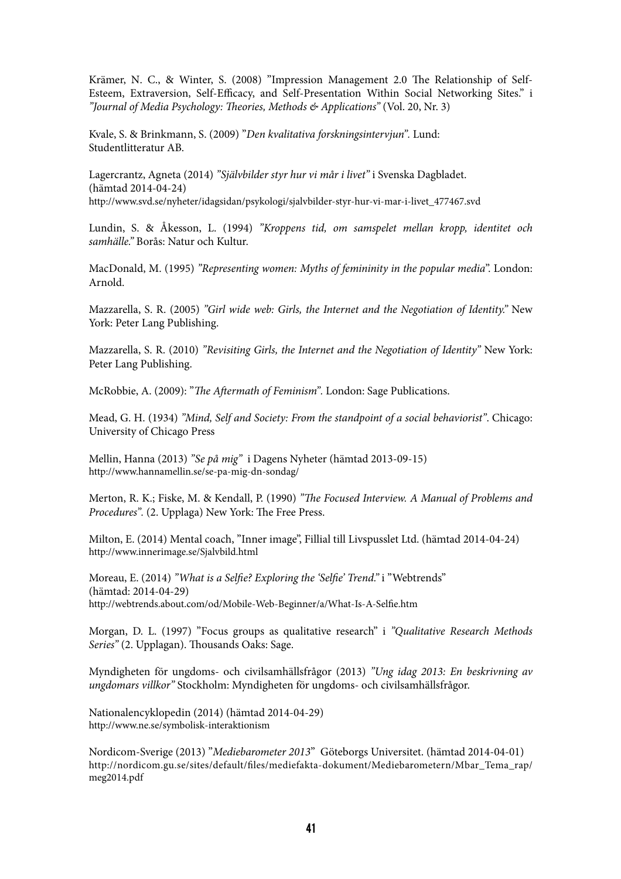Krämer, N. C., & Winter, S. (2008) ”Impression Management 2.0 The Relationship of Self-Esteem, Extraversion, Self-Efficacy, and Self-Presentation Within Social Networking Sites.” i *”Journal of Media Psychology: Theories, Methods & Applications”* (Vol. 20, Nr. 3)

Kvale, S. & Brinkmann, S. (2009) ”*Den kvalitativa forskningsintervjun*”. Lund: Studentlitteratur AB.

Lagercrantz, Agneta (2014) *”Självbilder styr hur vi mår i livet”* i Svenska Dagbladet. (hämtad 2014-04-24)
http://www.svd.se/nyheter/idagsidan/psykologi/sjalvbilder-styr-hur-vi-mar-i-livet_477467.svd

Lundin, S. & Åkesson, L. (1994) *”Kroppens tid, om samspelet mellan kropp, identitet och samhälle.”* Borås: Natur och Kultur.

MacDonald, M. (1995) *”Representing women: Myths of femininity in the popular media*”. London: Arnold.

Mazzarella, S. R. (2005) *”Girl wide web: Girls, the Internet and the Negotiation of Identity.”* New York: Peter Lang Publishing.

Mazzarella, S. R. (2010) *”Revisiting Girls, the Internet and the Negotiation of Identity”* New York: Peter Lang Publishing.

McRobbie, A. (2009): ”*The Aftermath of Feminism*”. London: Sage Publications.

Mead, G. H. (1934) *”Mind, Self and Society: From the standpoint of a social behaviorist”*. Chicago: University of Chicago Press

Mellin, Hanna (2013) *”Se på mig”* i Dagens Nyheter (hämtad 2013-09-15)
http://www.hannamellin.se/se-pa-mig-dn-sondag/

Merton, R. K.; Fiske, M. & Kendall, P. (1990) *”The Focused Interview. A Manual of Problems and Procedures”*. (2. Upplaga) New York: The Free Press.

Milton, E. (2014) Mental coach, ”Inner image”, Fillial till Livspusslet Ltd. (hämtad 2014-04-24)
http://www.innerimage.se/Sjalvbild.html

Moreau, E. (2014) *”What is a Selfie? Exploring the 'Selfie' Trend.”* i ”Webtrends” (hämtad: 2014-04-29)
http://webtrends.about.com/od/Mobile-Web-Beginner/a/What-Is-A-Selfie.htm

Morgan, D. L. (1997) ”Focus groups as qualitative research” i *”Qualitative Research Methods Series”* (2. Upplagan). Thousands Oaks: Sage.

Myndigheten för ungdoms- och civilsamhällsfrågor (2013) *”Ung idag 2013: En beskrivning av ungdomars villkor”* Stockholm: Myndigheten för ungdoms- och civilsamhällsfrågor.

Nationalencyklopedin (2014) (hämtad 2014-04-29)
http://www.ne.se/symbolisk-interaktionism

Nordicom-Sverige (2013) ”*Mediebarometer 2013*” Göteborgs Universitet. (hämtad 2014-04-01)
http://nordicom.gu.se/sites/default/files/mediefakta-dokument/Mediebarometern/Mbar_Tema_rap/meg2014.pdf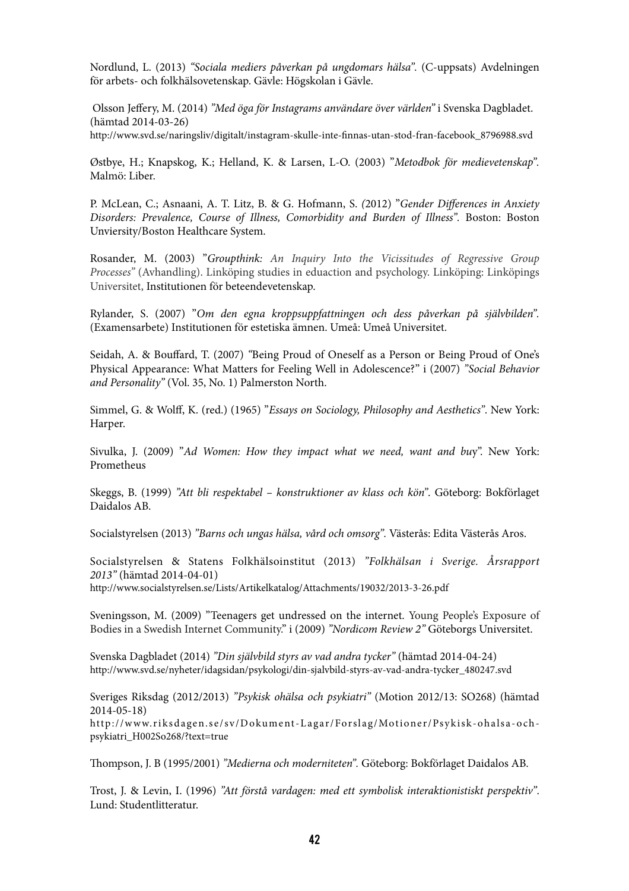Nordlund, L. (2013) *"Sociala mediers påverkan på ungdomars hälsa"*. (C-uppsats) Avdelningen för arbets- och folkhälsovetenskap. Gävle: Högskolan i Gävle.

Olsson Jeffery, M. (2014) *"Med öga för Instagrams användare över världen"* i Svenska Dagbladet. (hämtad 2014-03-26)
http://www.svd.se/naringsliv/digitalt/instagram-skulle-inte-finnas-utan-stod-fran-facebook_8796988.svd

Østbye, H.; Knapskog, K.; Helland, K. & Larsen, L-O. (2003) *"Metodbok för medievetenskap"*. Malmö: Liber.

P. McLean, C.; Asnaani, A. T. Litz, B. & G. Hofmann, S. (2012) *"Gender Differences in Anxiety Disorders: Prevalence, Course of Illness, Comorbidity and Burden of Illness"*. Boston: Boston Unviersity/Boston Healthcare System.

Rosander, M. (2003) *"Groupthink: An Inquiry Into the Vicissitudes of Regressive Group Processes"* (Avhandling). Linköping studies in eduaction and psychology. Linköping: Linköpings Universitet, Institutionen för beteendevetenskap.

Rylander, S. (2007) *"Om den egna kroppsuppfattningen och dess påverkan på självbilden"*. (Examensarbete) Institutionen för estetiska ämnen. Umeå: Umeå Universitet.

Seidah, A. & Bouffard, T. (2007) "Being Proud of Oneself as a Person or Being Proud of One's Physical Appearance: What Matters for Feeling Well in Adolescence?" i (2007) *"Social Behavior and Personality"* (Vol. 35, No. 1) Palmerston North.

Simmel, G. & Wolff, K. (red.) (1965) *"Essays on Sociology, Philosophy and Aesthetics"*. New York: Harper.

Sivulka, J. (2009) *"Ad Women: How they impact what we need, want and buy"*. New York: Prometheus

Skeggs, B. (1999) *"Att bli respektabel – konstruktioner av klass och kön"*. Göteborg: Bokförlaget Daidalos AB.

Socialstyrelsen (2013) *"Barns och ungas hälsa, vård och omsorg"*. Västerås: Edita Västerås Aros.

Socialstyrelsen & Statens Folkhälsoinstitut (2013) *"Folkhälsan i Sverige. Årsrapport 2013"* (hämtad 2014-04-01)
http://www.socialstyrelsen.se/Lists/Artikelkatalog/Attachments/19032/2013-3-26.pdf

Sveningsson, M. (2009) "Teenagers get undressed on the internet. Young People's Exposure of Bodies in a Swedish Internet Community." i (2009) *"Nordicom Review 2"* Göteborgs Universitet.

Svenska Dagbladet (2014) *"Din självbild styrs av vad andra tycker"* (hämtad 2014-04-24)
http://www.svd.se/nyheter/idagsidan/psykologi/din-sjalvbild-styrs-av-vad-andra-tycker_480247.svd

Sveriges Riksdag (2012/2013) *"Psykisk ohälsa och psykiatri"* (Motion 2012/13: SO268) (hämtad 2014-05-18)
http://www.riksdagen.se/sv/Dokument-Lagar/Forslag/Motioner/Psykisk-ohalsa-och-psykiatri_H002So268/?text=true

Thompson, J. B (1995/2001) *"Medierna och moderniteten"*. Göteborg: Bokförlaget Daidalos AB.

Trost, J. & Levin, I. (1996) *"Att förstå vardagen: med ett symbolisk interaktionistiskt perspektiv"*. Lund: Studentlitteratur.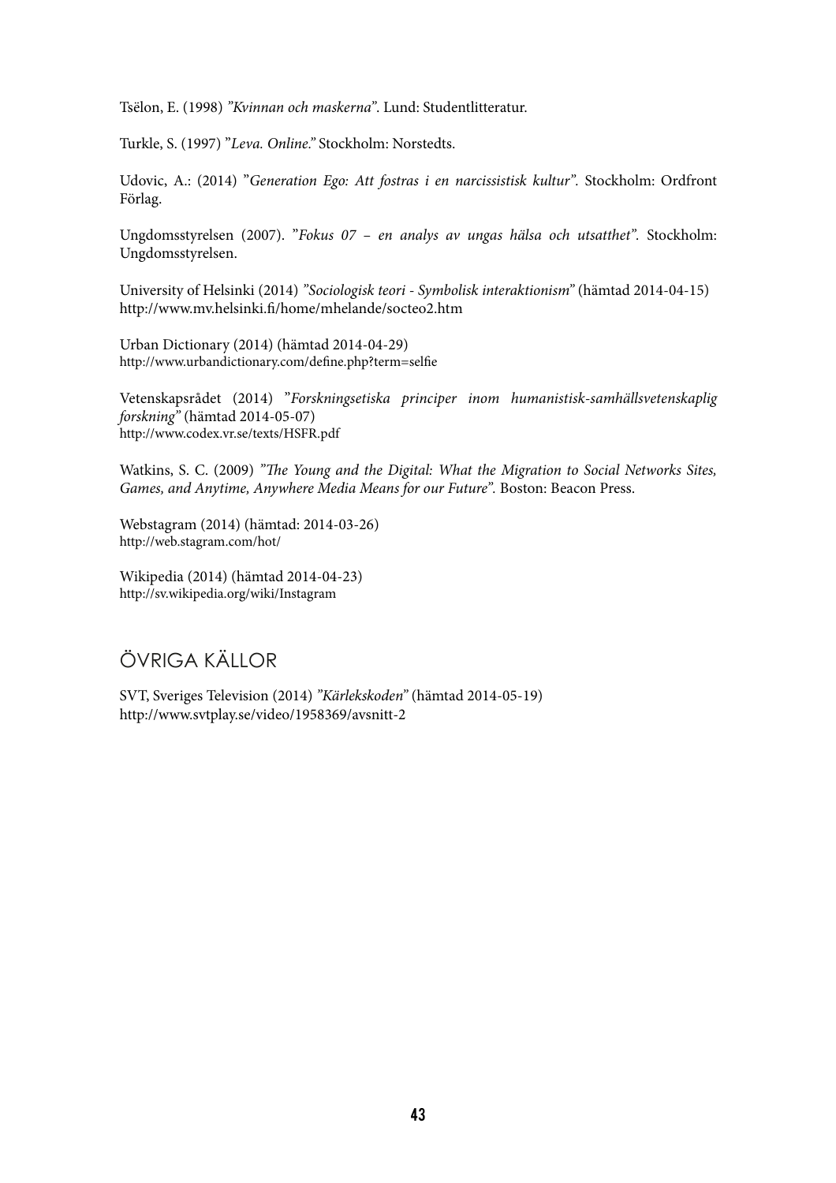Tsëlon, E. (1998) *”Kvinnan och maskerna”*. Lund: Studentlitteratur.

Turkle, S. (1997) ”*Leva. Online.*” Stockholm: Norstedts.

Udovic, A.: (2014) ”*Generation Ego: Att fostras i en narcissistisk kultur”*. Stockholm: Ordfront Förlag.

Ungdomsstyrelsen (2007). ”*Fokus 07 – en analys av ungas hälsa och utsatthet”*. Stockholm: Ungdomsstyrelsen.

University of Helsinki (2014) *”Sociologisk teori - Symbolisk interaktionism”* (hämtad 2014-04-15) http://www.mv.helsinki.fi/home/mhelande/socteo2.htm

Urban Dictionary (2014) (hämtad 2014-04-29)
http://www.urbandictionary.com/define.php?term=selfie

Vetenskapsrådet (2014) ”*Forskningsetiska principer inom humanistisk-samhällsvetenskaplig forskning”* (hämtad 2014-05-07)
http://www.codex.vr.se/texts/HSFR.pdf

Watkins, S. C. (2009) *”The Young and the Digital: What the Migration to Social Networks Sites, Games, and Anytime, Anywhere Media Means for our Future”*. Boston: Beacon Press.

Webstagram (2014) (hämtad: 2014-03-26)
http://web.stagram.com/hot/

Wikipedia (2014) (hämtad 2014-04-23)
http://sv.wikipedia.org/wiki/Instagram

## ÖVRIGA KÄLLOR

SVT, Sveriges Television (2014) *”Kärlekskoden”* (hämtad 2014-05-19)
http://www.svtplay.se/video/1958369/avsnitt-2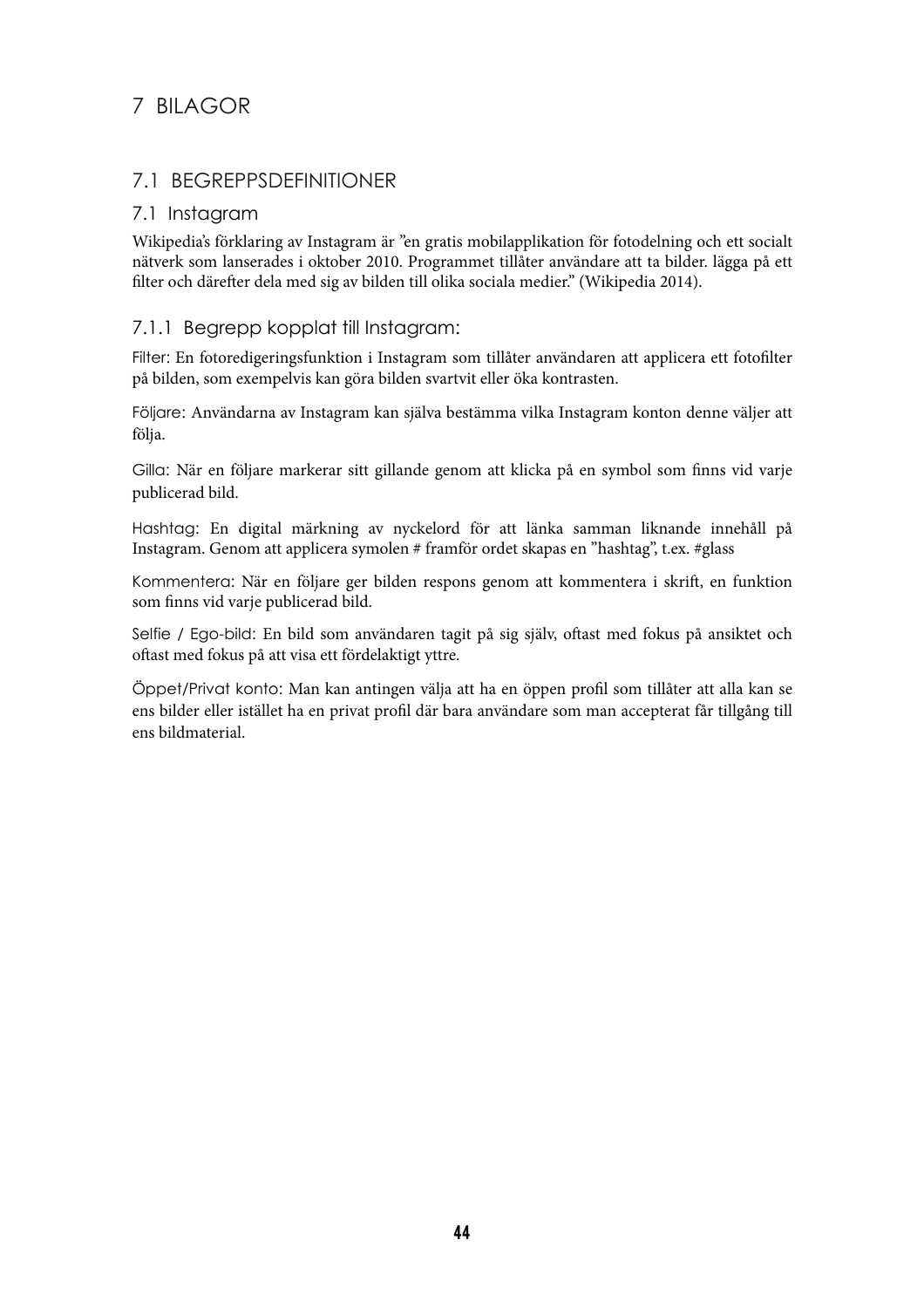# 7 BILAGOR

## 7.1 BEGREPPSDEFINITIONER

### 7.1 Instagram

Wikipedia's förklaring av Instagram är ”en gratis mobilapplikation för fotodelning och ett socialt nätverk som lanserades i oktober 2010. Programmet tillåter användare att ta bilder. lägga på ett filter och därefter dela med sig av bilden till olika sociala medier.” (Wikipedia 2014).

#### 7.1.1 Begrepp kopplat till Instagram:

Filter: En fotoredigeringsfunktion i Instagram som tillåter användaren att applicera ett fotofilter på bilden, som exempelvis kan göra bilden svartvit eller öka kontrasten.

Följare: Användarna av Instagram kan själva bestämma vilka Instagram konton denne väljer att följa.

Gilla: När en följare markerar sitt gillande genom att klicka på en symbol som finns vid varje publicerad bild.

Hashtag: En digital märkning av nyckelord för att länka samman liknande innehåll på Instagram. Genom att applicera symolen # framför ordet skapas en ”hashtag”, t.ex. #glass

Kommentera: När en följare ger bilden respons genom att kommentera i skrift, en funktion som finns vid varje publicerad bild.

Selfie / Ego-bild: En bild som användaren tagit på sig själv, oftast med fokus på ansiktet och oftast med fokus på att visa ett fördelaktigt yttre.

Öppet/Privat konto: Man kan antingen välja att ha en öppen profil som tillåter att alla kan se ens bilder eller istället ha en privat profil där bara användare som man accepterat får tillgång till ens bildmaterial.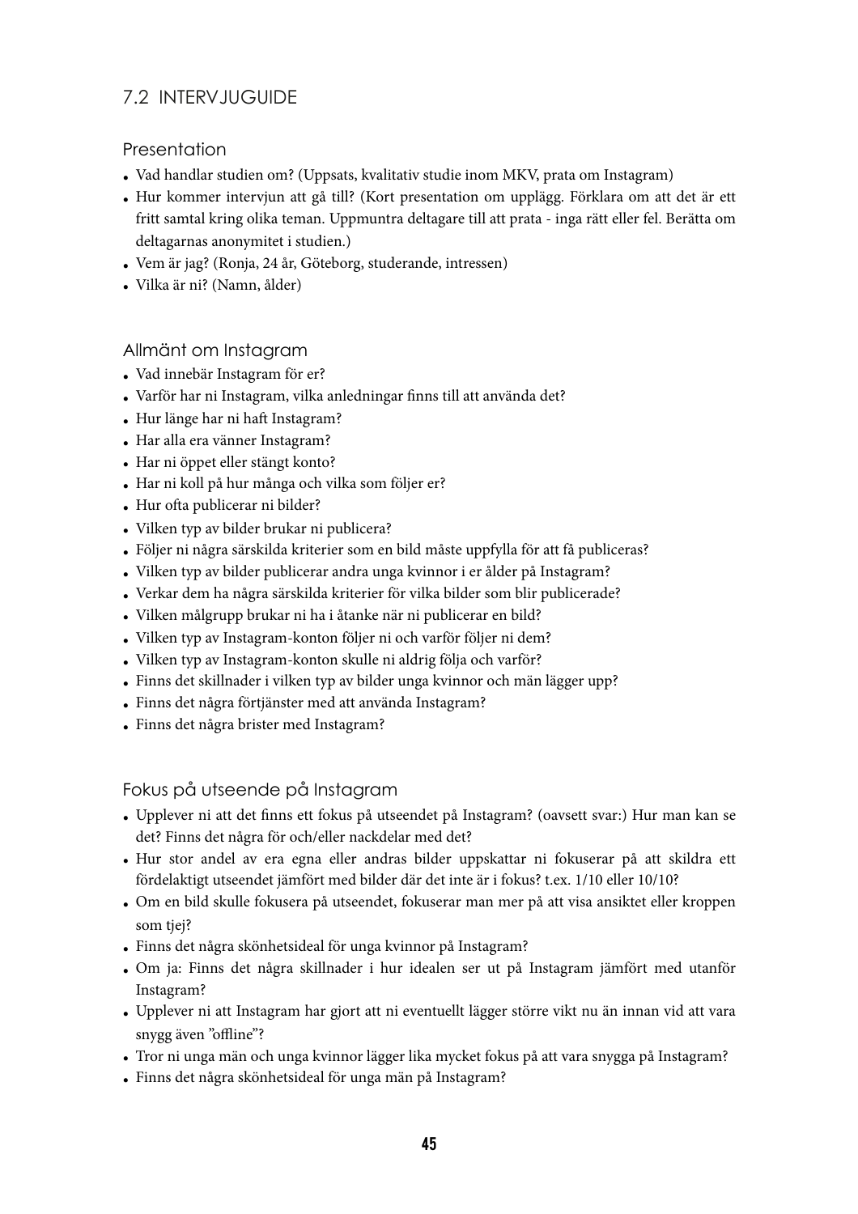## 7.2 INTERVJUGUIDE

### Presentation

- Vad handlar studien om? (Uppsats, kvalitativ studie inom MKV, prata om Instagram)
- Hur kommer intervjun att gå till? (Kort presentation om upplägg. Förklara om att det är ett fritt samtal kring olika teman. Uppmuntra deltagare till att prata - inga rätt eller fel. Berätta om deltagarnas anonymitet i studien.)
- Vem är jag? (Ronja, 24 år, Göteborg, studerande, intressen)
- Vilka är ni? (Namn, ålder)

### Allmänt om Instagram

- Vad innebär Instagram för er?
- Varför har ni Instagram, vilka anledningar finns till att använda det?
- Hur länge har ni haft Instagram?
- Har alla era vänner Instagram?
- Har ni öppet eller stängt konto?
- Har ni koll på hur många och vilka som följer er?
- Hur ofta publicerar ni bilder?
- Vilken typ av bilder brukar ni publicera?
- Följer ni några särskilda kriterier som en bild måste uppfylla för att få publiceras?
- Vilken typ av bilder publicerar andra unga kvinnor i er ålder på Instagram?
- Verkar dem ha några särskilda kriterier för vilka bilder som blir publicerade?
- Vilken målgrupp brukar ni ha i åtanke när ni publicerar en bild?
- Vilken typ av Instagram-konton följer ni och varför följer ni dem?
- Vilken typ av Instagram-konton skulle ni aldrig följa och varför?
- Finns det skillnader i vilken typ av bilder unga kvinnor och män lägger upp?
- Finns det några förtjänster med att använda Instagram?
- Finns det några brister med Instagram?

### Fokus på utseende på Instagram

- Upplever ni att det finns ett fokus på utseendet på Instagram? (oavsett svar:) Hur man kan se det? Finns det några för och/eller nackdelar med det?
- Hur stor andel av era egna eller andras bilder uppskattar ni fokuserar på att skildra ett fördelaktigt utseendet jämfört med bilder där det inte är i fokus? t.ex. 1/10 eller 10/10?
- Om en bild skulle fokusera på utseendet, fokuserar man mer på att visa ansiktet eller kroppen som tjej?
- Finns det några skönhetsideal för unga kvinnor på Instagram?
- Om ja: Finns det några skillnader i hur idealen ser ut på Instagram jämfört med utanför Instagram?
- Upplever ni att Instagram har gjort att ni eventuellt lägger större vikt nu än innan vid att vara snygg även ”offline”?
- Tror ni unga män och unga kvinnor lägger lika mycket fokus på att vara snygga på Instagram?
- Finns det några skönhetsideal för unga män på Instagram?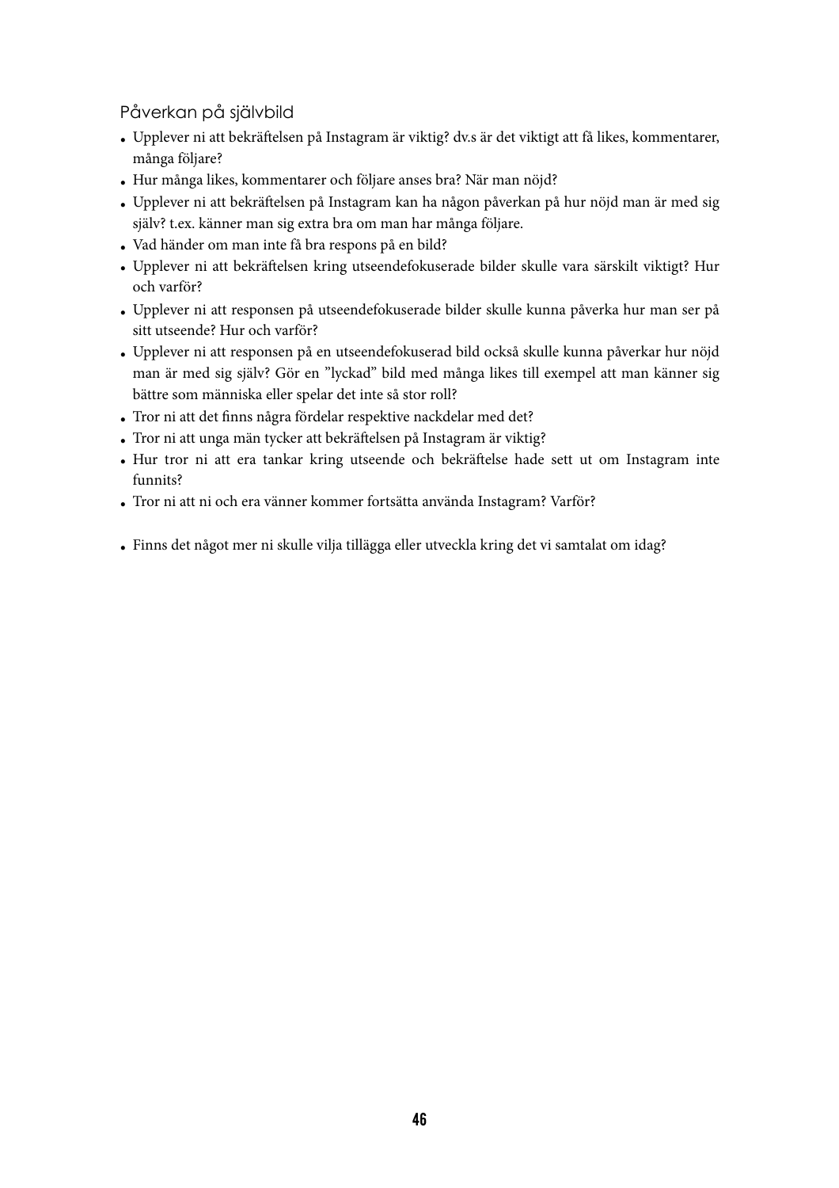### Påverkan på självbild

- Upplever ni att bekräftelsen på Instagram är viktig? dv.s är det viktigt att få likes, kommentarer, många följare?
- Hur många likes, kommentarer och följare anses bra? När man nöjd?
- Upplever ni att bekräftelsen på Instagram kan ha någon påverkan på hur nöjd man är med sig själv? t.ex. känner man sig extra bra om man har många följare.
- Vad händer om man inte få bra respons på en bild?
- Upplever ni att bekräftelsen kring utseendefokuserade bilder skulle vara särskilt viktigt? Hur och varför?
- Upplever ni att responsen på utseendefokuserade bilder skulle kunna påverka hur man ser på sitt utseende? Hur och varför?
- Upplever ni att responsen på en utseendefokuserad bild också skulle kunna påverkar hur nöjd man är med sig själv? Gör en ”lyckad” bild med många likes till exempel att man känner sig bättre som människa eller spelar det inte så stor roll?
- Tror ni att det finns några fördelar respektive nackdelar med det?
- Tror ni att unga män tycker att bekräftelsen på Instagram är viktig?
- Hur tror ni att era tankar kring utseende och bekräftelse hade sett ut om Instagram inte funnits?
- Tror ni att ni och era vänner kommer fortsätta använda Instagram? Varför?

- Finns det något mer ni skulle vilja tillägga eller utveckla kring det vi samtalat om idag?